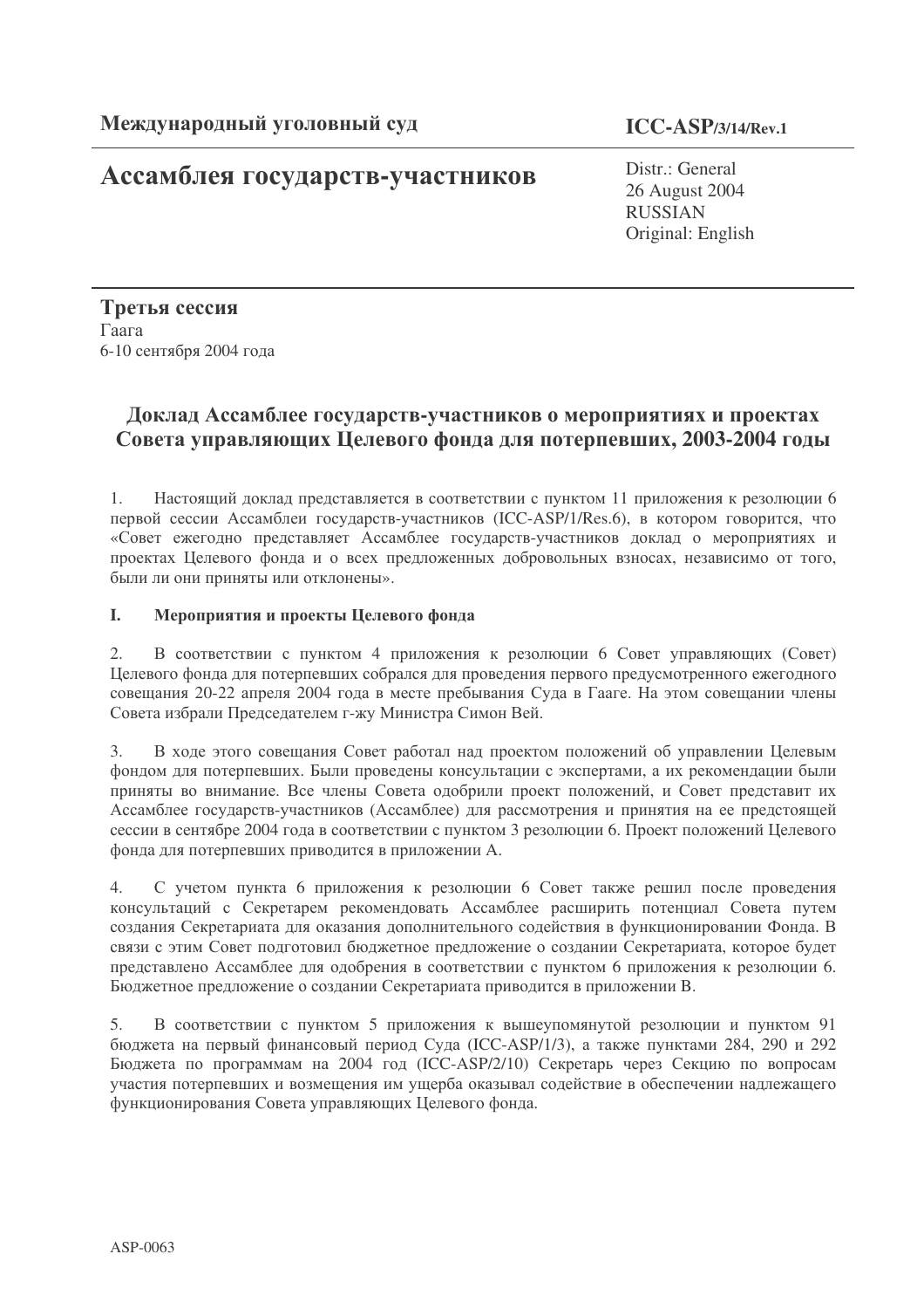**Международный уголовный суд**

**ICC-ASP/3/14/Rev.1**

# Ассамблея государств-участников

Distr.: General
26 August 2004
RUSSIAN
Original: English

**Третья сессия**
Гаага
6-10 сентября 2004 года

## Доклад Ассамблее государств-участников о мероприятиях и проектах Совета управляющих Целевого фонда для потерпевших, 2003-2004 годы

1. Настоящий доклад представляется в соответствии с пунктом 11 приложения к резолюции 6 первой сессии Ассамблеи государств-участников (ICC-ASP/1/Res.6), в котором говорится, что «Совет ежегодно представляет Ассамблее государств-участников доклад о мероприятиях и проектах Целевого фонда и о всех предложенных добровольных взносах, независимо от того, были ли они приняты или отклонены».

### I. Мероприятия и проекты Целевого фонда

2. В соответствии с пунктом 4 приложения к резолюции 6 Совет управляющих (Совет) Целевого фонда для потерпевших собрался для проведения первого предусмотренного ежегодного совещания 20-22 апреля 2004 года в месте пребывания Суда в Гааге. На этом совещании члены Совета избрали Председателем г-жу Министра Симон Вей.

3. В ходе этого совещания Совет работал над проектом положений об управлении Целевым фондом для потерпевших. Были проведены консультации с экспертами, а их рекомендации были приняты во внимание. Все члены Совета одобрили проект положений, и Совет представит их Ассамблее государств-участников (Ассамблее) для рассмотрения и принятия на ее предстоящей сессии в сентябре 2004 года в соответствии с пунктом 3 резолюции 6. Проект положений Целевого фонда для потерпевших приводится в приложении А.

4. С учетом пункта 6 приложения к резолюции 6 Совет также решил после проведения консультаций с Секретарем рекомендовать Ассамблее расширить потенциал Совета путем создания Секретариата для оказания дополнительного содействия в функционировании Фонда. В связи с этим Совет подготовил бюджетное предложение о создании Секретариата, которое будет представлено Ассамблее для одобрения в соответствии с пунктом 6 приложения к резолюции 6. Бюджетное предложение о создании Секретариата приводится в приложении В.

5. В соответствии с пунктом 5 приложения к вышеупомянутой резолюции и пунктом 91 бюджета на первый финансовый период Суда (ICC-ASP/1/3), а также пунктами 284, 290 и 292 Бюджета по программам на 2004 год (ICC-ASP/2/10) Секретарь через Секцию по вопросам участия потерпевших и возмещения им ущерба оказывал содействие в обеспечении надлежащего функционирования Совета управляющих Целевого фонда.

ASP-0063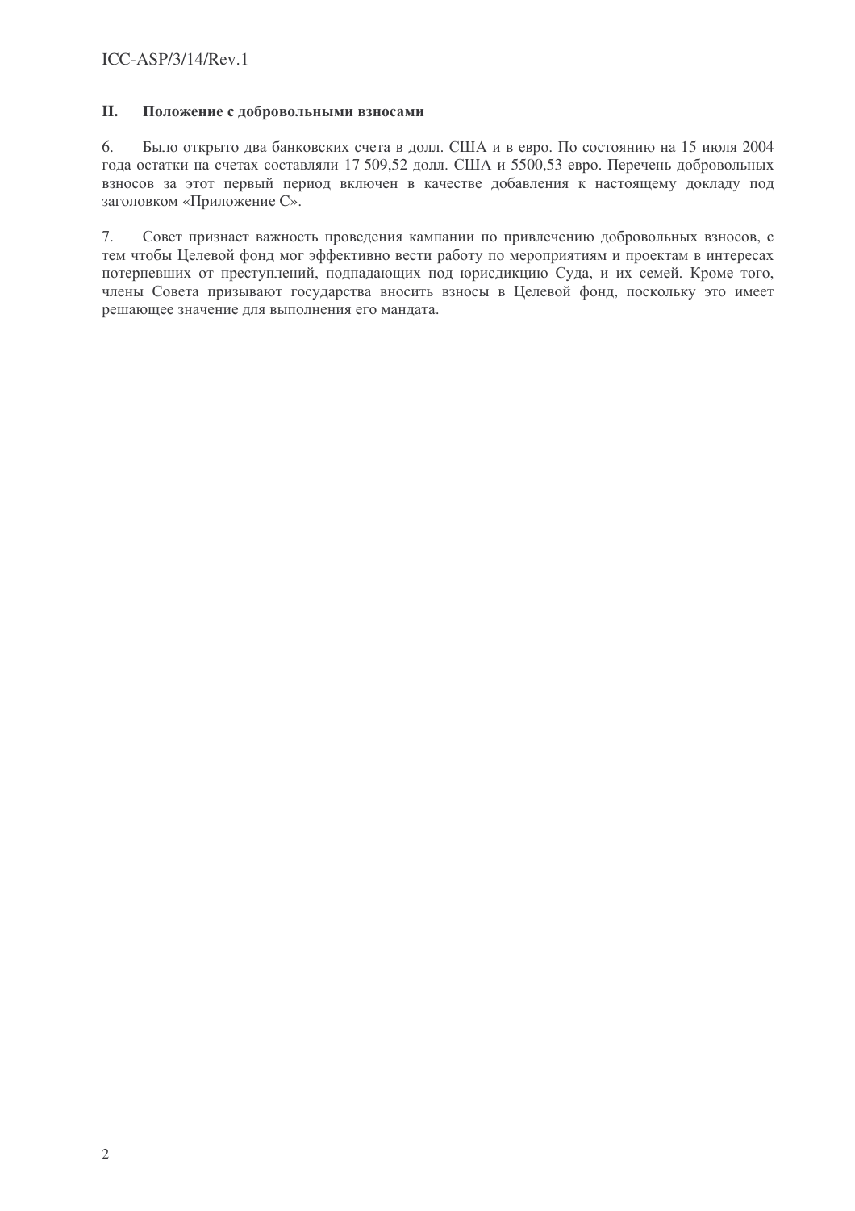## II. Положение с добровольными взносами

6. Было открыто два банковских счета в долл. США и в евро. По состоянию на 15 июля 2004 года остатки на счетах составляли 17 509,52 долл. США и 5500,53 евро. Перечень добровольных взносов за этот первый период включен в качестве добавления к настоящему докладу под заголовком «Приложение C».

7. Совет признает важность проведения кампании по привлечению добровольных взносов, с тем чтобы Целевой фонд мог эффективно вести работу по мероприятиям и проектам в интересах потерпевших от преступлений, подпадающих под юрисдикцию Суда, и их семей. Кроме того, члены Совета призывают государства вносить взносы в Целевой фонд, поскольку это имеет решающее значение для выполнения его мандата.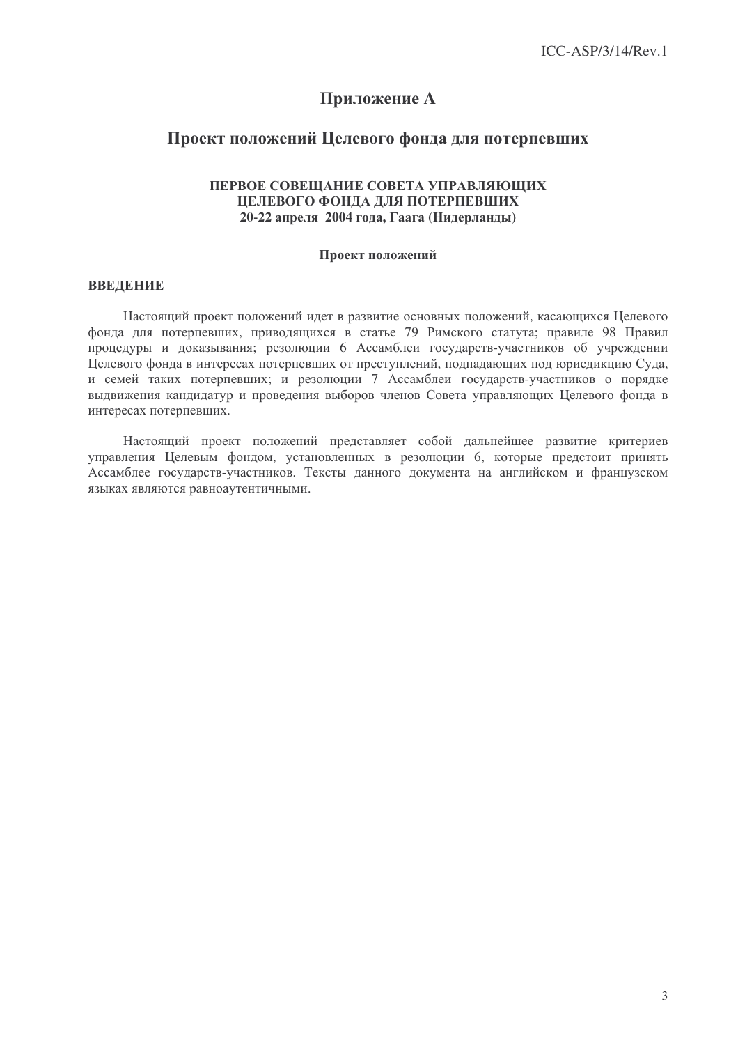# Приложение A

## Проект положений Целевого фонда для потерпевших

**ПЕРВОЕ СОВЕЩАНИЕ СОВЕТА УПРАВЛЯЮЩИХ ЦЕЛЕВОГО ФОНДА ДЛЯ ПОТЕРПЕВШИХ**
**20-22 апреля 2004 года, Гаага (Нидерланды)**

**Проект положений**

**ВВЕДЕНИЕ**

Настоящий проект положений идет в развитие основных положений, касающихся Целевого фонда для потерпевших, приводящихся в статье 79 Римского статута; правиле 98 Правил процедуры и доказывания; резолюции 6 Ассамблеи государств-участников об учреждении Целевого фонда в интересах потерпевших от преступлений, подпадающих под юрисдикцию Суда, и семей таких потерпевших; и резолюции 7 Ассамблеи государств-участников о порядке выдвижения кандидатур и проведения выборов членов Совета управляющих Целевого фонда в интересах потерпевших.

Настоящий проект положений представляет собой дальнейшее развитие критериев управления Целевым фондом, установленных в резолюции 6, которые предстоит принять Ассамблее государств-участников. Тексты данного документа на английском и французском языках являются равноаутентичными.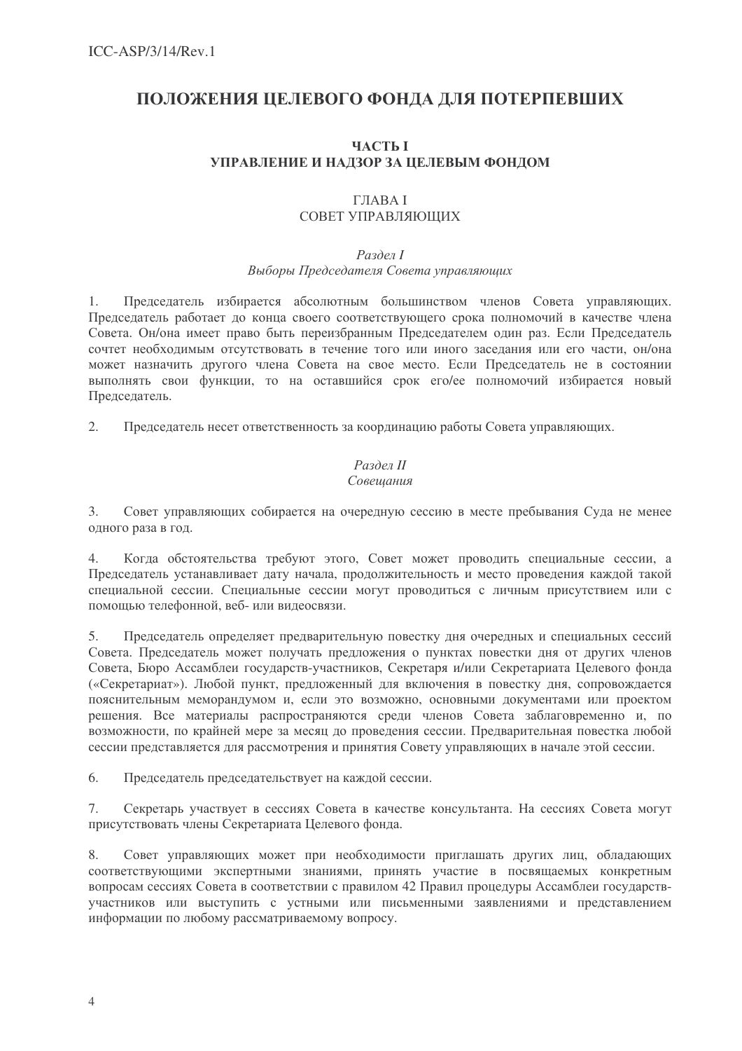# ПОЛОЖЕНИЯ ЦЕЛЕВОГО ФОНДА ДЛЯ ПОТЕРПЕВШИХ

## ЧАСТЬ I
## УПРАВЛЕНИЕ И НАДЗОР ЗА ЦЕЛЕВЫМ ФОНДОМ

### ГЛАВА I
### СОВЕТ УПРАВЛЯЮЩИХ

#### *Раздел I*
#### *Выборы Председателя Совета управляющих*

1. Председатель избирается абсолютным большинством членов Совета управляющих. Председатель работает до конца своего соответствующего срока полномочий в качестве члена Совета. Он/она имеет право быть переизбранным Председателем один раз. Если Председатель сочтет необходимым отсутствовать в течение того или иного заседания или его части, он/она может назначить другого члена Совета на свое место. Если Председатель не в состоянии выполнять свои функции, то на оставшийся срок его/ее полномочий избирается новый Председатель.

2. Председатель несет ответственность за координацию работы Совета управляющих.

#### *Раздел II*
#### *Совещания*

3. Совет управляющих собирается на очередную сессию в месте пребывания Суда не менее одного раза в год.

4. Когда обстоятельства требуют этого, Совет может проводить специальные сессии, а Председатель устанавливает дату начала, продолжительность и место проведения каждой такой специальной сессии. Специальные сессии могут проводиться с личным присутствием или с помощью телефонной, веб- или видеосвязи.

5. Председатель определяет предварительную повестку дня очередных и специальных сессий Совета. Председатель может получать предложения о пунктах повестки дня от других членов Совета, Бюро Ассамблеи государств-участников, Секретаря и/или Секретариата Целевого фонда («Секретариат»). Любой пункт, предложенный для включения в повестку дня, сопровождается пояснительным меморандумом и, если это возможно, основными документами или проектом решения. Все материалы распространяются среди членов Совета заблаговременно и, по возможности, по крайней мере за месяц до проведения сессии. Предварительная повестка любой сессии представляется для рассмотрения и принятия Совету управляющих в начале этой сессии.

6. Председатель председательствует на каждой сессии.

7. Секретарь участвует в сессиях Совета в качестве консультанта. На сессиях Совета могут присутствовать члены Секретариата Целевого фонда.

8. Совет управляющих может при необходимости приглашать других лиц, обладающих соответствующими экспертными знаниями, принять участие в посвящаемых конкретным вопросам сессиях Совета в соответствии с правилом 42 Правил процедуры Ассамблеи государств-участников или выступить с устными или письменными заявлениями и представлением информации по любому рассматриваемому вопросу.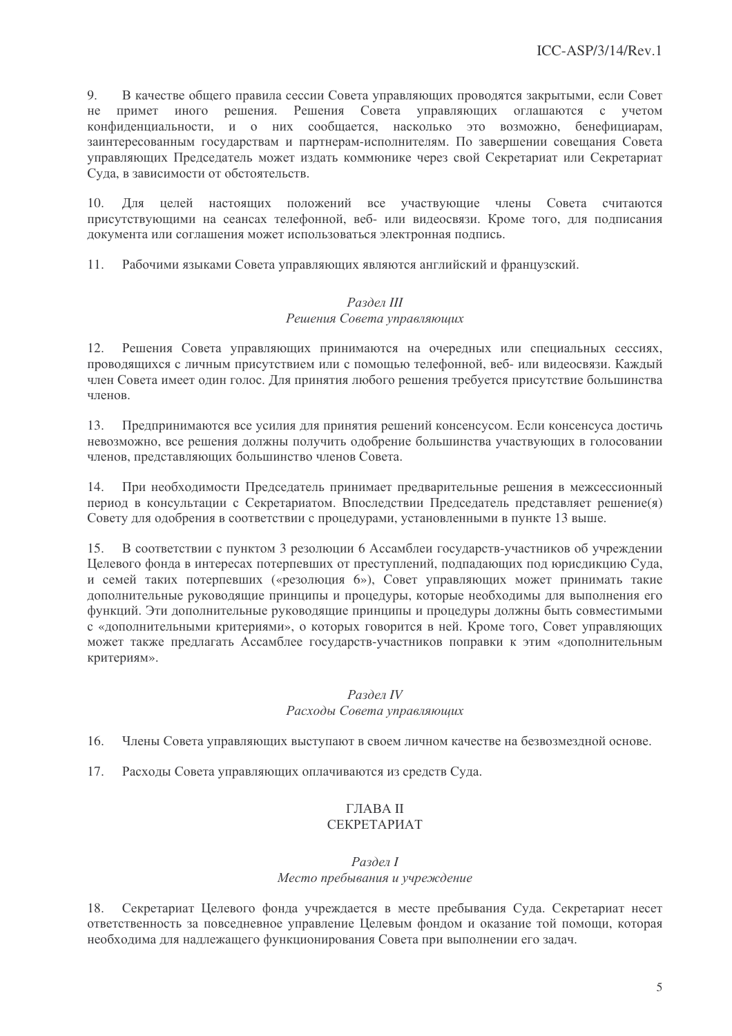9. В качестве общего правила сессии Совета управляющих проводятся закрытыми, если Совет не примет иного решения. Решения Совета управляющих оглашаются с учетом конфиденциальности, и о них сообщается, насколько это возможно, бенефициарам, заинтересованным государствам и партнерам-исполнителям. По завершении совещания Совета управляющих Председатель может издать коммюнике через свой Секретариат или Секретариат Суда, в зависимости от обстоятельств.

10. Для целей настоящих положений все участвующие члены Совета считаются присутствующими на сеансах телефонной, веб- или видеосвязи. Кроме того, для подписания документа или соглашения может использоваться электронная подпись.

11. Рабочими языками Совета управляющих являются английский и французский.

### *Раздел III*
### *Решения Совета управляющих*

12. Решения Совета управляющих принимаются на очередных или специальных сессиях, проводящихся с личным присутствием или с помощью телефонной, веб- или видеосвязи. Каждый член Совета имеет один голос. Для принятия любого решения требуется присутствие большинства членов.

13. Предпринимаются все усилия для принятия решений консенсусом. Если консенсуса достичь невозможно, все решения должны получить одобрение большинства участвующих в голосовании членов, представляющих большинство членов Совета.

14. При необходимости Председатель принимает предварительные решения в межсессионный период в консультации с Секретариатом. Впоследствии Председатель представляет решение(я) Совету для одобрения в соответствии с процедурами, установленными в пункте 13 выше.

15. В соответствии с пунктом 3 резолюции 6 Ассамблеи государств-участников об учреждении Целевого фонда в интересах потерпевших от преступлений, подпадающих под юрисдикцию Суда, и семей таких потерпевших («резолюция 6»), Совет управляющих может принимать такие дополнительные руководящие принципы и процедуры, которые необходимы для выполнения его функций. Эти дополнительные руководящие принципы и процедуры должны быть совместимыми с «дополнительными критериями», о которых говорится в ней. Кроме того, Совет управляющих может также предлагать Ассамблее государств-участников поправки к этим «дополнительным критериям».

### *Раздел IV*
### *Расходы Совета управляющих*

16. Члены Совета управляющих выступают в своем личном качестве на безвозмездной основе.

17. Расходы Совета управляющих оплачиваются из средств Суда.

## ГЛАВА II
## СЕКРЕТАРИАТ

### *Раздел I*
### *Место пребывания и учреждение*

18. Секретариат Целевого фонда учреждается в месте пребывания Суда. Секретариат несет ответственность за повседневное управление Целевым фондом и оказание той помощи, которая необходима для надлежащего функционирования Совета при выполнении его задач.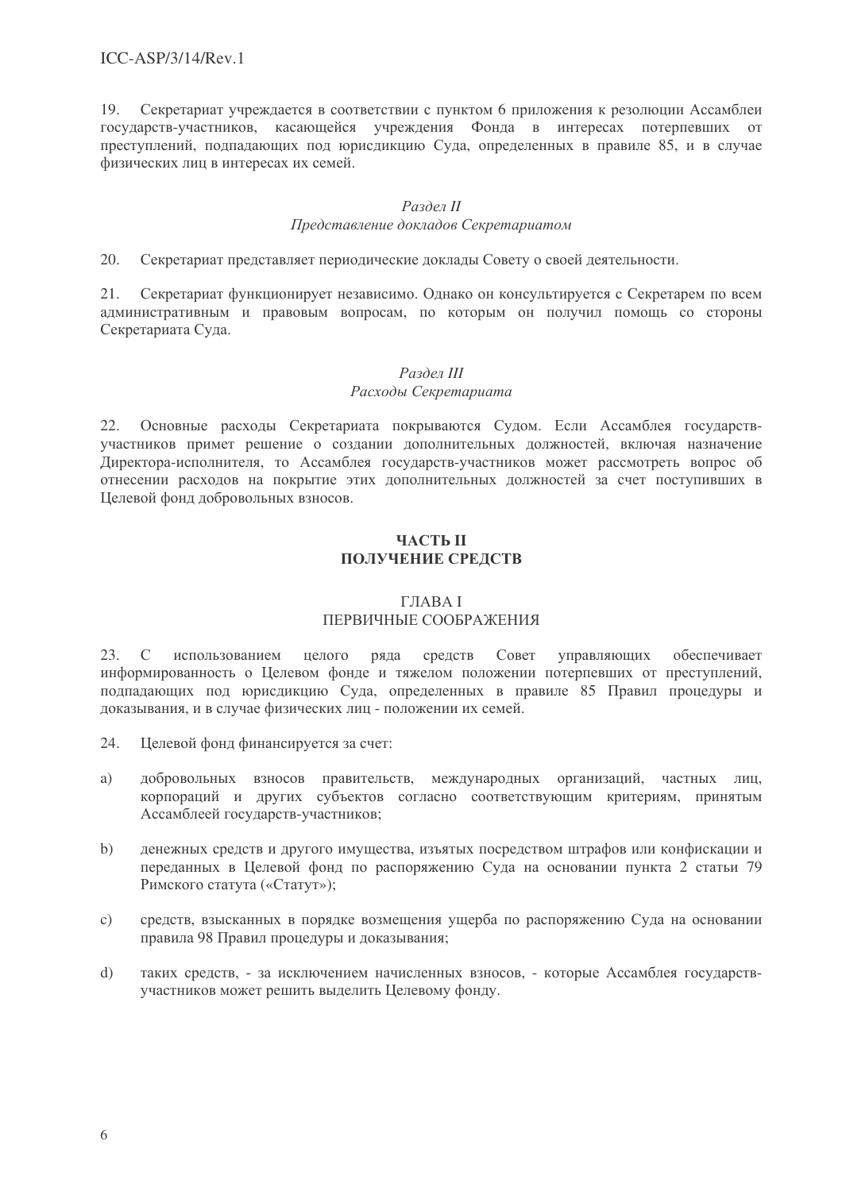19. Секретариат учреждается в соответствии с пунктом 6 приложения к резолюции Ассамблеи государств-участников, касающейся учреждения Фонда в интересах потерпевших от преступлений, подпадающих под юрисдикцию Суда, определенных в правиле 85, и в случае физических лиц в интересах их семей.

*Раздел II*
*Представление докладов Секретариатом*

20. Секретариат представляет периодические доклады Совету о своей деятельности.

21. Секретариат функционирует независимо. Однако он консультируется с Секретарем по всем административным и правовым вопросам, по которым он получил помощь со стороны Секретариата Суда.

*Раздел III*
*Расходы Секретариата*

22. Основные расходы Секретариата покрываются Судом. Если Ассамблея государств-участников примет решение о создании дополнительных должностей, включая назначение Директора-исполнителя, то Ассамблея государств-участников может рассмотреть вопрос об отнесении расходов на покрытие этих дополнительных должностей за счет поступивших в Целевой фонд добровольных взносов.

## ЧАСТЬ II
## ПОЛУЧЕНИЕ СРЕДСТВ

### ГЛАВА I
### ПЕРВИЧНЫЕ СООБРАЖЕНИЯ

23. С использованием целого ряда средств Совет управляющих обеспечивает информированность о Целевом фонде и тяжелом положении потерпевших от преступлений, подпадающих под юрисдикцию Суда, определенных в правиле 85 Правил процедуры и доказывания, и в случае физических лиц - положении их семей.

24. Целевой фонд финансируется за счет:

a) добровольных взносов правительств, международных организаций, частных лиц, корпораций и других субъектов согласно соответствующим критериям, принятым Ассамблеей государств-участников;

b) денежных средств и другого имущества, изъятых посредством штрафов или конфискации и переданных в Целевой фонд по распоряжению Суда на основании пункта 2 статьи 79 Римского статута («Статут»);

c) средств, взысканных в порядке возмещения ущерба по распоряжению Суда на основании правила 98 Правил процедуры и доказывания;

d) таких средств, - за исключением начисленных взносов, - которые Ассамблея государств-участников может решить выделить Целевому фонду.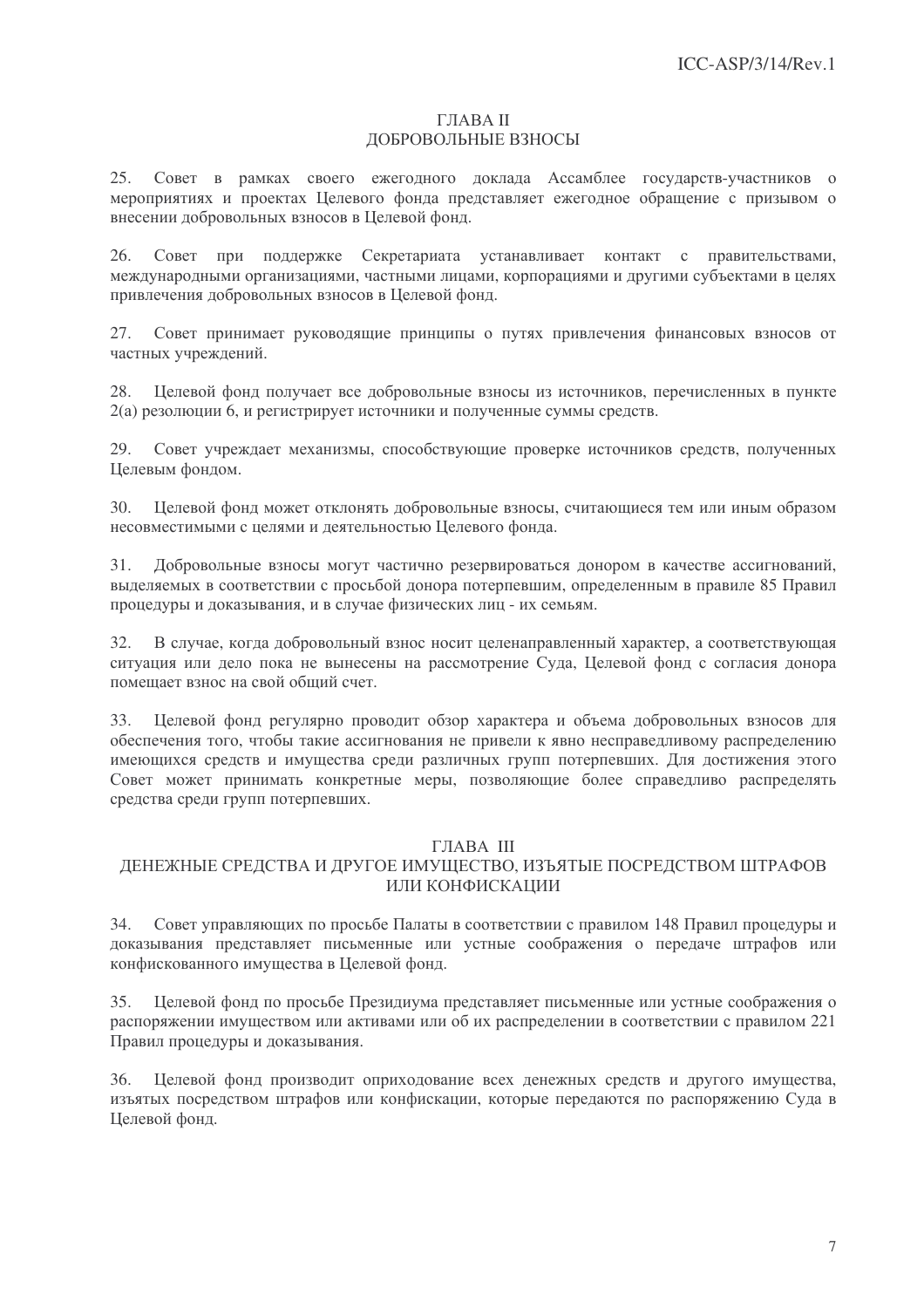## ГЛАВА II
## ДОБРОВОЛЬНЫЕ ВЗНОСЫ

25. Совет в рамках своего ежегодного доклада Ассамблее государств-участников о мероприятиях и проектах Целевого фонда представляет ежегодное обращение с призывом о внесении добровольных взносов в Целевой фонд.

26. Совет при поддержке Секретариата устанавливает контакт с правительствами, международными организациями, частными лицами, корпорациями и другими субъектами в целях привлечения добровольных взносов в Целевой фонд.

27. Совет принимает руководящие принципы о путях привлечения финансовых взносов от частных учреждений.

28. Целевой фонд получает все добровольные взносы из источников, перечисленных в пункте 2(a) резолюции 6, и регистрирует источники и полученные суммы средств.

29. Совет учреждает механизмы, способствующие проверке источников средств, полученных Целевым фондом.

30. Целевой фонд может отклонять добровольные взносы, считающиеся тем или иным образом несовместимыми с целями и деятельностью Целевого фонда.

31. Добровольные взносы могут частично резервироваться донором в качестве ассигнований, выделяемых в соответствии с просьбой донора потерпевшим, определенным в правиле 85 Правил процедуры и доказывания, и в случае физических лиц - их семьям.

32. В случае, когда добровольный взнос носит целенаправленный характер, а соответствующая ситуация или дело пока не вынесены на рассмотрение Суда, Целевой фонд с согласия донора помещает взнос на свой общий счет.

33. Целевой фонд регулярно проводит обзор характера и объема добровольных взносов для обеспечения того, чтобы такие ассигнования не привели к явно несправедливому распределению имеющихся средств и имущества среди различных групп потерпевших. Для достижения этого Совет может принимать конкретные меры, позволяющие более справедливо распределять средства среди групп потерпевших.

## ГЛАВА III
## ДЕНЕЖНЫЕ СРЕДСТВА И ДРУГОЕ ИМУЩЕСТВО, ИЗЪЯТЫЕ ПОСРЕДСТВОМ ШТРАФОВ ИЛИ КОНФИСКАЦИИ

34. Совет управляющих по просьбе Палаты в соответствии с правилом 148 Правил процедуры и доказывания представляет письменные или устные соображения о передаче штрафов или конфискованного имущества в Целевой фонд.

35. Целевой фонд по просьбе Президиума представляет письменные или устные соображения о распоряжении имуществом или активами или об их распределении в соответствии с правилом 221 Правил процедуры и доказывания.

36. Целевой фонд производит оприходование всех денежных средств и другого имущества, изъятых посредством штрафов или конфискации, которые передаются по распоряжению Суда в Целевой фонд.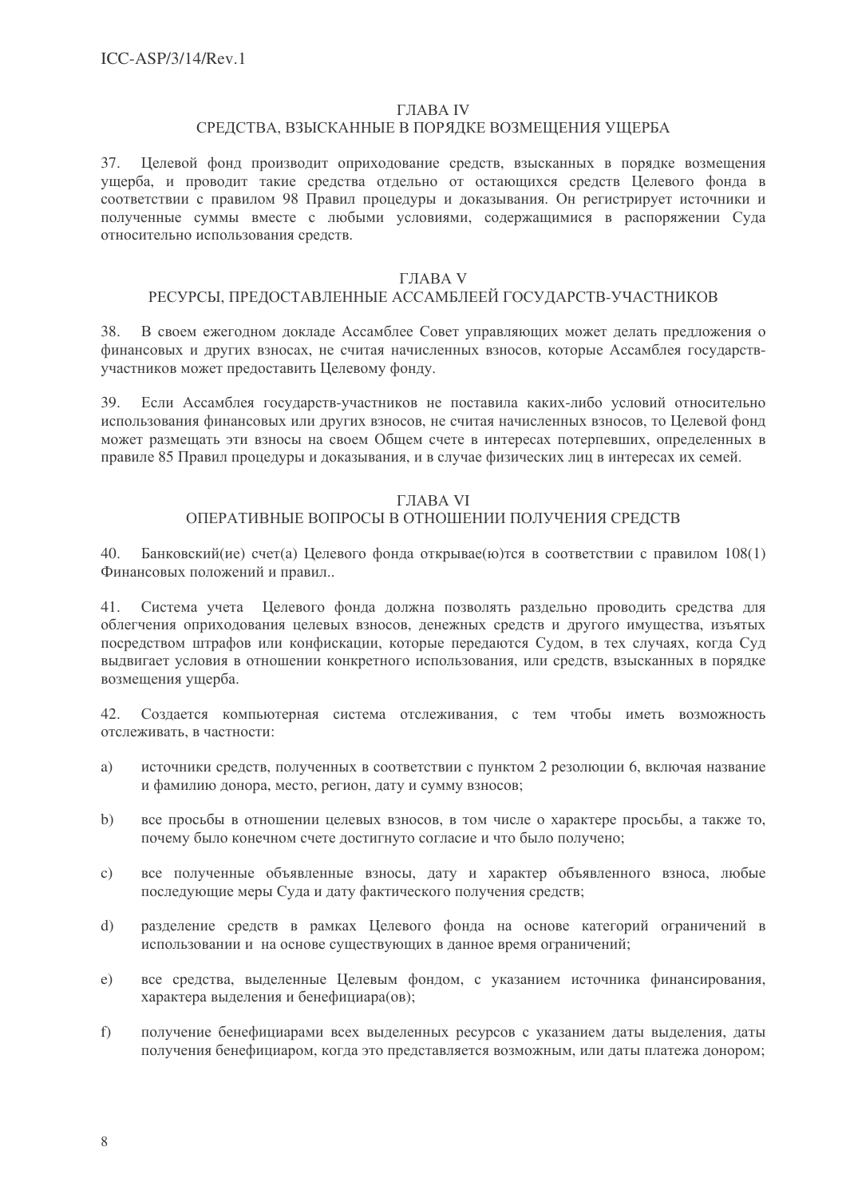## ГЛАВА IV
## СРЕДСТВА, ВЗЫСКАННЫЕ В ПОРЯДКЕ ВОЗМЕЩЕНИЯ УЩЕРБА

37. Целевой фонд производит оприходование средств, взысканных в порядке возмещения ущерба, и проводит такие средства отдельно от остающихся средств Целевого фонда в соответствии с правилом 98 Правил процедуры и доказывания. Он регистрирует источники и полученные суммы вместе с любыми условиями, содержащимися в распоряжении Суда относительно использования средств.

## ГЛАВА V
## РЕСУРСЫ, ПРЕДОСТАВЛЕННЫЕ АССАМБЛЕЕЙ ГОСУДАРСТВ-УЧАСТНИКОВ

38. В своем ежегодном докладе Ассамблее Совет управляющих может делать предложения о финансовых и других взносах, не считая начисленных взносов, которые Ассамблея государств-участников может предоставить Целевому фонду.

39. Если Ассамблея государств-участников не поставила каких-либо условий относительно использования финансовых или других взносов, не считая начисленных взносов, то Целевой фонд может размещать эти взносы на своем Общем счете в интересах потерпевших, определенных в правиле 85 Правил процедуры и доказывания, и в случае физических лиц в интересах их семей.

## ГЛАВА VI
## ОПЕРАТИВНЫЕ ВОПРОСЫ В ОТНОШЕНИИ ПОЛУЧЕНИЯ СРЕДСТВ

40. Банковский(ие) счет(а) Целевого фонда открывае(ю)тся в соответствии с правилом 108(1) Финансовых положений и правил..

41. Система учета Целевого фонда должна позволять раздельно проводить средства для облегчения оприходования целевых взносов, денежных средств и другого имущества, изъятых посредством штрафов или конфискации, которые передаются Судом, в тех случаях, когда Суд выдвигает условия в отношении конкретного использования, или средств, взысканных в порядке возмещения ущерба.

42. Создается компьютерная система отслеживания, с тем чтобы иметь возможность отслеживать, в частности:

a) источники средств, полученных в соответствии с пунктом 2 резолюции 6, включая название и фамилию донора, место, регион, дату и сумму взносов;

b) все просьбы в отношении целевых взносов, в том числе о характере просьбы, а также то, почему было конечном счете достигнуто согласие и что было получено;

c) все полученные объявленные взносы, дату и характер объявленного взноса, любые последующие меры Суда и дату фактического получения средств;

d) разделение средств в рамках Целевого фонда на основе категорий ограничений в использовании и на основе существующих в данное время ограничений;

e) все средства, выделенные Целевым фондом, с указанием источника финансирования, характера выделения и бенефициара(ов);

f) получение бенефициарами всех выделенных ресурсов с указанием даты выделения, даты получения бенефициаром, когда это представляется возможным, или даты платежа донором;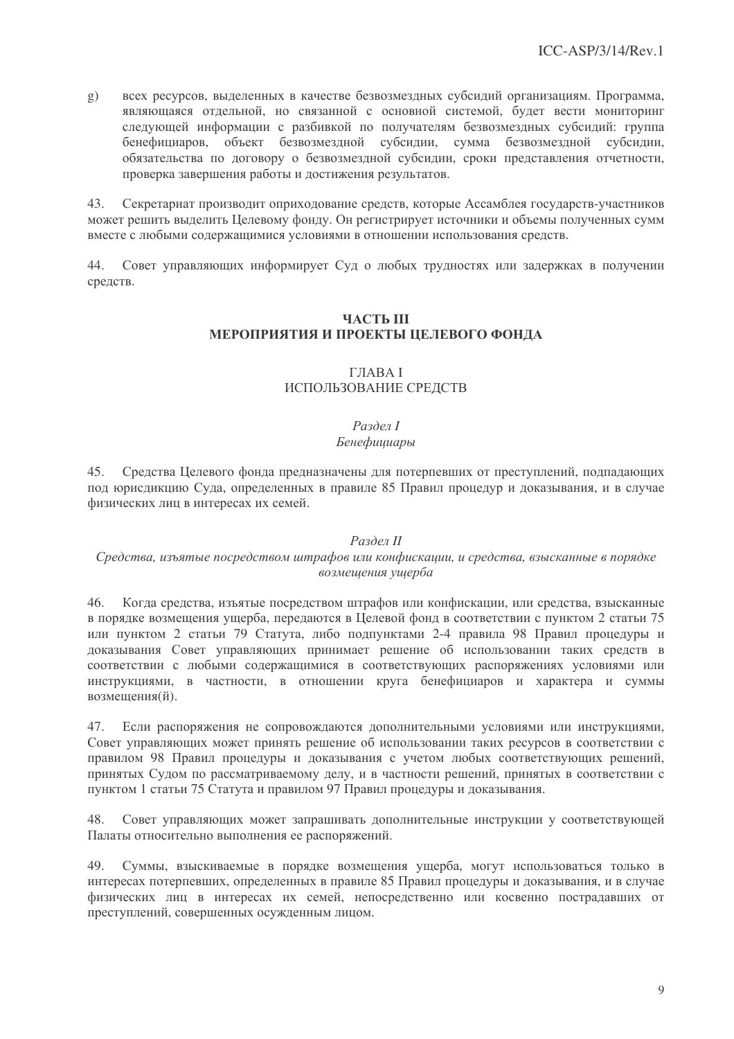g) всех ресурсов, выделенных в качестве безвозмездных субсидий организациям. Программа, являющаяся отдельной, но связанной с основной системой, будет вести мониторинг следующей информации с разбивкой по получателям безвозмездных субсидий: группа бенефициаров, объект безвозмездной субсидии, сумма безвозмездной субсидии, обязательства по договору о безвозмездной субсидии, сроки представления отчетности, проверка завершения работы и достижения результатов.

43. Секретариат производит оприходование средств, которые Ассамблея государств-участников может решить выделить Целевому фонду. Он регистрирует источники и объемы полученных сумм вместе с любыми содержащимися условиями в отношении использования средств.

44. Совет управляющих информирует Суд о любых трудностях или задержках в получении средств.

## ЧАСТЬ III
## МЕРОПРИЯТИЯ И ПРОЕКТЫ ЦЕЛЕВОГО ФОНДА

### ГЛАВА I
### ИСПОЛЬЗОВАНИЕ СРЕДСТВ

#### *Раздел I*
#### *Бенефициары*

45. Средства Целевого фонда предназначены для потерпевших от преступлений, подпадающих под юрисдикцию Суда, определенных в правиле 85 Правил процедур и доказывания, и в случае физических лиц в интересах их семей.

#### *Раздел II*
#### *Средства, изъятые посредством штрафов или конфискации, и средства, взысканные в порядке возмещения ущерба*

46. Когда средства, изъятые посредством штрафов или конфискации, или средства, взысканные в порядке возмещения ущерба, передаются в Целевой фонд в соответствии с пунктом 2 статьи 75 или пунктом 2 статьи 79 Статута, либо подпунктами 2-4 правила 98 Правил процедуры и доказывания Совет управляющих принимает решение об использовании таких средств в соответствии с любыми содержащимися в соответствующих распоряжениях условиями или инструкциями, в частности, в отношении круга бенефициаров и характера и суммы возмещения(й).

47. Если распоряжения не сопровождаются дополнительными условиями или инструкциями, Совет управляющих может принять решение об использовании таких ресурсов в соответствии с правилом 98 Правил процедуры и доказывания с учетом любых соответствующих решений, принятых Судом по рассматриваемому делу, и в частности решений, принятых в соответствии с пунктом 1 статьи 75 Статута и правилом 97 Правил процедуры и доказывания.

48. Совет управляющих может запрашивать дополнительные инструкции у соответствующей Палаты относительно выполнения ее распоряжений.

49. Суммы, взыскиваемые в порядке возмещения ущерба, могут использоваться только в интересах потерпевших, определенных в правиле 85 Правил процедуры и доказывания, и в случае физических лиц в интересах их семей, непосредственно или косвенно пострадавших от преступлений, совершенных осужденным лицом.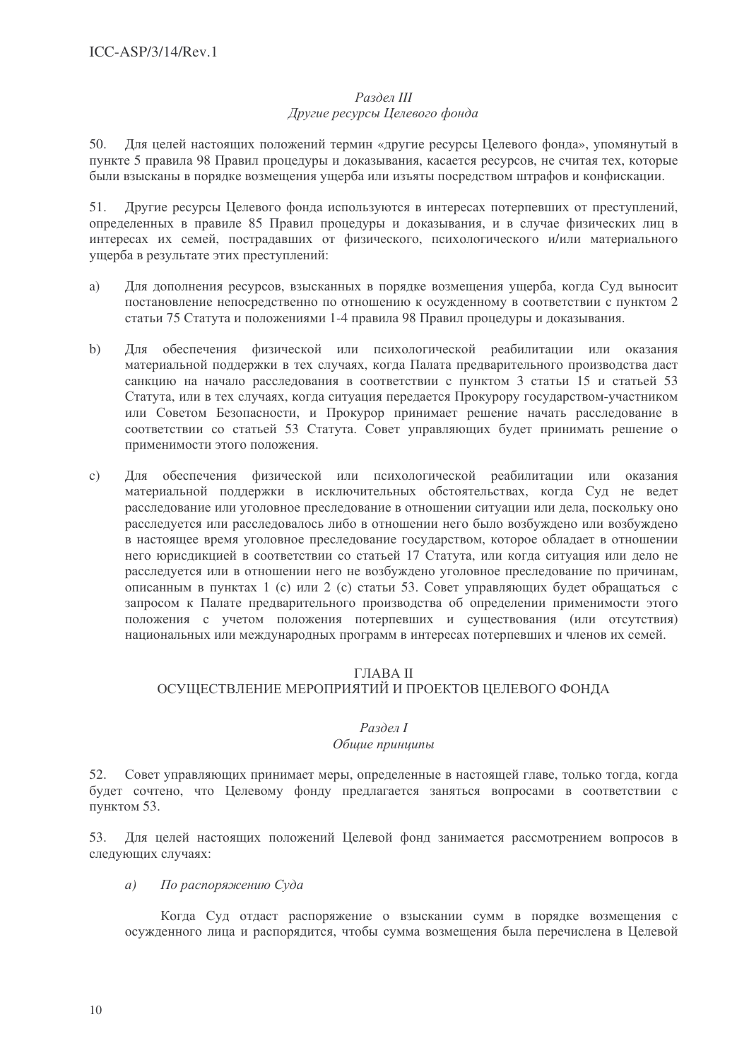*Раздел III*
*Другие ресурсы Целевого фонда*

50. Для целей настоящих положений термин «другие ресурсы Целевого фонда», упомянутый в пункте 5 правила 98 Правил процедуры и доказывания, касается ресурсов, не считая тех, которые были взысканы в порядке возмещения ущерба или изъяты посредством штрафов и конфискации.

51. Другие ресурсы Целевого фонда используются в интересах потерпевших от преступлений, определенных в правиле 85 Правил процедуры и доказывания, и в случае физических лиц в интересах их семей, пострадавших от физического, психологического и/или материального ущерба в результате этих преступлений:

a) Для дополнения ресурсов, взысканных в порядке возмещения ущерба, когда Суд выносит постановление непосредственно по отношению к осужденному в соответствии с пунктом 2 статьи 75 Статута и положениями 1-4 правила 98 Правил процедуры и доказывания.

b) Для обеспечения физической или психологической реабилитации или оказания материальной поддержки в тех случаях, когда Палата предварительного производства даст санкцию на начало расследования в соответствии с пунктом 3 статьи 15 и статьей 53 Статута, или в тех случаях, когда ситуация передается Прокурору государством-участником или Советом Безопасности, и Прокурор принимает решение начать расследование в соответствии со статьей 53 Статута. Совет управляющих будет принимать решение о применимости этого положения.

c) Для обеспечения физической или психологической реабилитации или оказания материальной поддержки в исключительных обстоятельствах, когда Суд не ведет расследование или уголовное преследование в отношении ситуации или дела, поскольку оно расследуется или расследовалось либо в отношении него было возбуждено или возбуждено в настоящее время уголовное преследование государством, которое обладает в отношении него юрисдикцией в соответствии со статьей 17 Статута, или когда ситуация или дело не расследуется или в отношении него не возбуждено уголовное преследование по причинам, описанным в пунктах 1 (c) или 2 (c) статьи 53. Совет управляющих будет обращаться с запросом к Палате предварительного производства об определении применимости этого положения с учетом положения потерпевших и существования (или отсутствия) национальных или международных программ в интересах потерпевших и членов их семей.

## ГЛАВА II
## ОСУЩЕСТВЛЕНИЕ МЕРОПРИЯТИЙ И ПРОЕКТОВ ЦЕЛЕВОГО ФОНДА

*Раздел I*
*Общие принципы*

52. Совет управляющих принимает меры, определенные в настоящей главе, только тогда, когда будет сочтено, что Целевому фонду предлагается заняться вопросами в соответствии с пунктом 53.

53. Для целей настоящих положений Целевой фонд занимается рассмотрением вопросов в следующих случаях:

*a) По распоряжению Суда*

Когда Суд отдаст распоряжение о взыскании сумм в порядке возмещения с осужденного лица и распорядится, чтобы сумма возмещения была перечислена в Целевой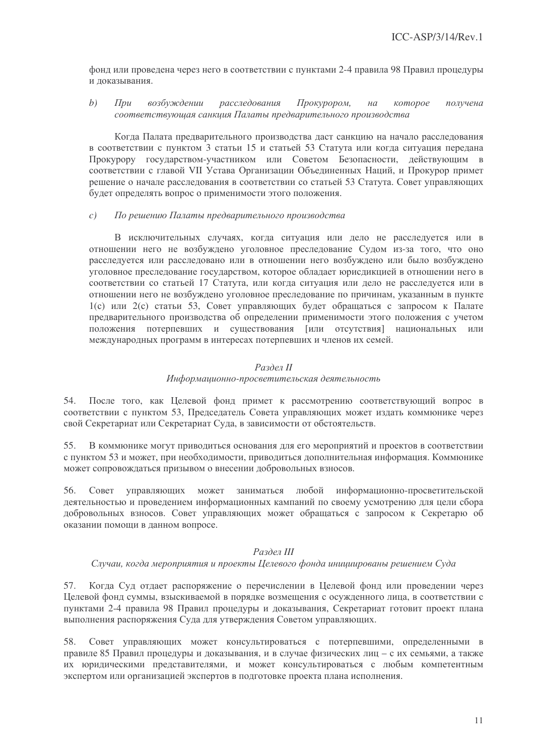фонд или проведена через него в соответствии с пунктами 2-4 правила 98 Правил процедуры и доказывания.

*b) При возбуждении расследования Прокурором, на которое получена соответствующая санкция Палаты предварительного производства*

Когда Палата предварительного производства даст санкцию на начало расследования в соответствии с пунктом 3 статьи 15 и статьей 53 Статута или когда ситуация передана Прокурору государством-участником или Советом Безопасности, действующим в соответствии с главой VII Устава Организации Объединенных Наций, и Прокурор примет решение о начале расследования в соответствии со статьей 53 Статута. Совет управляющих будет определять вопрос о применимости этого положения.

*c) По решению Палаты предварительного производства*

В исключительных случаях, когда ситуация или дело не расследуется или в отношении него не возбуждено уголовное преследование Судом из-за того, что оно расследуется или расследовано или в отношении него возбуждено или было возбуждено уголовное преследование государством, которое обладает юрисдикцией в отношении него в соответствии со статьей 17 Статута, или когда ситуация или дело не расследуется или в отношении него не возбуждено уголовное преследование по причинам, указанным в пункте 1(c) или 2(c) статьи 53, Совет управляющих будет обращаться с запросом к Палате предварительного производства об определении применимости этого положения с учетом положения потерпевших и существования [или отсутствия] национальных или международных программ в интересах потерпевших и членов их семей.

*Раздел II*

*Информационно-просветительская деятельность*

54. После того, как Целевой фонд примет к рассмотрению соответствующий вопрос в соответствии с пунктом 53, Председатель Совета управляющих может издать коммюнике через свой Секретариат или Секретариат Суда, в зависимости от обстоятельств.

55. В коммюнике могут приводиться основания для его мероприятий и проектов в соответствии с пунктом 53 и может, при необходимости, приводиться дополнительная информация. Коммюнике может сопровождаться призывом о внесении добровольных взносов.

56. Совет управляющих может заниматься любой информационно-просветительской деятельностью и проведением информационных кампаний по своему усмотрению для цели сбора добровольных взносов. Совет управляющих может обращаться с запросом к Секретарю об оказании помощи в данном вопросе.

*Раздел III*

*Случаи, когда мероприятия и проекты Целевого фонда инициированы решением Суда*

57. Когда Суд отдает распоряжение о перечислении в Целевой фонд или проведении через Целевой фонд суммы, взыскиваемой в порядке возмещения с осужденного лица, в соответствии с пунктами 2-4 правила 98 Правил процедуры и доказывания, Секретариат готовит проект плана выполнения распоряжения Суда для утверждения Советом управляющих.

58. Совет управляющих может консультироваться с потерпевшими, определенными в правиле 85 Правил процедуры и доказывания, и в случае физических лиц – с их семьями, а также их юридическими представителями, и может консультироваться с любым компетентным экспертом или организацией экспертов в подготовке проекта плана исполнения.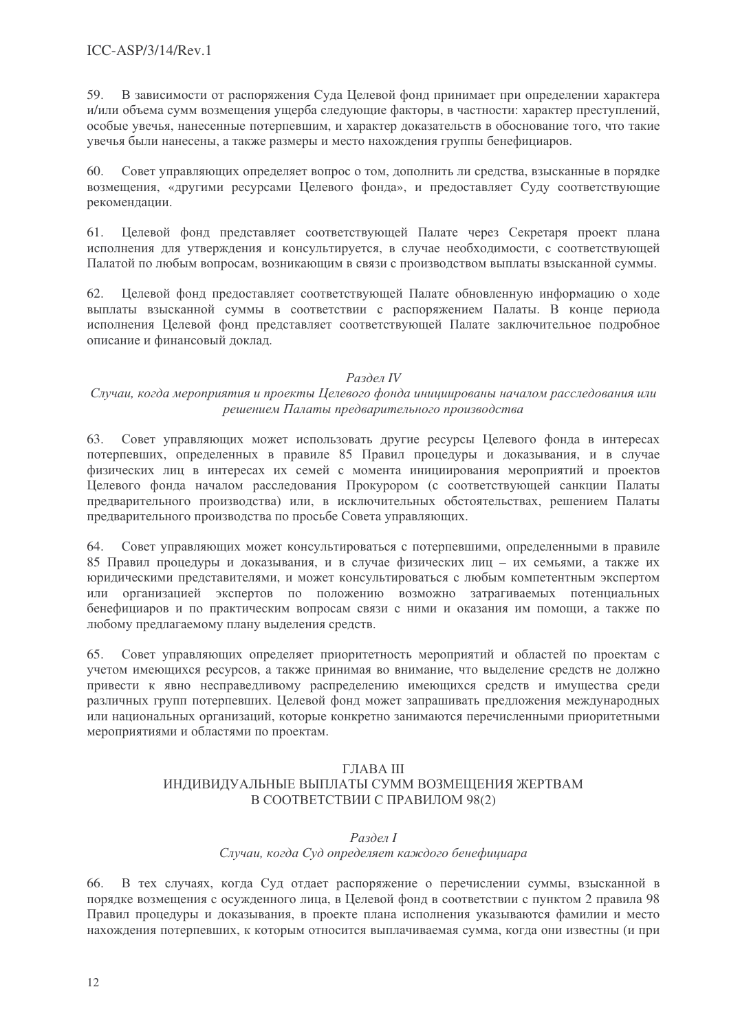59. В зависимости от распоряжения Суда Целевой фонд принимает при определении характера и/или объема сумм возмещения ущерба следующие факторы, в частности: характер преступлений, особые увечья, нанесенные потерпевшим, и характер доказательств в обоснование того, что такие увечья были нанесены, а также размеры и место нахождения группы бенефициаров.

60. Совет управляющих определяет вопрос о том, дополнить ли средства, взысканные в порядке возмещения, «другими ресурсами Целевого фонда», и предоставляет Суду соответствующие рекомендации.

61. Целевой фонд представляет соответствующей Палате через Секретаря проект плана исполнения для утверждения и консультируется, в случае необходимости, с соответствующей Палатой по любым вопросам, возникающим в связи с производством выплаты взысканной суммы.

62. Целевой фонд предоставляет соответствующей Палате обновленную информацию о ходе выплаты взысканной суммы в соответствии с распоряжением Палаты. В конце периода исполнения Целевой фонд представляет соответствующей Палате заключительное подробное описание и финансовый доклад.

*Раздел IV*

*Случаи, когда мероприятия и проекты Целевого фонда инициированы началом расследования или решением Палаты предварительного производства*

63. Совет управляющих может использовать другие ресурсы Целевого фонда в интересах потерпевших, определенных в правиле 85 Правил процедуры и доказывания, и в случае физических лиц в интересах их семей с момента инициирования мероприятий и проектов Целевого фонда началом расследования Прокурором (с соответствующей санкции Палаты предварительного производства) или, в исключительных обстоятельствах, решением Палаты предварительного производства по просьбе Совета управляющих.

64. Совет управляющих может консультироваться с потерпевшими, определенными в правиле 85 Правил процедуры и доказывания, и в случае физических лиц – их семьями, а также их юридическими представителями, и может консультироваться с любым компетентным экспертом или организацией экспертов по положению возможно затрагиваемых потенциальных бенефициаров и по практическим вопросам связи с ними и оказания им помощи, а также по любому предлагаемому плану выделения средств.

65. Совет управляющих определяет приоритетность мероприятий и областей по проектам с учетом имеющихся ресурсов, а также принимая во внимание, что выделение средств не должно привести к явно несправедливому распределению имеющихся средств и имущества среди различных групп потерпевших. Целевой фонд может запрашивать предложения международных или национальных организаций, которые конкретно занимаются перечисленными приоритетными мероприятиями и областями по проектам.

## ГЛАВА III
## ИНДИВИДУАЛЬНЫЕ ВЫПЛАТЫ СУММ ВОЗМЕЩЕНИЯ ЖЕРТВАМ В СООТВЕТСТВИИ С ПРАВИЛОМ 98(2)

*Раздел I*

*Случаи, когда Суд определяет каждого бенефициара*

66. В тех случаях, когда Суд отдает распоряжение о перечислении суммы, взысканной в порядке возмещения с осужденного лица, в Целевой фонд в соответствии с пунктом 2 правила 98 Правил процедуры и доказывания, в проекте плана исполнения указываются фамилии и место нахождения потерпевших, к которым относится выплачиваемая сумма, когда они известны (и при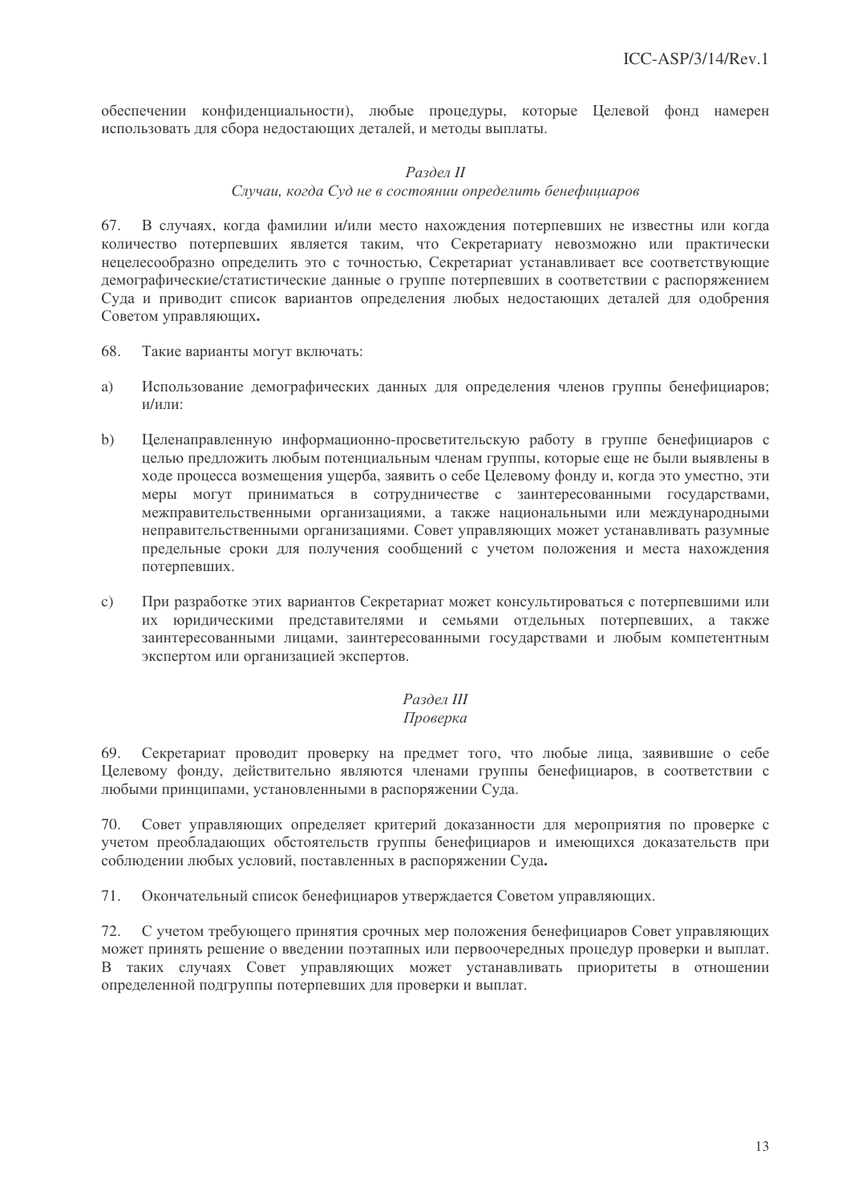обеспечении конфиденциальности), любые процедуры, которые Целевой фонд намерен использовать для сбора недостающих деталей, и методы выплаты.

*Раздел II*
*Случаи, когда Суд не в состоянии определить бенефициаров*

67. В случаях, когда фамилии и/или место нахождения потерпевших не известны или когда количество потерпевших является таким, что Секретариату невозможно или практически нецелесообразно определить это с точностью, Секретариат устанавливает все соответствующие демографические/статистические данные о группе потерпевших в соответствии с распоряжением Суда и приводит список вариантов определения любых недостающих деталей для одобрения Советом управляющих**.**

68. Такие варианты могут включать:

a) Использование демографических данных для определения членов группы бенефициаров; и/или:

b) Целенаправленную информационно-просветительскую работу в группе бенефициаров с целью предложить любым потенциальным членам группы, которые еще не были выявлены в ходе процесса возмещения ущерба, заявить о себе Целевому фонду и, когда это уместно, эти меры могут приниматься в сотрудничестве с заинтересованными государствами, межправительственными организациями, а также национальными или международными неправительственными организациями. Совет управляющих может устанавливать разумные предельные сроки для получения сообщений с учетом положения и места нахождения потерпевших.

c) При разработке этих вариантов Секретариат может консультироваться с потерпевшими или их юридическими представителями и семьями отдельных потерпевших, а также заинтересованными лицами, заинтересованными государствами и любым компетентным экспертом или организацией экспертов.

*Раздел III*
*Проверка*

69. Секретариат проводит проверку на предмет того, что любые лица, заявившие о себе Целевому фонду, действительно являются членами группы бенефициаров, в соответствии с любыми принципами, установленными в распоряжении Суда.

70. Совет управляющих определяет критерий доказанности для мероприятия по проверке с учетом преобладающих обстоятельств группы бенефициаров и имеющихся доказательств при соблюдении любых условий, поставленных в распоряжении Суда**.**

71. Окончательный список бенефициаров утверждается Советом управляющих.

72. С учетом требующего принятия срочных мер положения бенефициаров Совет управляющих может принять решение о введении поэтапных или первоочередных процедур проверки и выплат. В таких случаях Совет управляющих может устанавливать приоритеты в отношении определенной подгруппы потерпевших для проверки и выплат.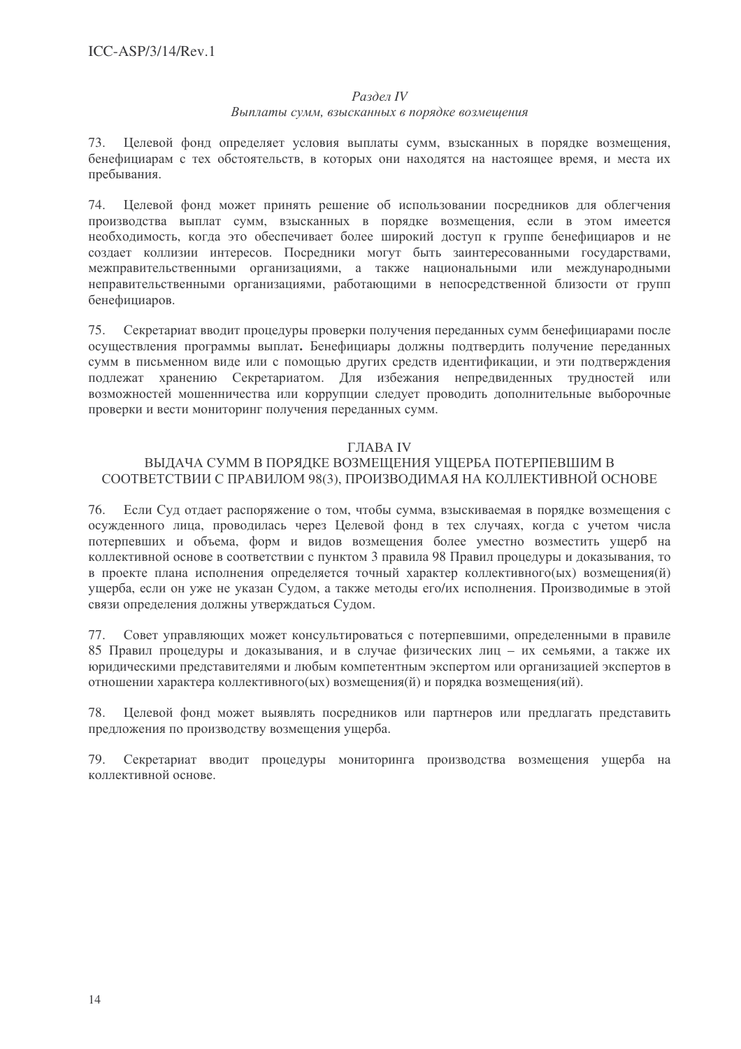*Раздел IV*

*Выплаты сумм, взысканных в порядке возмещения*

73. Целевой фонд определяет условия выплаты сумм, взысканных в порядке возмещения, бенефициарам с тех обстоятельств, в которых они находятся на настоящее время, и места их пребывания.

74. Целевой фонд может принять решение об использовании посредников для облегчения производства выплат сумм, взысканных в порядке возмещения, если в этом имеется необходимость, когда это обеспечивает более широкий доступ к группе бенефициаров и не создает коллизии интересов. Посредники могут быть заинтересованными государствами, межправительственными организациями, а также национальными или международными неправительственными организациями, работающими в непосредственной близости от групп бенефициаров.

75. Секретариат вводит процедуры проверки получения переданных сумм бенефициарами после осуществления программы выплат**.** Бенефициары должны подтвердить получение переданных сумм в письменном виде или с помощью других средств идентификации, и эти подтверждения подлежат хранению Секретариатом. Для избежания непредвиденных трудностей или возможностей мошенничества или коррупции следует проводить дополнительные выборочные проверки и вести мониторинг получения переданных сумм.

## ГЛАВА IV
## ВЫДАЧА СУММ В ПОРЯДКЕ ВОЗМЕЩЕНИЯ УЩЕРБА ПОТЕРПЕВШИМ В СООТВЕТСТВИИ С ПРАВИЛОМ 98(3), ПРОИЗВОДИМАЯ НА КОЛЛЕКТИВНОЙ ОСНОВЕ

76. Если Суд отдает распоряжение о том, чтобы сумма, взыскиваемая в порядке возмещения с осужденного лица, проводилась через Целевой фонд в тех случаях, когда с учетом числа потерпевших и объема, форм и видов возмещения более уместно возместить ущерб на коллективной основе в соответствии с пунктом 3 правила 98 Правил процедуры и доказывания, то в проекте плана исполнения определяется точный характер коллективного(ых) возмещения(й) ущерба, если он уже не указан Судом, а также методы его/их исполнения. Производимые в этой связи определения должны утверждаться Судом.

77. Совет управляющих может консультироваться с потерпевшими, определенными в правиле 85 Правил процедуры и доказывания, и в случае физических лиц – их семьями, а также их юридическими представителями и любым компетентным экспертом или организацией экспертов в отношении характера коллективного(ых) возмещения(й) и порядка возмещения(ий).

78. Целевой фонд может выявлять посредников или партнеров или предлагать представить предложения по производству возмещения ущерба.

79. Секретариат вводит процедуры мониторинга производства возмещения ущерба на коллективной основе.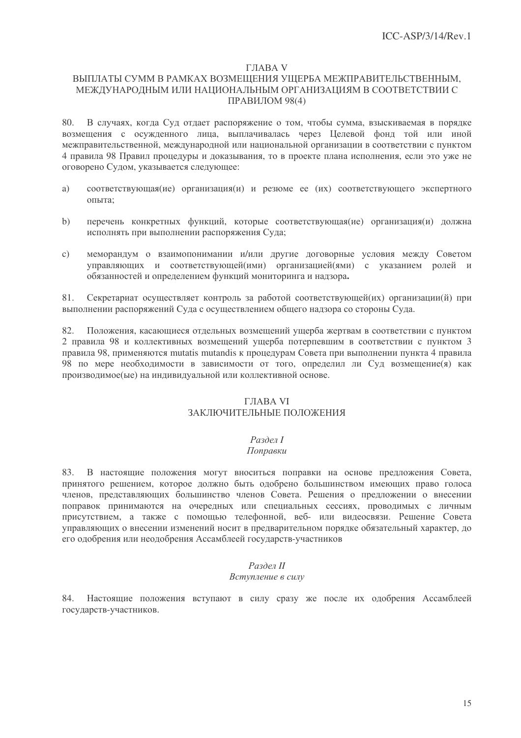## ГЛАВА V
## ВЫПЛАТЫ СУММ В РАМКАХ ВОЗМЕЩЕНИЯ УЩЕРБА МЕЖПРАВИТЕЛЬСТВЕННЫМ, МЕЖДУНАРОДНЫМ ИЛИ НАЦИОНАЛЬНЫМ ОРГАНИЗАЦИЯМ В СООТВЕТСТВИИ С ПРАВИЛОМ 98(4)

80. В случаях, когда Суд отдает распоряжение о том, чтобы сумма, взыскиваемая в порядке возмещения с осужденного лица, выплачивалась через Целевой фонд той или иной межправительственной, международной или национальной организации в соответствии с пунктом 4 правила 98 Правил процедуры и доказывания, то в проекте плана исполнения, если это уже не оговорено Судом, указывается следующее:

a) соответствующая(ие) организация(и) и резюме ее (их) соответствующего экспертного опыта;

b) перечень конкретных функций, которые соответствующая(ие) организация(и) должна исполнять при выполнении распоряжения Суда;

c) меморандум о взаимопонимании и/или другие договорные условия между Советом управляющих и соответствующей(ими) организацией(ями) с указанием ролей и обязанностей и определением функций мониторинга и надзора**.**

81. Секретариат осуществляет контроль за работой соответствующей(их) организации(й) при выполнении распоряжений Суда с осуществлением общего надзора со стороны Суда.

82. Положения, касающиеся отдельных возмещений ущерба жертвам в соответствии с пунктом 2 правила 98 и коллективных возмещений ущерба потерпевшим в соответствии с пунктом 3 правила 98, применяются mutatis mutandis к процедурам Совета при выполнении пункта 4 правила 98 по мере необходимости в зависимости от того, определил ли Суд возмещение(я) как производимое(ые) на индивидуальной или коллективной основе.

## ГЛАВА VI
## ЗАКЛЮЧИТЕЛЬНЫЕ ПОЛОЖЕНИЯ

### *Раздел I*
### *Поправки*

83. В настоящие положения могут вноситься поправки на основе предложения Совета, принятого решением, которое должно быть одобрено большинством имеющих право голоса членов, представляющих большинство членов Совета. Решения о предложении о внесении поправок принимаются на очередных или специальных сессиях, проводимых с личным присутствием, а также с помощью телефонной, веб- или видеосвязи. Решение Совета управляющих о внесении изменений носит в предварительном порядке обязательный характер, до его одобрения или неодобрения Ассамблеей государств-участников

### *Раздел II*
### *Вступление в силу*

84. Настоящие положения вступают в силу сразу же после их одобрения Ассамблеей государств-участников.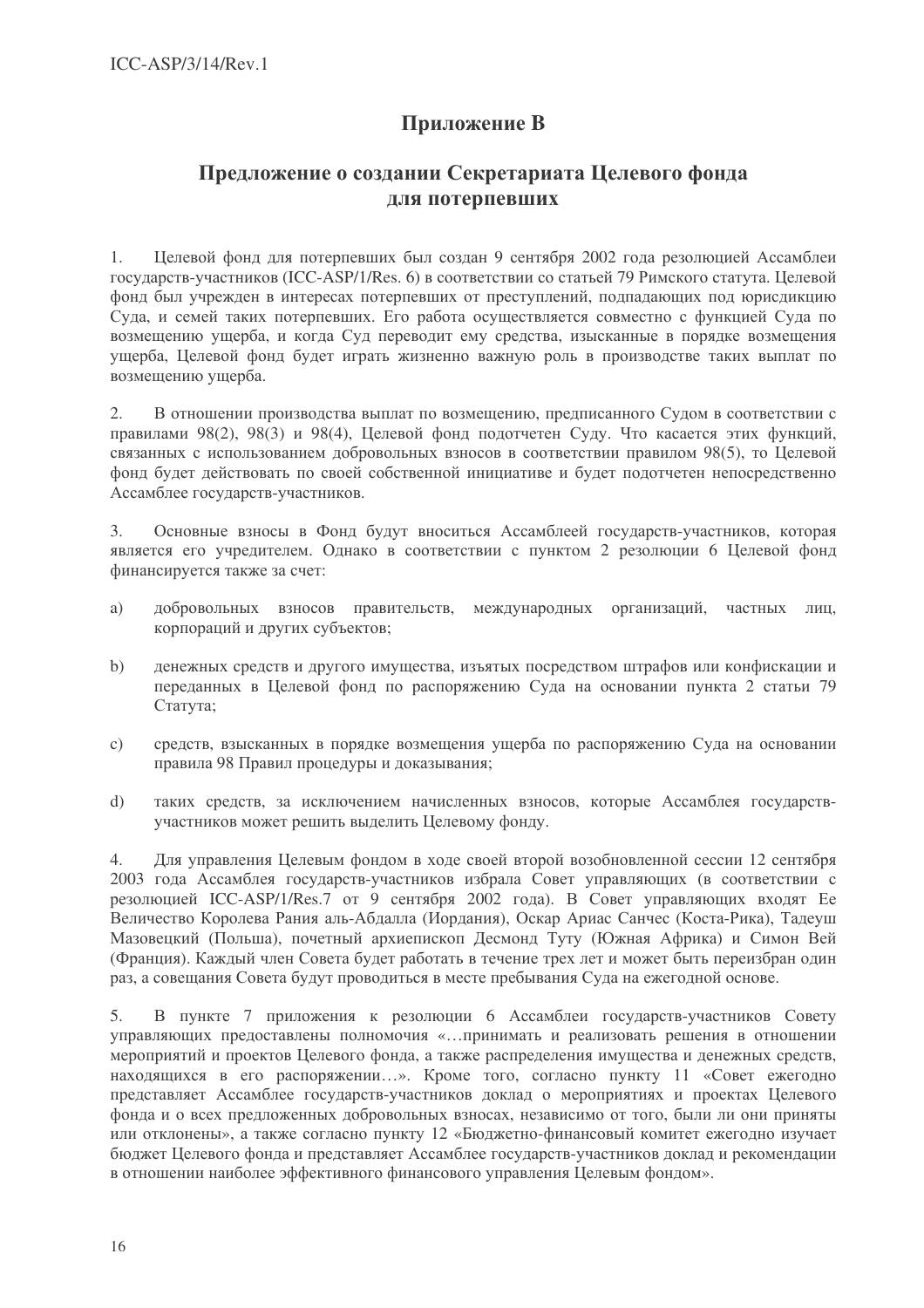## Приложение B

## Предложение о создании Секретариата Целевого фонда для потерпевших

1. Целевой фонд для потерпевших был создан 9 сентября 2002 года резолюцией Ассамблеи государств-участников (ICC-ASP/1/Res. 6) в соответствии со статьей 79 Римского статута. Целевой фонд был учрежден в интересах потерпевших от преступлений, подпадающих под юрисдикцию Суда, и семей таких потерпевших. Его работа осуществляется совместно с функцией Суда по возмещению ущерба, и когда Суд переводит ему средства, изысканные в порядке возмещения ущерба, Целевой фонд будет играть жизненно важную роль в производстве таких выплат по возмещению ущерба.

2. В отношении производства выплат по возмещению, предписанного Судом в соответствии с правилами 98(2), 98(3) и 98(4), Целевой фонд подотчетен Суду. Что касается этих функций, связанных с использованием добровольных взносов в соответствии правилом 98(5), то Целевой фонд будет действовать по своей собственной инициативе и будет подотчетен непосредственно Ассамблее государств-участников.

3. Основные взносы в Фонд будут вноситься Ассамблеей государств-участников, которая является его учредителем. Однако в соответствии с пунктом 2 резолюции 6 Целевой фонд финансируется также за счет:

a) добровольных взносов правительств, международных организаций, частных лиц, корпораций и других субъектов;

b) денежных средств и другого имущества, изъятых посредством штрафов или конфискации и переданных в Целевой фонд по распоряжению Суда на основании пункта 2 статьи 79 Статута;

c) средств, взысканных в порядке возмещения ущерба по распоряжению Суда на основании правила 98 Правил процедуры и доказывания;

d) таких средств, за исключением начисленных взносов, которые Ассамблея государств-участников может решить выделить Целевому фонду.

4. Для управления Целевым фондом в ходе своей второй возобновленной сессии 12 сентября 2003 года Ассамблея государств-участников избрала Совет управляющих (в соответствии с резолюцией ICC-ASP/1/Res.7 от 9 сентября 2002 года). В Совет управляющих входят Ее Величество Королева Рания аль-Абдалла (Иордания), Оскар Ариас Санчес (Коста-Рика), Тадеуш Мазовецкий (Польша), почетный архиепископ Десмонд Туту (Южная Африка) и Симон Вей (Франция). Каждый член Совета будет работать в течение трех лет и может быть переизбран один раз, а совещания Совета будут проводиться в месте пребывания Суда на ежегодной основе.

5. В пункте 7 приложения к резолюции 6 Ассамблеи государств-участников Совету управляющих предоставлены полномочия «…принимать и реализовать решения в отношении мероприятий и проектов Целевого фонда, а также распределения имущества и денежных средств, находящихся в его распоряжении…». Кроме того, согласно пункту 11 «Совет ежегодно представляет Ассамблее государств-участников доклад о мероприятиях и проектах Целевого фонда и о всех предложенных добровольных взносах, независимо от того, были ли они приняты или отклонены», а также согласно пункту 12 «Бюджетно-финансовый комитет ежегодно изучает бюджет Целевого фонда и представляет Ассамблее государств-участников доклад и рекомендации в отношении наиболее эффективного финансового управления Целевым фондом».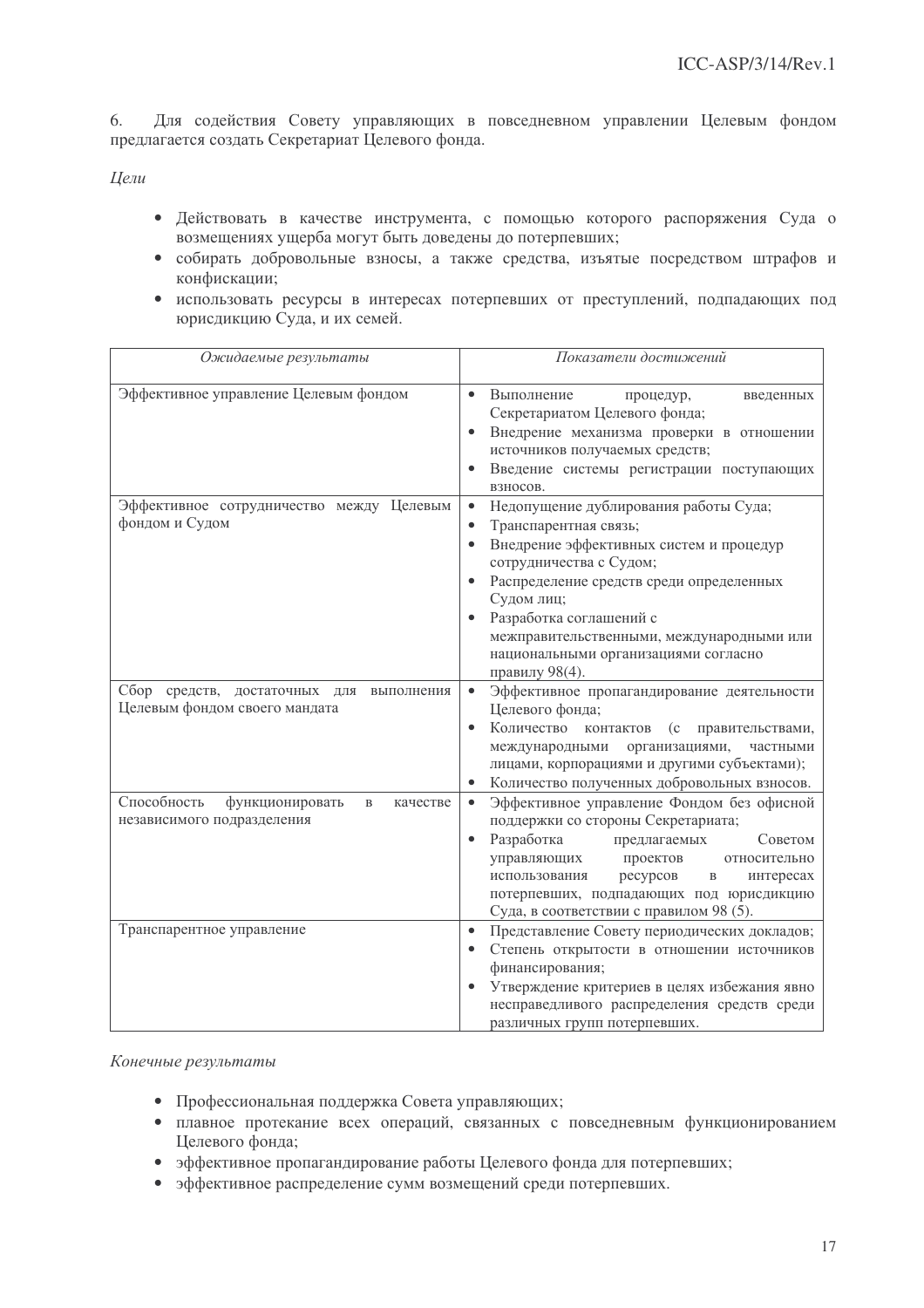6. Для содействия Совету управляющих в повседневном управлении Целевым фондом предлагается создать Секретариат Целевого фонда.

*Цели*

- Действовать в качестве инструмента, с помощью которого распоряжения Суда о возмещениях ущерба могут быть доведены до потерпевших;
- собирать добровольные взносы, а также средства, изъятые посредством штрафов и конфискации;
- использовать ресурсы в интересах потерпевших от преступлений, подпадающих под юрисдикцию Суда, и их семей.

| *Ожидаемые результаты* | *Показатели достижений* |
|---|---|
| Эффективное управление Целевым фондом | • Выполнение процедур, введенных Секретариатом Целевого фонда;<br>• Внедрение механизма проверки в отношении источников получаемых средств;<br>• Введение системы регистрации поступающих взносов. |
| Эффективное сотрудничество между Целевым фондом и Судом | • Недопущение дублирования работы Суда;<br>• Транспарентная связь;<br>• Внедрение эффективных систем и процедур сотрудничества с Судом;<br>• Распределение средств среди определенных Судом лиц;<br>• Разработка соглашений с межправительственными, международными или национальными организациями согласно правилу 98(4). |
| Сбор средств, достаточных для выполнения Целевым фондом своего мандата | • Эффективное пропагандирование деятельности Целевого фонда;<br>• Количество контактов (с правительствами, международными организациями, частными лицами, корпорациями и другими субъектами);<br>• Количество полученных добровольных взносов. |
| Способность функционировать в качестве независимого подразделения | • Эффективное управление Фондом без офисной поддержки со стороны Секретариата;<br>• Разработка предлагаемых Советом управляющих проектов относительно использования ресурсов в интересах потерпевших, подпадающих под юрисдикцию Суда, в соответствии с правилом 98 (5). |
| Транспарентное управление | • Представление Совету периодических докладов;<br>• Степень открытости в отношении источников финансирования;<br>• Утверждение критериев в целях избежания явно несправедливого распределения средств среди различных групп потерпевших. |

*Конечные результаты*

- Профессиональная поддержка Совета управляющих;
- плавное протекание всех операций, связанных с повседневным функционированием Целевого фонда;
- эффективное пропагандирование работы Целевого фонда для потерпевших;
- эффективное распределение сумм возмещений среди потерпевших.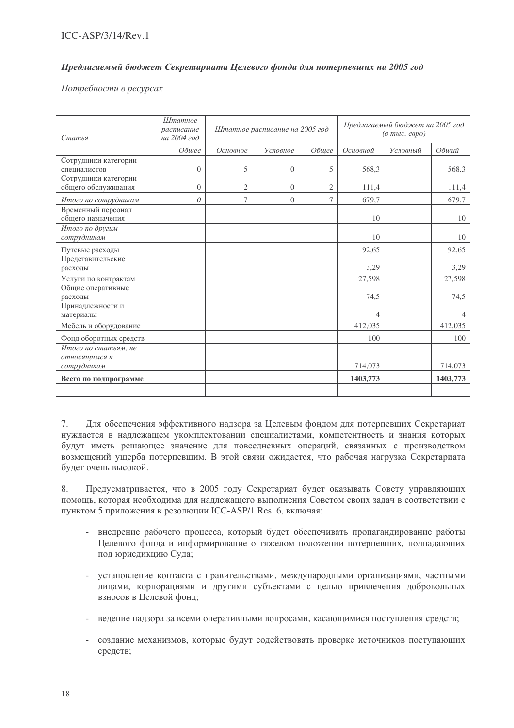***Предлагаемый бюджет Секретариата Целевого фонда для потерпевших на 2005 год***

*Потребности в ресурсах*

| *Статья* | *Штатное расписание на 2004 год* | *Штатное расписание на 2005 год* | | | *Предлагаемый бюджет на 2005 год (в тыс. евро)* | | |
|---|---|---|---|---|---|---|---|
| | *Общее* | *Основное* | *Условное* | *Общее* | *Основной* | *Условный* | *Общий* |
| Сотрудники категории специалистов | 0 | 5 | 0 | 5 | 568,3 | | 568.3 |
| Сотрудники категории общего обслуживания | 0 | 2 | 0 | 2 | 111,4 | | 111,4 |
| *Итого по сотрудникам* | *0* | 7 | 0 | 7 | 679,7 | | 679,7 |
| Временный персонал общего назначения | | | | | 10 | | 10 |
| *Итого по другим сотрудникам* | | | | | 10 | | 10 |
| Путевые расходы | | | | | 92,65 | | 92,65 |
| Представительские расходы | | | | | 3,29 | | 3,29 |
| Услуги по контрактам | | | | | 27,598 | | 27,598 |
| Общие оперативные расходы | | | | | 74,5 | | 74,5 |
| Принадлежности и материалы | | | | | 4 | | 4 |
| Мебель и оборудование | | | | | 412,035 | | 412,035 |
| Фонд оборотных средств | | | | | 100 | | 100 |
| *Итого по статьям, не относящимся к сотрудникам* | | | | | 714,073 | | 714,073 |
| **Всего по подпрограмме** | | | | | **1403,773** | | **1403,773** |

7. Для обеспечения эффективного надзора за Целевым фондом для потерпевших Секретариат нуждается в надлежащем укомплектовании специалистами, компетентность и знания которых будут иметь решающее значение для повседневных операций, связанных с производством возмещений ущерба потерпевшим. В этой связи ожидается, что рабочая нагрузка Секретариата будет очень высокой.

8. Предусматривается, что в 2005 году Секретариат будет оказывать Совету управляющих помощь, которая необходима для надлежащего выполнения Советом своих задач в соответствии с пунктом 5 приложения к резолюции ICC-ASP/1 Res. 6, включая:

- внедрение рабочего процесса, который будет обеспечивать пропагандирование работы Целевого фонда и информирование о тяжелом положении потерпевших, подпадающих под юрисдикцию Суда;

- установление контакта с правительствами, международными организациями, частными лицами, корпорациями и другими субъектами с целью привлечения добровольных взносов в Целевой фонд;

- ведение надзора за всеми оперативными вопросами, касающимися поступления средств;

- создание механизмов, которые будут содействовать проверке источников поступающих средств;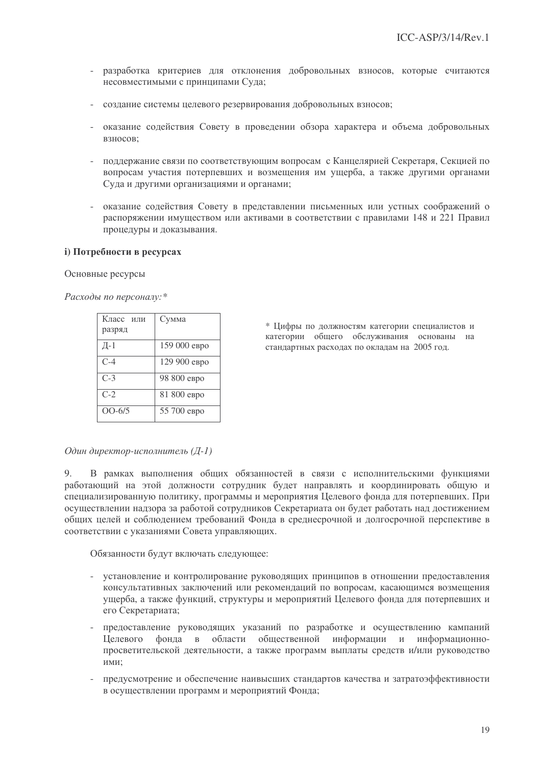- разработка критериев для отклонения добровольных взносов, которые считаются несовместимыми с принципами Суда;

- создание системы целевого резервирования добровольных взносов;

- оказание содействия Совету в проведении обзора характера и объема добровольных взносов;

- поддержание связи по соответствующим вопросам с Канцелярией Секретаря, Секцией по вопросам участия потерпевших и возмещения им ущерба, а также другими органами Суда и другими организациями и органами;

- оказание содействия Совету в представлении письменных или устных соображений о распоряжении имуществом или активами в соответствии с правилами 148 и 221 Правил процедуры и доказывания.

**i) Потребности в ресурсах**

Основные ресурсы

*Расходы по персоналу:**

| Класс или разряд | Сумма |
|---|---|
| Д-1 | 159 000 евро |
| С-4 | 129 900 евро |
| С-3 | 98 800 евро |
| С-2 | 81 800 евро |
| ОО-6/5 | 55 700 евро |

\* Цифры по должностям категории специалистов и категории общего обслуживания основаны на стандартных расходах по окладам на 2005 год.

*Один директор-исполнитель (Д-1)*

9. В рамках выполнения общих обязанностей в связи с исполнительскими функциями работающий на этой должности сотрудник будет направлять и координировать общую и специализированную политику, программы и мероприятия Целевого фонда для потерпевших. При осуществлении надзора за работой сотрудников Секретариата он будет работать над достижением общих целей и соблюдением требований Фонда в среднесрочной и долгосрочной перспективе в соответствии с указаниями Совета управляющих.

Обязанности будут включать следующее:

- установление и контролирование руководящих принципов в отношении предоставления консультативных заключений или рекомендаций по вопросам, касающимся возмещения ущерба, а также функций, структуры и мероприятий Целевого фонда для потерпевших и его Секретариата;
- предоставление руководящих указаний по разработке и осуществлению кампаний Целевого фонда в области общественной информации и информационно-просветительской деятельности, а также программ выплаты средств и/или руководство ими;
- предусмотрение и обеспечение наивысших стандартов качества и затратоэффективности в осуществлении программ и мероприятий Фонда;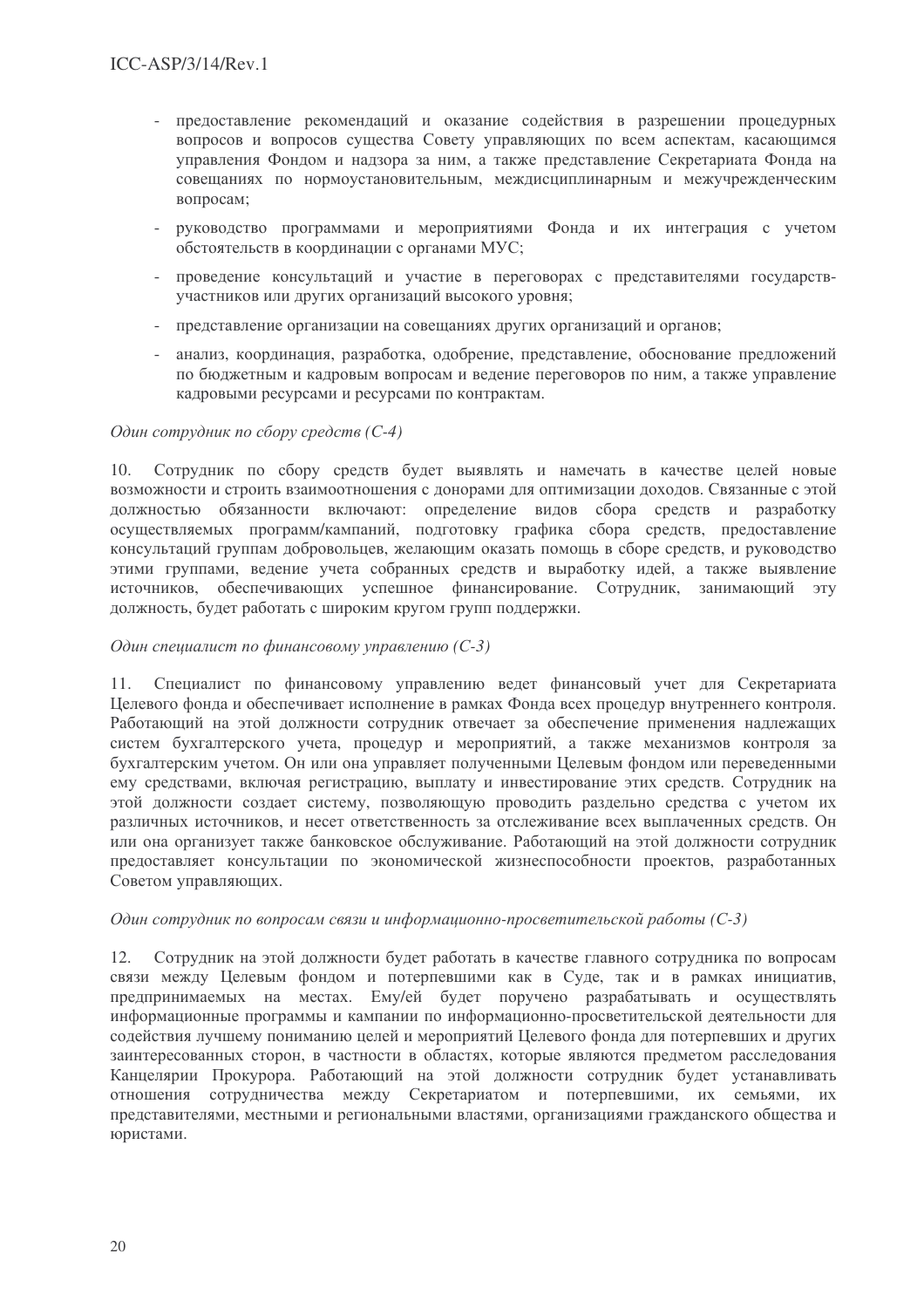- предоставление рекомендаций и оказание содействия в разрешении процедурных вопросов и вопросов существа Совету управляющих по всем аспектам, касающимся управления Фондом и надзора за ним, а также представление Секретариата Фонда на совещаниях по нормоустановительным, междисциплинарным и межучрежденческим вопросам;
- руководство программами и мероприятиями Фонда и их интеграция с учетом обстоятельств в координации с органами МУС;
- проведение консультаций и участие в переговорах с представителями государств-участников или других организаций высокого уровня;
- представление организации на совещаниях других организаций и органов;
- анализ, координация, разработка, одобрение, представление, обоснование предложений по бюджетным и кадровым вопросам и ведение переговоров по ним, а также управление кадровыми ресурсами и ресурсами по контрактам.

*Один сотрудник по сбору средств (С-4)*

10. Сотрудник по сбору средств будет выявлять и намечать в качестве целей новые возможности и строить взаимоотношения с донорами для оптимизации доходов. Связанные с этой должностью обязанности включают: определение видов сбора средств и разработку осуществляемых программ/кампаний, подготовку графика сбора средств, предоставление консультаций группам добровольцев, желающим оказать помощь в сборе средств, и руководство этими группами, ведение учета собранных средств и выработку идей, а также выявление источников, обеспечивающих успешное финансирование. Сотрудник, занимающий эту должность, будет работать с широким кругом групп поддержки.

*Один специалист по финансовому управлению (С-3)*

11. Специалист по финансовому управлению ведет финансовый учет для Секретариата Целевого фонда и обеспечивает исполнение в рамках Фонда всех процедур внутреннего контроля. Работающий на этой должности сотрудник отвечает за обеспечение применения надлежащих систем бухгалтерского учета, процедур и мероприятий, а также механизмов контроля за бухгалтерским учетом. Он или она управляет полученными Целевым фондом или переведенными ему средствами, включая регистрацию, выплату и инвестирование этих средств. Сотрудник на этой должности создает систему, позволяющую проводить раздельно средства с учетом их различных источников, и несет ответственность за отслеживание всех выплаченных средств. Он или она организует также банковское обслуживание. Работающий на этой должности сотрудник предоставляет консультации по экономической жизнеспособности проектов, разработанных Советом управляющих.

*Один сотрудник по вопросам связи и информационно-просветительской работы (С-3)*

12. Сотрудник на этой должности будет работать в качестве главного сотрудника по вопросам связи между Целевым фондом и потерпевшими как в Суде, так и в рамках инициатив, предпринимаемых на местах. Ему/ей будет поручено разрабатывать и осуществлять информационные программы и кампании по информационно-просветительской деятельности для содействия лучшему пониманию целей и мероприятий Целевого фонда для потерпевших и других заинтересованных сторон, в частности в областях, которые являются предметом расследования Канцелярии Прокурора. Работающий на этой должности сотрудник будет устанавливать отношения сотрудничества между Секретариатом и потерпевшими, их семьями, их представителями, местными и региональными властями, организациями гражданского общества и юристами.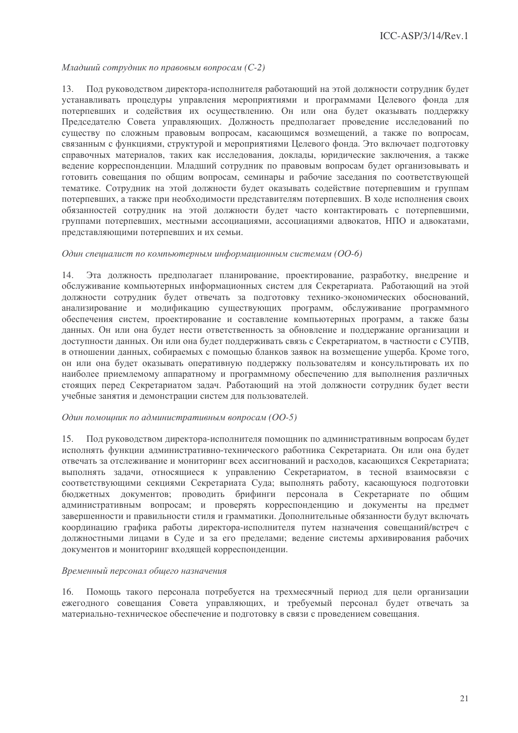*Младший сотрудник по правовым вопросам (С-2)*

13. Под руководством директора-исполнителя работающий на этой должности сотрудник будет устанавливать процедуры управления мероприятиями и программами Целевого фонда для потерпевших и содействия их осуществлению. Он или она будет оказывать поддержку Председателю Совета управляющих. Должность предполагает проведение исследований по существу по сложным правовым вопросам, касающимся возмещений, а также по вопросам, связанным с функциями, структурой и мероприятиями Целевого фонда. Это включает подготовку справочных материалов, таких как исследования, доклады, юридические заключения, а также ведение корреспонденции. Младший сотрудник по правовым вопросам будет организовывать и готовить совещания по общим вопросам, семинары и рабочие заседания по соответствующей тематике. Сотрудник на этой должности будет оказывать содействие потерпевшим и группам потерпевших, а также при необходимости представителям потерпевших. В ходе исполнения своих обязанностей сотрудник на этой должности будет часто контактировать с потерпевшими, группами потерпевших, местными ассоциациями, ассоциациями адвокатов, НПО и адвокатами, представляющими потерпевших и их семьи.

*Один специалист по компьютерным информационным системам (ОО-6)*

14. Эта должность предполагает планирование, проектирование, разработку, внедрение и обслуживание компьютерных информационных систем для Секретариата. Работающий на этой должности сотрудник будет отвечать за подготовку технико-экономических обоснований, анализирование и модификацию существующих программ, обслуживание программного обеспечения систем, проектирование и составление компьютерных программ, а также базы данных. Он или она будет нести ответственность за обновление и поддержание организации и доступности данных. Он или она будет поддерживать связь с Секретариатом, в частности с СУПВ, в отношении данных, собираемых с помощью бланков заявок на возмещение ущерба. Кроме того, он или она будет оказывать оперативную поддержку пользователям и консультировать их по наиболее приемлемому аппаратному и программному обеспечению для выполнения различных стоящих перед Секретариатом задач. Работающий на этой должности сотрудник будет вести учебные занятия и демонстрации систем для пользователей.

*Один помощник по административным вопросам (ОО-5)*

15. Под руководством директора-исполнителя помощник по административным вопросам будет исполнять функции административно-технического работника Секретариата. Он или она будет отвечать за отслеживание и мониторинг всех ассигнований и расходов, касающихся Секретариата; выполнять задачи, относящиеся к управлению Секретариатом, в тесной взаимосвязи с соответствующими секциями Секретариата Суда; выполнять работу, касающуюся подготовки бюджетных документов; проводить брифинги персонала в Секретариате по общим административным вопросам; и проверять корреспонденцию и документы на предмет завершенности и правильности стиля и грамматики. Дополнительные обязанности будут включать координацию графика работы директора-исполнителя путем назначения совещаний/встреч с должностными лицами в Суде и за его пределами; ведение системы архивирования рабочих документов и мониторинг входящей корреспонденции.

*Временный персонал общего назначения*

16. Помощь такого персонала потребуется на трехмесячный период для цели организации ежегодного совещания Совета управляющих, и требуемый персонал будет отвечать за материально-техническое обеспечение и подготовку в связи с проведением совещания.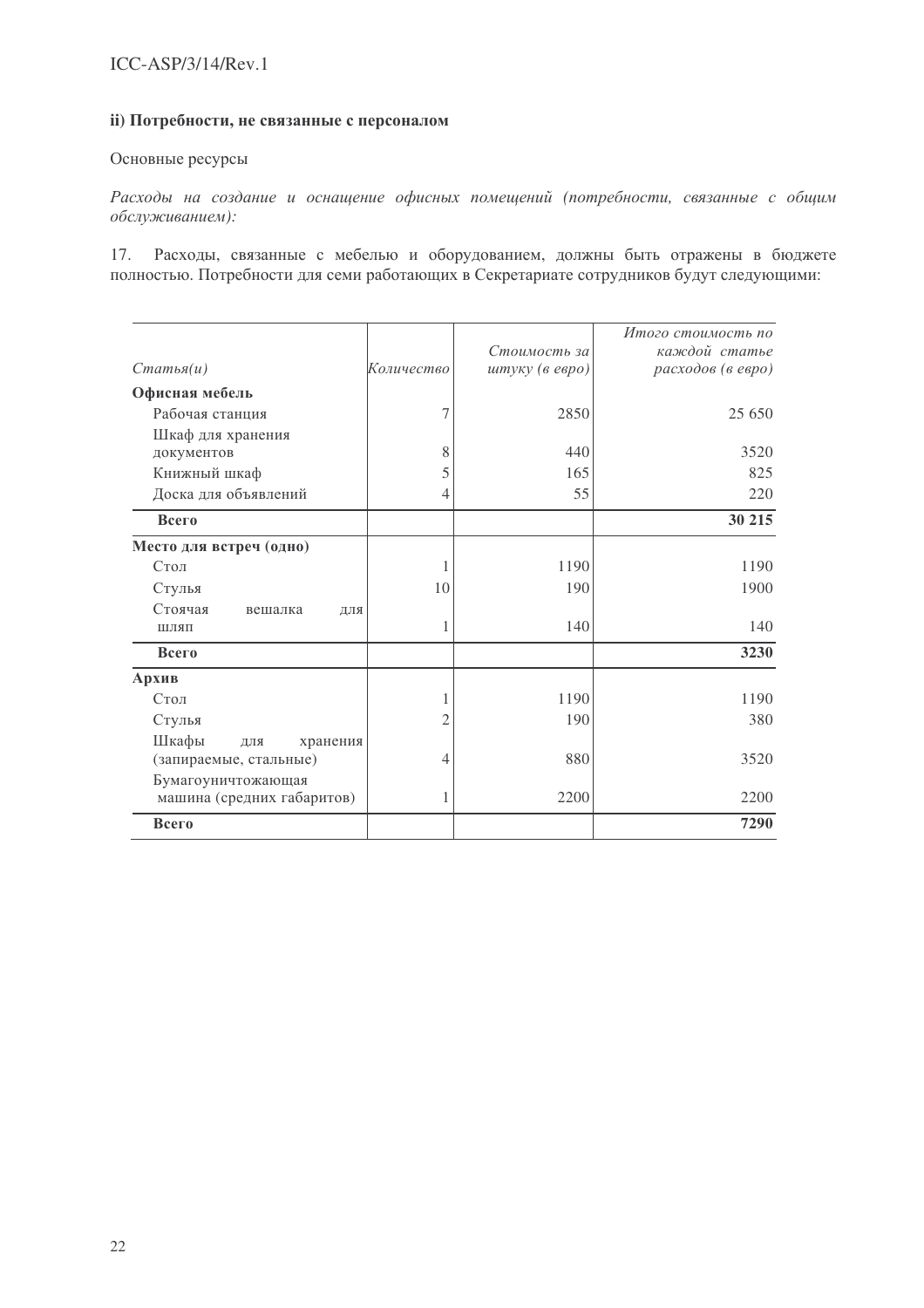**ii) Потребности, не связанные с персоналом**

Основные ресурсы

*Расходы на создание и оснащение офисных помещений (потребности, связанные с общим обслуживанием):*

17. Расходы, связанные с мебелью и оборудованием, должны быть отражены в бюджете полностью. Потребности для семи работающих в Секретариате сотрудников будут следующими:

| *Статья(и)* | *Количество* | *Стоимость за штуку (в евро)* | *Итого стоимость по каждой статье расходов (в евро)* |
|---|---|---|---|
| **Офисная мебель** | | | |
| Рабочая станция | 7 | 2850 | 25 650 |
| Шкаф для хранения документов | 8 | 440 | 3520 |
| Книжный шкаф | 5 | 165 | 825 |
| Доска для объявлений | 4 | 55 | 220 |
| **Всего** | | | **30 215** |
| **Место для встреч (одно)** | | | |
| Стол | 1 | 1190 | 1190 |
| Стулья | 10 | 190 | 1900 |
| Стоячая вешалка для шляп | 1 | 140 | 140 |
| **Всего** | | | **3230** |
| **Архив** | | | |
| Стол | 1 | 1190 | 1190 |
| Стулья | 2 | 190 | 380 |
| Шкафы для хранения (запираемые, стальные) | 4 | 880 | 3520 |
| Бумагоуничтожающая машина (средних габаритов) | 1 | 2200 | 2200 |
| **Всего** | | | **7290** |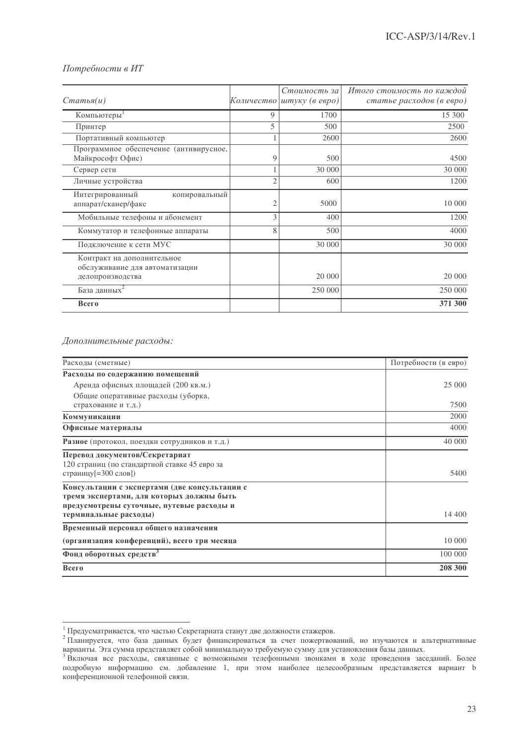*Потребности в ИТ*

| *Статья(и)* | *Количество* | *Стоимость за штуку (в евро)* | *Итого стоимость по каждой статье расходов (в евро)* |
|---|---|---|---|
| Компьютеры[1] | 9 | 1700 | 15 300 |
| Принтер | 5 | 500 | 2500 |
| Портативный компьютер | 1 | 2600 | 2600 |
| Программное обеспечение (антивирусное, Майкрософт Офис) | 9 | 500 | 4500 |
| Сервер сети | 1 | 30 000 | 30 000 |
| Личные устройства | 2 | 600 | 1200 |
| Интегрированный копировальный аппарат/сканер/факс | 2 | 5000 | 10 000 |
| Мобильные телефоны и абонемент | 3 | 400 | 1200 |
| Коммутатор и телефонные аппараты | 8 | 500 | 4000 |
| Подключение к сети МУС | | 30 000 | 30 000 |
| Контракт на дополнительное обслуживание для автоматизации делопроизводства | | 20 000 | 20 000 |
| База данных[2] | | 250 000 | 250 000 |
| **Всего** | | | **371 300** |

*Дополнительные расходы:*

| Расходы (сметные) | Потребности (в евро) |
|---|---|
| **Расходы по содержанию помещений** | |
| Аренда офисных площадей (200 кв.м.) | 25 000 |
| Общие оперативные расходы (уборка, страхование и т.д.) | 7500 |
| **Коммуникации** | 2000 |
| **Офисные материалы** | 4000 |
| **Разное** (протокол, поездки сотрудников и т.д.) | 40 000 |
| **Перевод документов/Секретариат** 120 страниц (по стандартной ставке 45 евро за страницу[=300 слов]) | 5400 |
| **Консультации с экспертами (две консультации с тремя экспертами, для которых должны быть предусмотрены суточные, путевые расходы и терминальные расходы)** | 14 400 |
| **Временный персонал общего назначения (организация конференций), всего три месяца** | 10 000 |
| **Фонд оборотных средств**[3] | 100 000 |
| **Всего** | **208 300** |

---

[1] Предусматривается, что частью Секретариата станут две должности стажеров.

[2] Планируется, что база данных будет финансироваться за счет пожертвований, но изучаются и альтернативные варианты. Эта сумма представляет собой минимальную требуемую сумму для установления базы данных.

[3] Включая все расходы, связанные с возможными телефонными звонками в ходе проведения заседаний. Более подробную информацию см. добавление 1, при этом наиболее целесообразным представляется вариант b конференционной телефонной связи.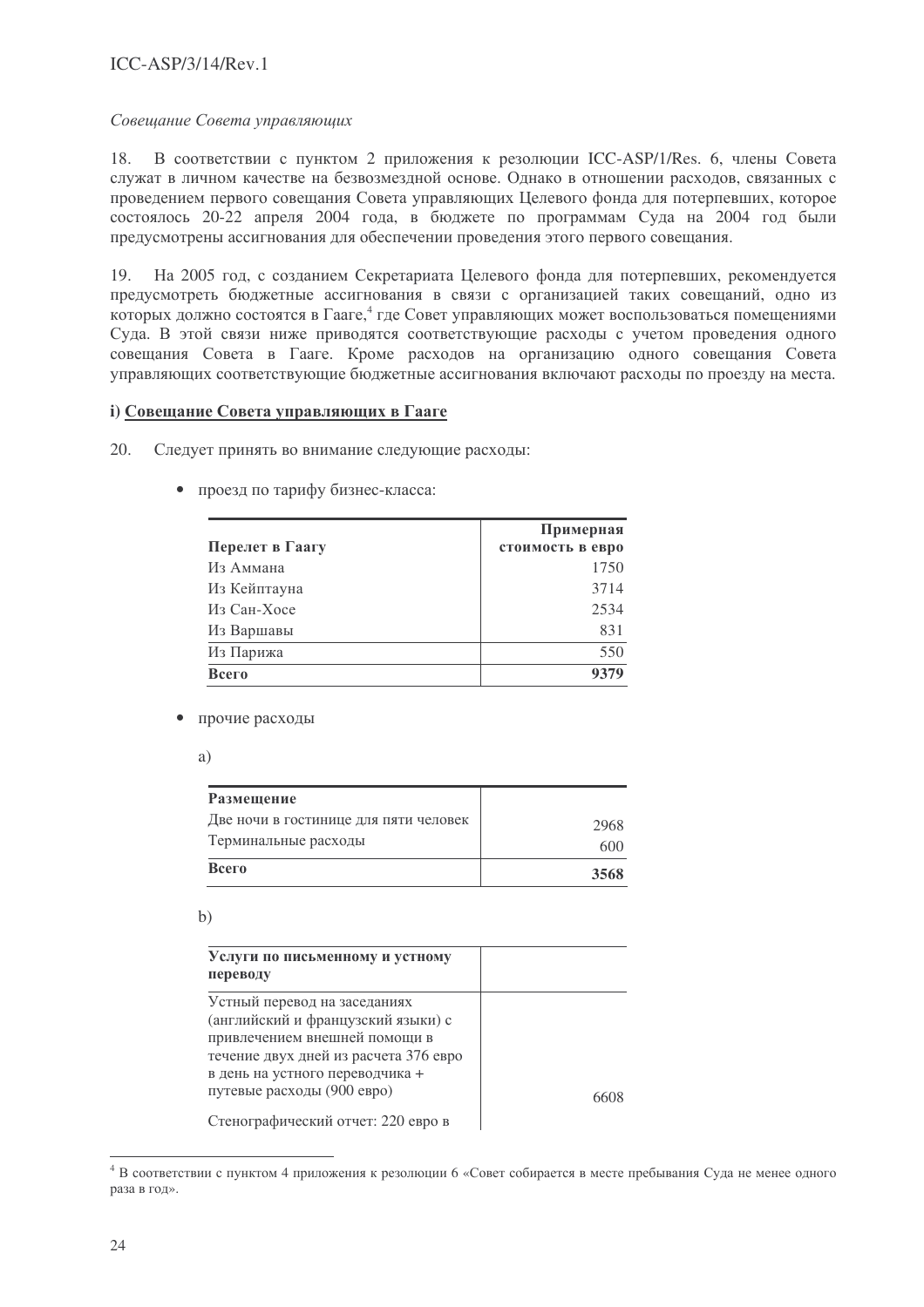*Совещание Совета управляющих*

18. В соответствии с пунктом 2 приложения к резолюции ICC-ASP/1/Res. 6, члены Совета служат в личном качестве на безвозмездной основе. Однако в отношении расходов, связанных с проведением первого совещания Совета управляющих Целевого фонда для потерпевших, которое состоялось 20-22 апреля 2004 года, в бюджете по программам Суда на 2004 год были предусмотрены ассигнования для обеспечении проведения этого первого совещания.

19. На 2005 год, с созданием Секретариата Целевого фонда для потерпевших, рекомендуется предусмотреть бюджетные ассигнования в связи с организацией таких совещаний, одно из которых должно состоятся в Гааге,[4] где Совет управляющих может воспользоваться помещениями Суда. В этой связи ниже приводятся соответствующие расходы с учетом проведения одного совещания Совета в Гааге. Кроме расходов на организацию одного совещания Совета управляющих соответствующие бюджетные ассигнования включают расходы по проезду на места.

**i) Совещание Совета управляющих в Гааге**

20. Следует принять во внимание следующие расходы:

- проезд по тарифу бизнес-класса:

| Перелет в Гаагу | Примерная стоимость в евро |
|---|---|
| Из Аммана | 1750 |
| Из Кейптауна | 3714 |
| Из Сан-Хосе | 2534 |
| Из Варшавы | 831 |
| Из Парижа | 550 |
| **Всего** | **9379** |

- прочие расходы

a)

| Размещение | |
|---|---|
| Две ночи в гостинице для пяти человек | 2968 |
| Терминальные расходы | 600 |
| **Всего** | **3568** |

b)

| Услуги по письменному и устному переводу | |
|---|---|
| Устный перевод на заседаниях (английский и французский языки) с привлечением внешней помощи в течение двух дней из расчета 376 евро в день на устного переводчика + путевые расходы (900 евро) | 6608 |
| Стенографический отчет: 220 евро в | |

[4] В соответствии с пунктом 4 приложения к резолюции 6 «Совет собирается в месте пребывания Суда не менее одного раза в год».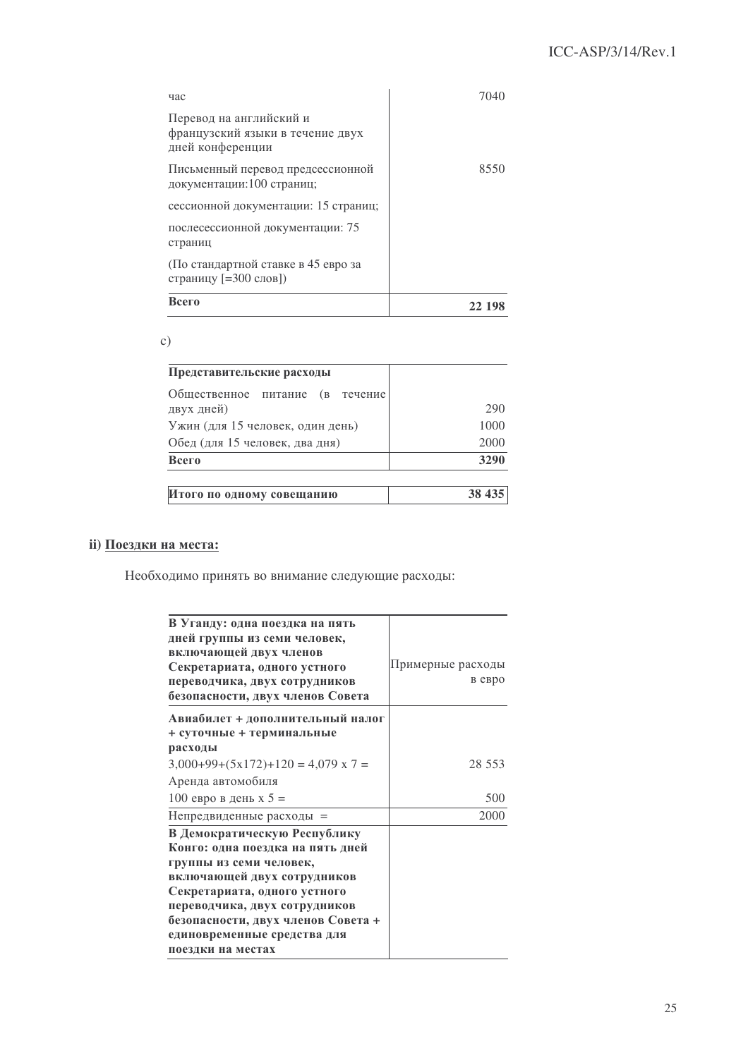| | |
|---|---|
| час | 7040 |
| Перевод на английский и французский языки в течение двух дней конференции | |
| Письменный перевод предсессионной документации:100 страниц; | 8550 |
| сессионной документации: 15 страниц; | |
| послесессионной документации: 75 страниц | |
| (По стандартной ставке в 45 евро за страницу [=300 слов]) | |
| **Всего** | **22 198** |

c)

| **Представительские расходы** | |
|---|---|
| Общественное питание (в течение двух дней) | 290 |
| Ужин (для 15 человек, один день) | 1000 |
| Обед (для 15 человек, два дня) | 2000 |
| **Всего** | **3290** |

| | |
|---|---|
| **Итого по одному совещанию** | **38 435** |

**ii) Поездки на места:**

Необходимо принять во внимание следующие расходы:

| **В Уганду: одна поездка на пять дней группы из семи человек, включающей двух членов Секретариата, одного устного переводчика, двух сотрудников безопасности, двух членов Совета** | Примерные расходы в евро |
|---|---|
| **Авиабилет + дополнительный налог + суточные + терминальные расходы** | |
| 3,000+99+(5x172)+120 = 4,079 x 7 = | 28 553 |
| Аренда автомобиля | |
| 100 евро в день x 5 = | 500 |
| Непредвиденные расходы = | 2000 |
| **В Демократическую Республику Конго: одна поездка на пять дней группы из семи человек, включающей двух сотрудников Секретариата, одного устного переводчика, двух сотрудников безопасности, двух членов Совета + единовременные средства для поездки на местах** | |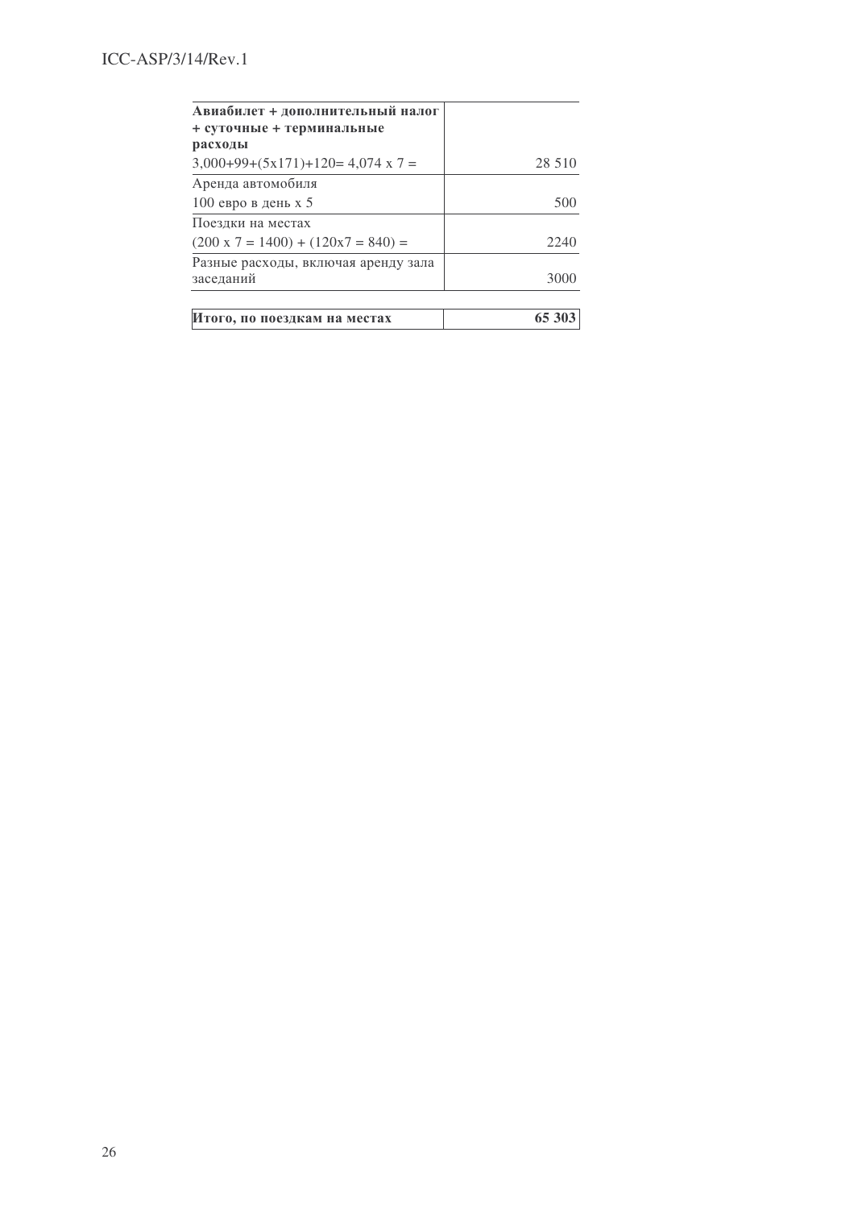| **Авиабилет + дополнительный налог + суточные + терминальные расходы** | |
|---|---|
| 3,000+99+(5x171)+120= 4,074 x 7 = | 28 510 |
| Аренда автомобиля<br>100 евро в день x 5 | 500 |
| Поездки на местах<br>(200 x 7 = 1400) + (120x7 = 840) = | 2240 |
| Разные расходы, включая аренду зала заседаний | 3000 |
| **Итого, по поездкам на местах** | **65 303** |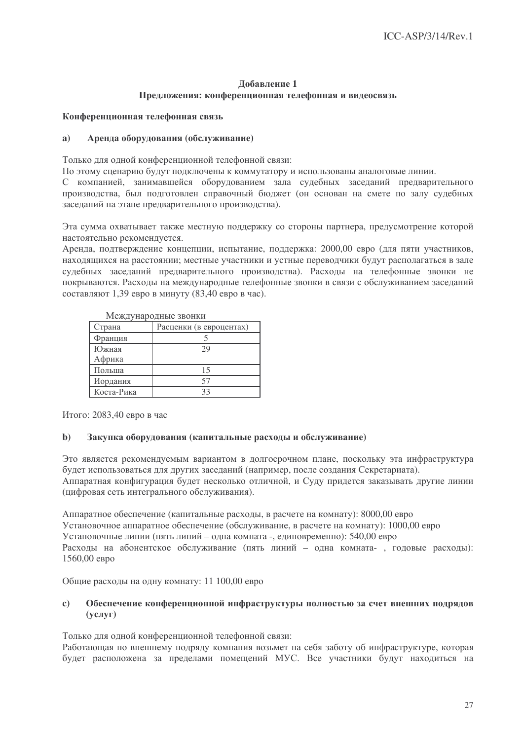## Добавление 1
## Предложения: конференционная телефонная и видеосвязь

### Конференционная телефонная связь

#### a) Аренда оборудования (обслуживание)

Только для одной конференционной телефонной связи:
По этому сценарию будут подключены к коммутатору и использованы аналоговые линии.
С компанией, занимавшейся оборудованием зала судебных заседаний предварительного производства, был подготовлен справочный бюджет (он основан на смете по залу судебных заседаний на этапе предварительного производства).

Эта сумма охватывает также местную поддержку со стороны партнера, предусмотрение которой настоятельно рекомендуется.
Аренда, подтверждение концепции, испытание, поддержка: 2000,00 евро (для пяти участников, находящихся на расстоянии; местные участники и устные переводчики будут располагаться в зале судебных заседаний предварительного производства). Расходы на телефонные звонки не покрываются. Расходы на международные телефонные звонки в связи с обслуживанием заседаний составляют 1,39 евро в минуту (83,40 евро в час).

Международные звонки

| Страна | Расценки (в евроцентах) |
|---|---|
| Франция | 5 |
| Южная Африка | 29 |
| Польша | 15 |
| Иордания | 57 |
| Коста-Рика | 33 |

Итого: 2083,40 евро в час

#### b) Закупка оборудования (капитальные расходы и обслуживание)

Это является рекомендуемым вариантом в долгосрочном плане, поскольку эта инфраструктура будет использоваться для других заседаний (например, после создания Секретариата).
Аппаратная конфигурация будет несколько отличной, и Суду придется заказывать другие линии (цифровая сеть интегрального обслуживания).

Аппаратное обеспечение (капитальные расходы, в расчете на комнату): 8000,00 евро
Установочное аппаратное обеспечение (обслуживание, в расчете на комнату): 1000,00 евро
Установочные линии (пять линий – одна комната -, единовременно): 540,00 евро
Расходы на абонентское обслуживание (пять линий – одна комната- , годовые расходы): 1560,00 евро

Общие расходы на одну комнату: 11 100,00 евро

#### c) Обеспечение конференционной инфраструктуры полностью за счет внешних подрядов (услуг)

Только для одной конференционной телефонной связи:
Работающая по внешнему подряду компания возьмет на себя заботу об инфраструктуре, которая будет расположена за пределами помещений МУС. Все участники будут находиться на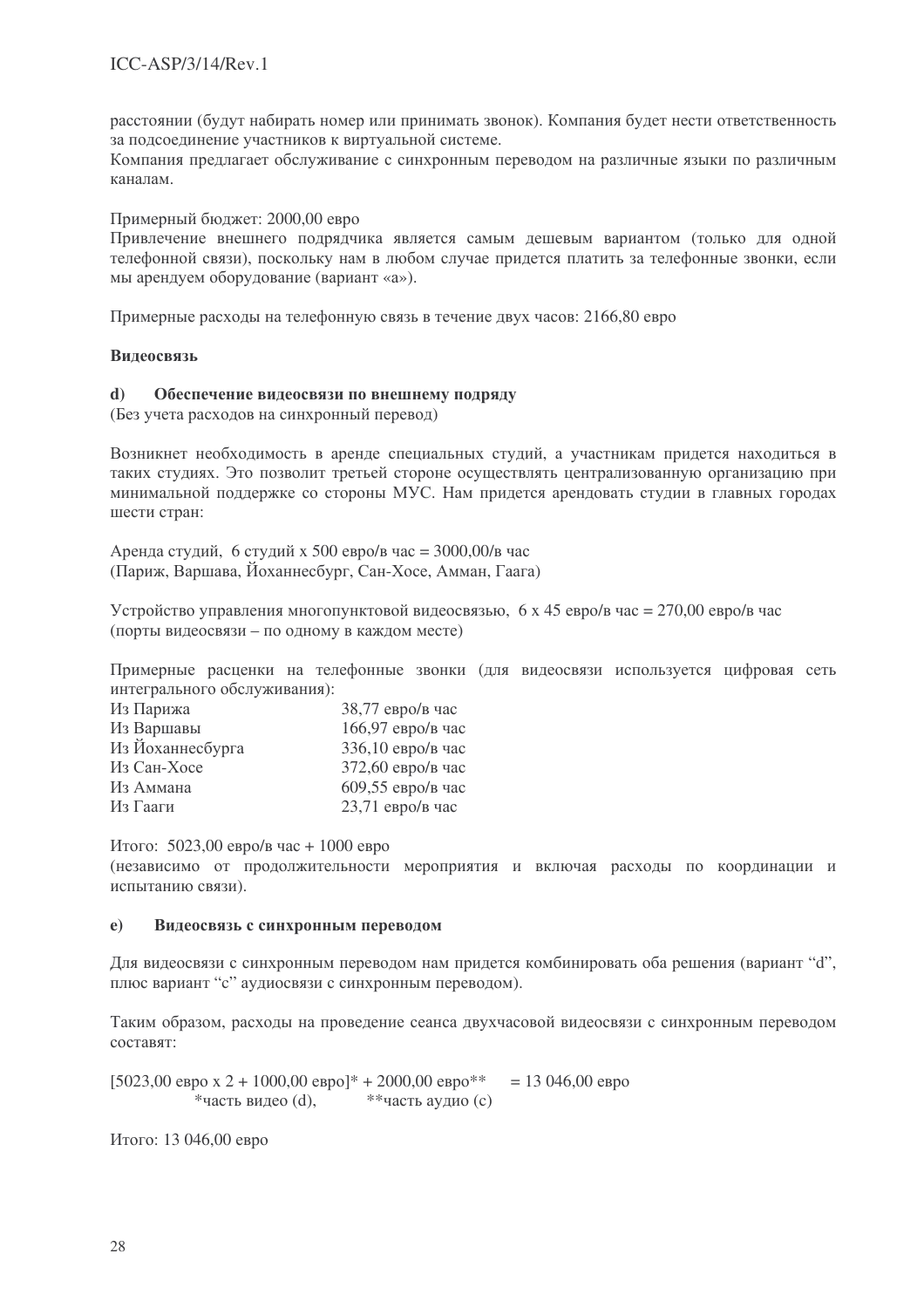расстоянии (будут набирать номер или принимать звонок). Компания будет нести ответственность за подсоединение участников к виртуальной системе.
Компания предлагает обслуживание с синхронным переводом на различные языки по различным каналам.

Примерный бюджет: 2000,00 евро
Привлечение внешнего подрядчика является самым дешевым вариантом (только для одной телефонной связи), поскольку нам в любом случае придется платить за телефонные звонки, если мы арендуем оборудование (вариант «а»).

Примерные расходы на телефонную связь в течение двух часов: 2166,80 евро

**Видеосвязь**

**d) Обеспечение видеосвязи по внешнему подряду**
(Без учета расходов на синхронный перевод)

Возникнет необходимость в аренде специальных студий, а участникам придется находиться в таких студиях. Это позволит третьей стороне осуществлять централизованную организацию при минимальной поддержке со стороны МУС. Нам придется арендовать студии в главных городах шести стран:

Аренда студий, 6 студий х 500 евро/в час = 3000,00/в час
(Париж, Варшава, Йоханнесбург, Сан-Хосе, Амман, Гаага)

Устройство управления многопунктовой видеосвязью, 6 х 45 евро/в час = 270,00 евро/в час
(порты видеосвязи – по одному в каждом месте)

Примерные расценки на телефонные звонки (для видеосвязи используется цифровая сеть интегрального обслуживания):

| | |
|---|---|
| Из Парижа | 38,77 евро/в час |
| Из Варшавы | 166,97 евро/в час |
| Из Йоханнесбурга | 336,10 евро/в час |
| Из Сан-Хосе | 372,60 евро/в час |
| Из Аммана | 609,55 евро/в час |
| Из Гааги | 23,71 евро/в час |

Итого: 5023,00 евро/в час + 1000 евро
(независимо от продолжительности мероприятия и включая расходы по координации и испытанию связи).

**e) Видеосвязь с синхронным переводом**

Для видеосвязи с синхронным переводом нам придется комбинировать оба решения (вариант "d", плюс вариант "c" аудиосвязи с синхронным переводом).

Таким образом, расходы на проведение сеанса двухчасовой видеосвязи с синхронным переводом составят:

[5023,00 евро х 2 + 1000,00 евро]* + 2000,00 евро** = 13 046,00 евро
*часть видео (d), **часть аудио (c)

Итого: 13 046,00 евро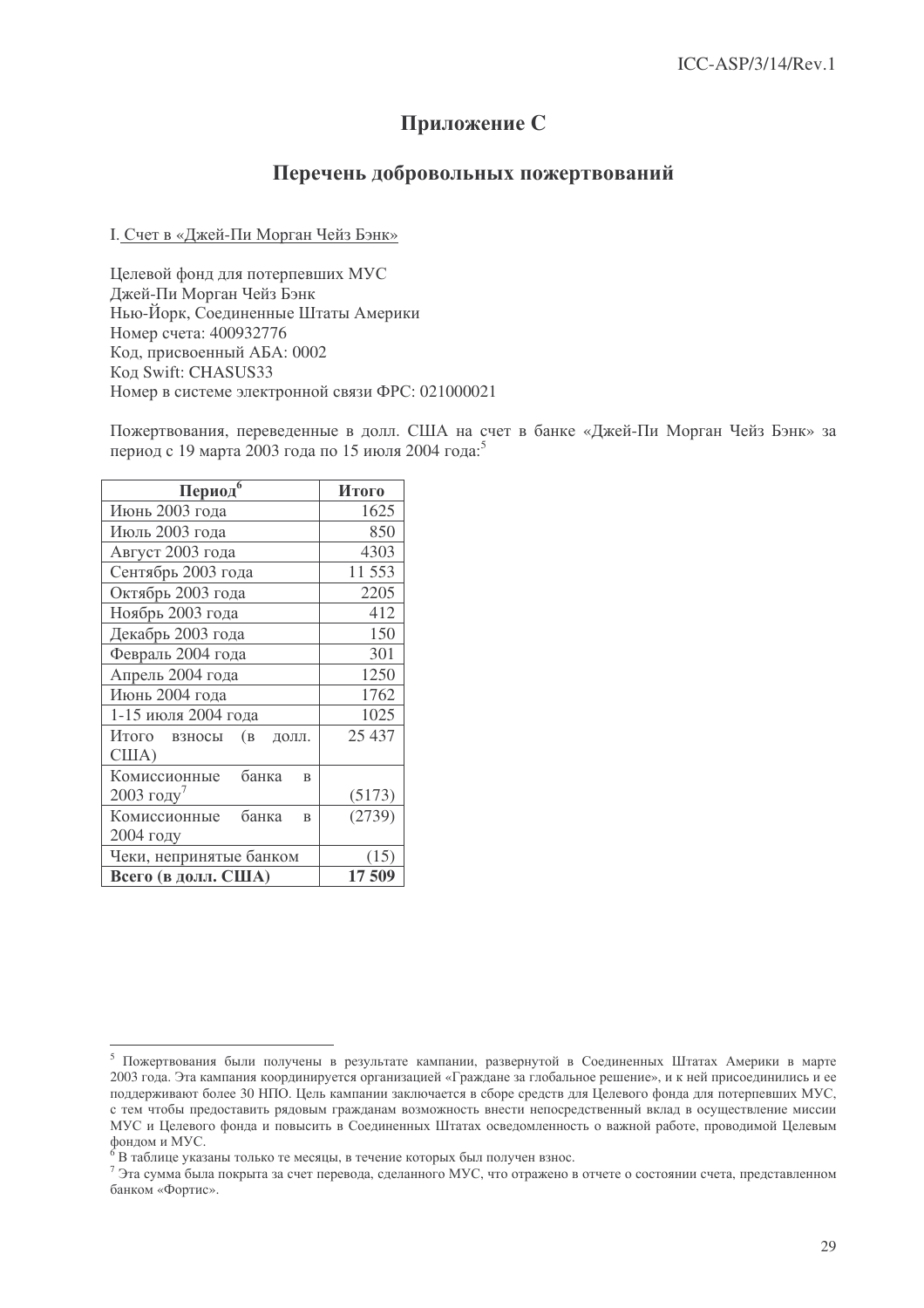# Приложение C

## Перечень добровольных пожертвований

I. Счет в «Джей-Пи Морган Чейз Бэнк»

Целевой фонд для потерпевших МУС
Джей-Пи Морган Чейз Бэнк
Нью-Йорк, Соединенные Штаты Америки
Номер счета: 400932776
Код, присвоенный АБА: 0002
Код Swift: CHASUS33
Номер в системе электронной связи ФРС: 021000021

Пожертвования, переведенные в долл. США на счет в банке «Джей-Пи Морган Чейз Бэнк» за период с 19 марта 2003 года по 15 июля 2004 года:[5]

| Период[6] | Итого |
|---|---|
| Июнь 2003 года | 1625 |
| Июль 2003 года | 850 |
| Август 2003 года | 4303 |
| Сентябрь 2003 года | 11 553 |
| Октябрь 2003 года | 2205 |
| Ноябрь 2003 года | 412 |
| Декабрь 2003 года | 150 |
| Февраль 2004 года | 301 |
| Апрель 2004 года | 1250 |
| Июнь 2004 года | 1762 |
| 1-15 июля 2004 года | 1025 |
| Итого взносы (в долл. США) | 25 437 |
| Комиссионные банка в 2003 году[7] | (5173) |
| Комиссионные банка в 2004 году | (2739) |
| Чеки, непринятые банком | (15) |
| **Всего (в долл. США)** | **17 509** |

[5] Пожертвования были получены в результате кампании, развернутой в Соединенных Штатах Америки в марте 2003 года. Эта кампания координируется организацией «Граждане за глобальное решение», и к ней присоединились и ее поддерживают более 30 НПО. Цель кампании заключается в сборе средств для Целевого фонда для потерпевших МУС, с тем чтобы предоставить рядовым гражданам возможность внести непосредственный вклад в осуществление миссии МУС и Целевого фонда и повысить в Соединенных Штатах осведомленность о важной работе, проводимой Целевым фондом и МУС.

[6] В таблице указаны только те месяцы, в течение которых был получен взнос.

[7] Эта сумма была покрыта за счет перевода, сделанного МУС, что отражено в отчете о состоянии счета, представленном банком «Фортис».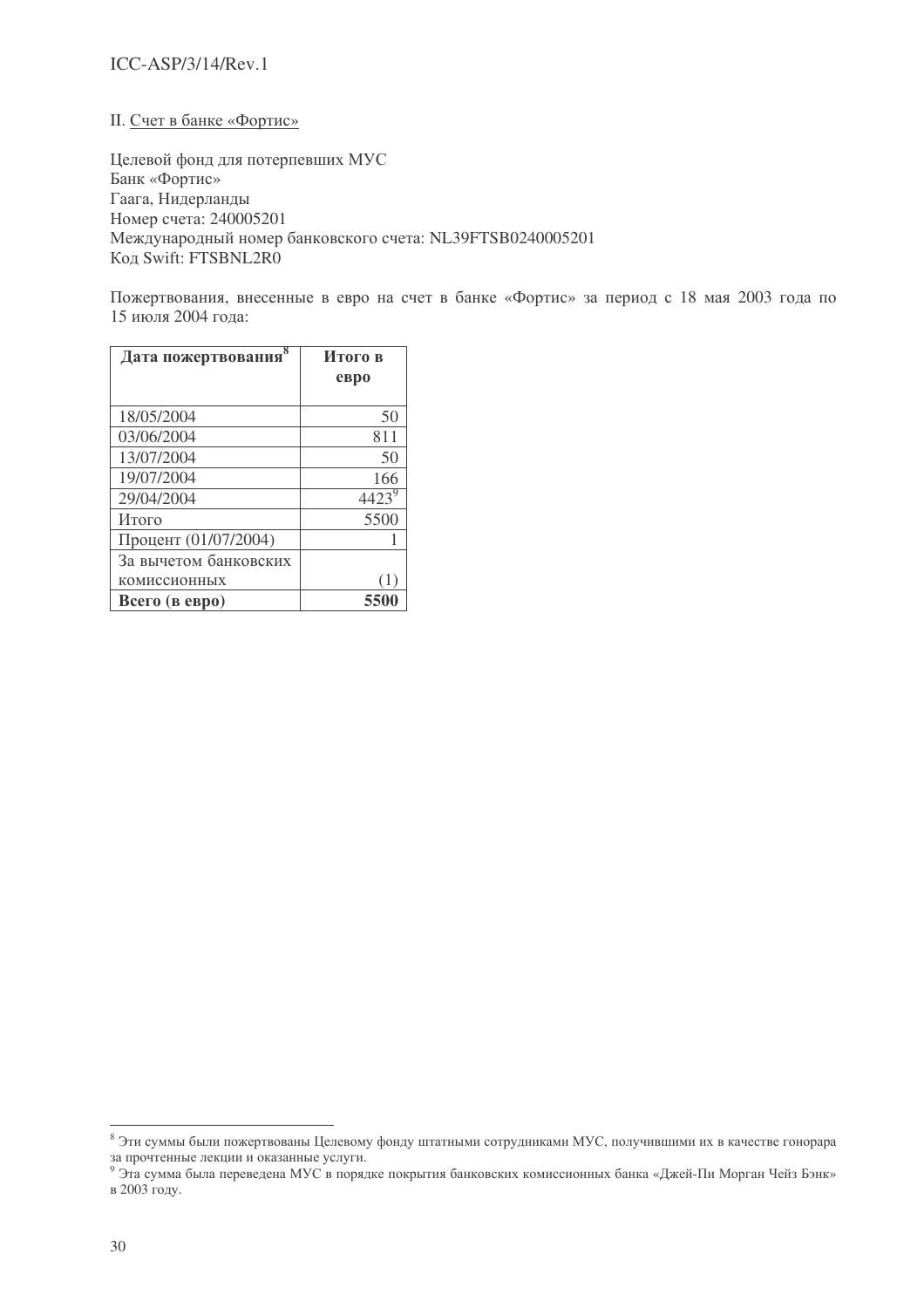II. Счет в банке «Фортис»

Целевой фонд для потерпевших МУС
Банк «Фортис»
Гаага, Нидерланды
Номер счета: 240005201
Международный номер банковского счета: NL39FTSB0240005201
Код Swift: FTSBNL2R0

Пожертвования, внесенные в евро на счет в банке «Фортис» за период с 18 мая 2003 года по 15 июля 2004 года:

| **Дата пожертвования**[8] | **Итого в евро** |
|---|---|
| 18/05/2004 | 50 |
| 03/06/2004 | 811 |
| 13/07/2004 | 50 |
| 19/07/2004 | 166 |
| 29/04/2004 | 4423[9] |
| Итого | 5500 |
| Процент (01/07/2004) | 1 |
| За вычетом банковских комиссионных | (1) |
| **Всего (в евро)** | **5500** |

---

[8] Эти суммы были пожертвованы Целевому фонду штатными сотрудниками МУС, получившими их в качестве гонорара за прочтенные лекции и оказанные услуги.

[9] Эта сумма была переведена МУС в порядке покрытия банковских комиссионных банка «Джей-Пи Морган Чейз Бэнк» в 2003 году.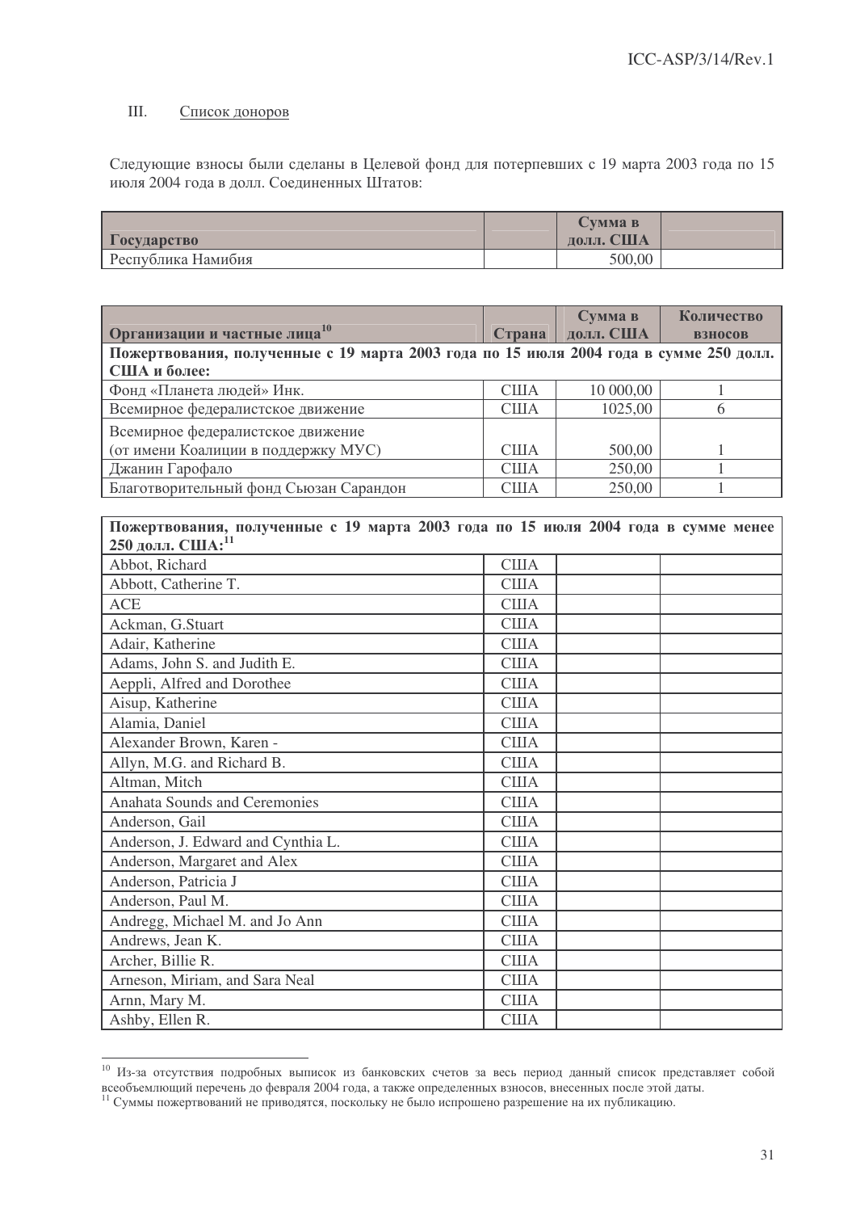## III. Список доноров

Следующие взносы были сделаны в Целевой фонд для потерпевших с 19 марта 2003 года по 15 июля 2004 года в долл. Соединенных Штатов:

| Государство | | Сумма в долл. США | |
|---|---|---|---|
| Республика Намибия | | 500,00 | |

| Организации и частные лица[10] | Страна | Сумма в долл. США | Количество взносов |
|---|---|---|---|
| **Пожертвования, полученные с 19 марта 2003 года по 15 июля 2004 года в сумме 250 долл. США и более:** | | | |
| Фонд «Планета людей» Инк. | США | 10 000,00 | 1 |
| Всемирное федералистское движение | США | 1025,00 | 6 |
| Всемирное федералистское движение (от имени Коалиции в поддержку МУС) | США | 500,00 | 1 |
| Джанин Гарофало | США | 250,00 | 1 |
| Благотворительный фонд Сьюзан Сарандон | США | 250,00 | 1 |

| **Пожертвования, полученные с 19 марта 2003 года по 15 июля 2004 года в сумме менее 250 долл. США:[11]** | | | |
|---|---|---|---|
| Abbot, Richard | США | | |
| Abbott, Catherine T. | США | | |
| ACE | США | | |
| Ackman, G.Stuart | США | | |
| Adair, Katherine | США | | |
| Adams, John S. and Judith E. | США | | |
| Aeppli, Alfred and Dorothee | США | | |
| Aisup, Katherine | США | | |
| Alamia, Daniel | США | | |
| Alexander Brown, Karen - | США | | |
| Allyn, M.G. and Richard B. | США | | |
| Altman, Mitch | США | | |
| Anahata Sounds and Ceremonies | США | | |
| Anderson, Gail | США | | |
| Anderson, J. Edward and Cynthia L. | США | | |
| Anderson, Margaret and Alex | США | | |
| Anderson, Patricia J | США | | |
| Anderson, Paul M. | США | | |
| Andregg, Michael M. and Jo Ann | США | | |
| Andrews, Jean K. | США | | |
| Archer, Billie R. | США | | |
| Arneson, Miriam, and Sara Neal | США | | |
| Arnn, Mary M. | США | | |
| Ashby, Ellen R. | США | | |

[10] Из-за отсутствия подробных выписок из банковских счетов за весь период данный список представляет собой всеобъемлющий перечень до февраля 2004 года, а также определенных взносов, внесенных после этой даты.

[11] Суммы пожертвований не приводятся, поскольку не было испрошено разрешение на их публикацию.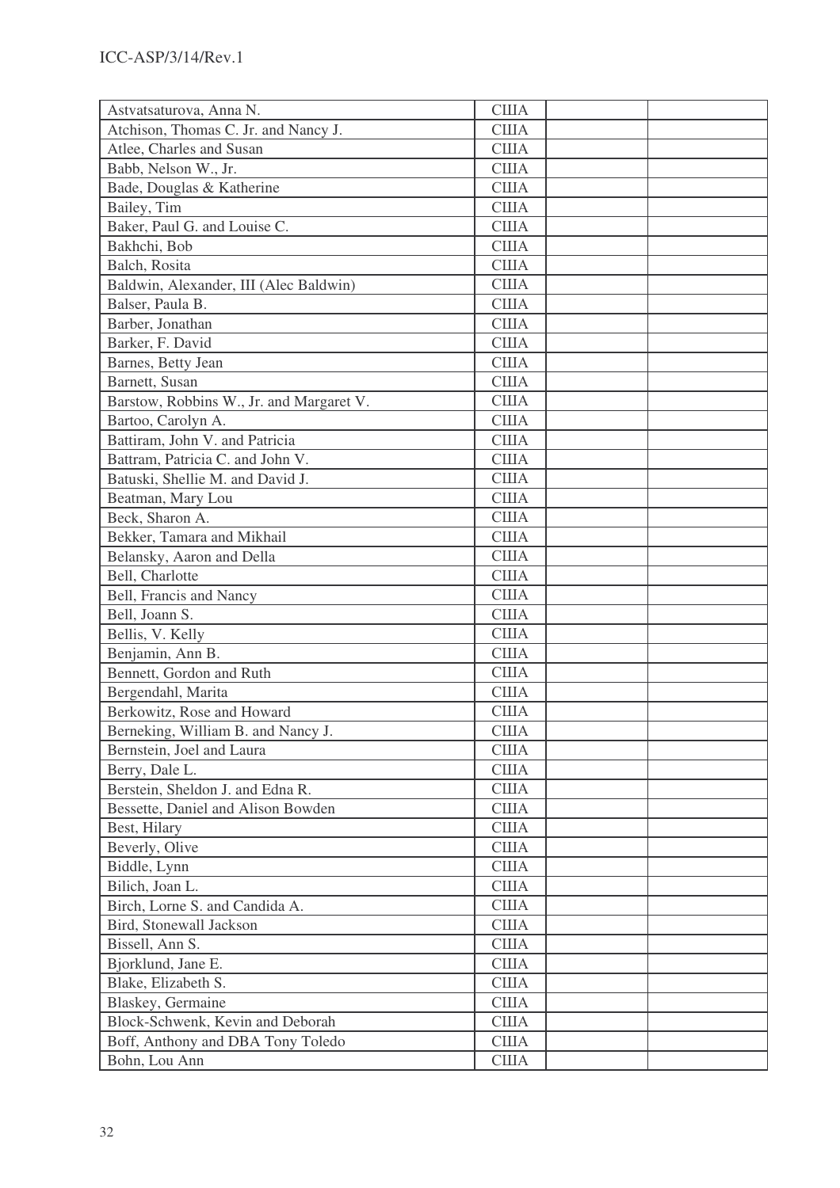| | | | |
|---|---|---|---|
| Astvatsaturova, Anna N. | США | | |
| Atchison, Thomas C. Jr. and Nancy J. | США | | |
| Atlee, Charles and Susan | США | | |
| Babb, Nelson W., Jr. | США | | |
| Bade, Douglas & Katherine | США | | |
| Bailey, Tim | США | | |
| Baker, Paul G. and Louise C. | США | | |
| Bakhchi, Bob | США | | |
| Balch, Rosita | США | | |
| Baldwin, Alexander, III (Alec Baldwin) | США | | |
| Balser, Paula B. | США | | |
| Barber, Jonathan | США | | |
| Barker, F. David | США | | |
| Barnes, Betty Jean | США | | |
| Barnett, Susan | США | | |
| Barstow, Robbins W., Jr. and Margaret V. | США | | |
| Bartoo, Carolyn A. | США | | |
| Battiram, John V. and Patricia | США | | |
| Battram, Patricia C. and John V. | США | | |
| Batuski, Shellie M. and David J. | США | | |
| Beatman, Mary Lou | США | | |
| Beck, Sharon A. | США | | |
| Bekker, Tamara and Mikhail | США | | |
| Belansky, Aaron and Della | США | | |
| Bell, Charlotte | США | | |
| Bell, Francis and Nancy | США | | |
| Bell, Joann S. | США | | |
| Bellis, V. Kelly | США | | |
| Benjamin, Ann B. | США | | |
| Bennett, Gordon and Ruth | США | | |
| Bergendahl, Marita | США | | |
| Berkowitz, Rose and Howard | США | | |
| Berneking, William B. and Nancy J. | США | | |
| Bernstein, Joel and Laura | США | | |
| Berry, Dale L. | США | | |
| Berstein, Sheldon J. and Edna R. | США | | |
| Bessette, Daniel and Alison Bowden | США | | |
| Best, Hilary | США | | |
| Beverly, Olive | США | | |
| Biddle, Lynn | США | | |
| Bilich, Joan L. | США | | |
| Birch, Lorne S. and Candida A. | США | | |
| Bird, Stonewall Jackson | США | | |
| Bissell, Ann S. | США | | |
| Bjorklund, Jane E. | США | | |
| Blake, Elizabeth S. | США | | |
| Blaskey, Germaine | США | | |
| Block-Schwenk, Kevin and Deborah | США | | |
| Boff, Anthony and DBA Tony Toledo | США | | |
| Bohn, Lou Ann | США | | |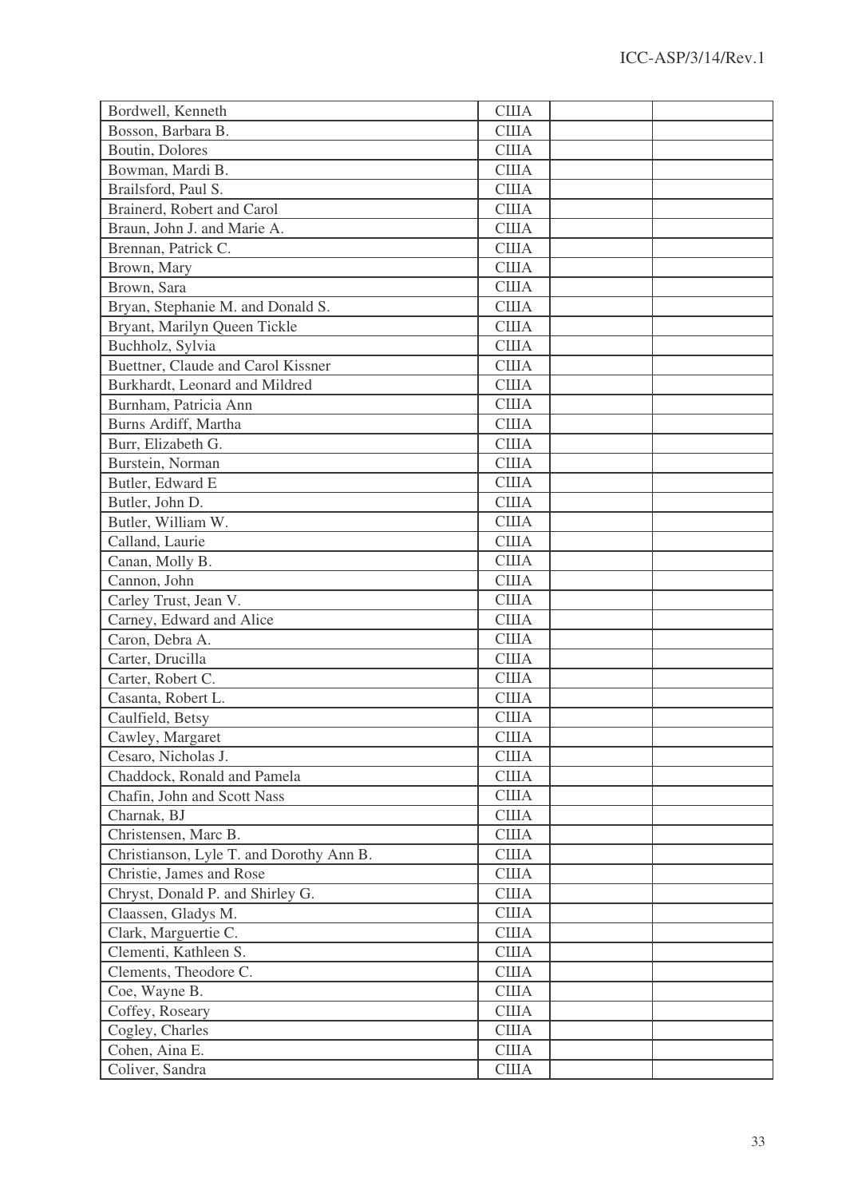| Bordwell, Kenneth | США | | |
|---|---|---|---|
| Bosson, Barbara B. | США | | |
| Boutin, Dolores | США | | |
| Bowman, Mardi B. | США | | |
| Brailsford, Paul S. | США | | |
| Brainerd, Robert and Carol | США | | |
| Braun, John J. and Marie A. | США | | |
| Brennan, Patrick C. | США | | |
| Brown, Mary | США | | |
| Brown, Sara | США | | |
| Bryan, Stephanie M. and Donald S. | США | | |
| Bryant, Marilyn Queen Tickle | США | | |
| Buchholz, Sylvia | США | | |
| Buettner, Claude and Carol Kissner | США | | |
| Burkhardt, Leonard and Mildred | США | | |
| Burnham, Patricia Ann | США | | |
| Burns Ardiff, Martha | США | | |
| Burr, Elizabeth G. | США | | |
| Burstein, Norman | США | | |
| Butler, Edward E | США | | |
| Butler, John D. | США | | |
| Butler, William W. | США | | |
| Calland, Laurie | США | | |
| Canan, Molly B. | США | | |
| Cannon, John | США | | |
| Carley Trust, Jean V. | США | | |
| Carney, Edward and Alice | США | | |
| Caron, Debra A. | США | | |
| Carter, Drucilla | США | | |
| Carter, Robert C. | США | | |
| Casanta, Robert L. | США | | |
| Caulfield, Betsy | США | | |
| Cawley, Margaret | США | | |
| Cesaro, Nicholas J. | США | | |
| Chaddock, Ronald and Pamela | США | | |
| Chafin, John and Scott Nass | США | | |
| Charnak, BJ | США | | |
| Christensen, Marc B. | США | | |
| Christianson, Lyle T. and Dorothy Ann B. | США | | |
| Christie, James and Rose | США | | |
| Chryst, Donald P. and Shirley G. | США | | |
| Claassen, Gladys M. | США | | |
| Clark, Marguertie C. | США | | |
| Clementi, Kathleen S. | США | | |
| Clements, Theodore C. | США | | |
| Coe, Wayne B. | США | | |
| Coffey, Roseary | США | | |
| Cogley, Charles | США | | |
| Cohen, Aina E. | США | | |
| Coliver, Sandra | США | | |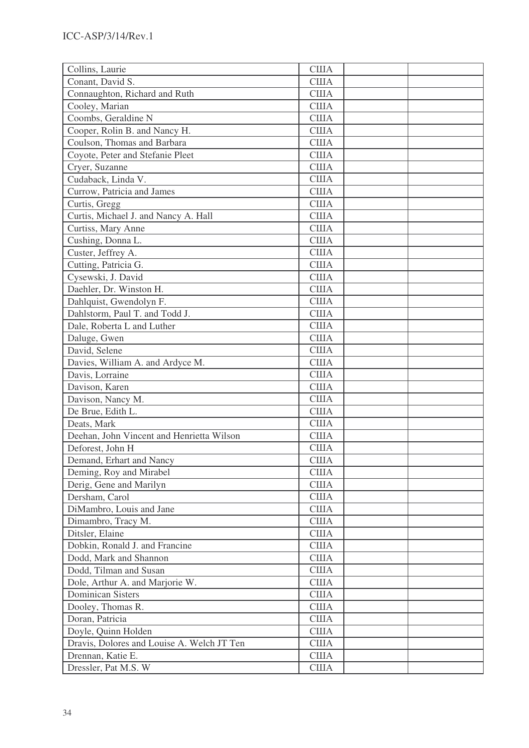| Collins, Laurie | США | | |
|---|---|---|---|
| Conant, David S. | США | | |
| Connaughton, Richard and Ruth | США | | |
| Cooley, Marian | США | | |
| Coombs, Geraldine N | США | | |
| Cooper, Rolin B. and Nancy H. | США | | |
| Coulson, Thomas and Barbara | США | | |
| Coyote, Peter and Stefanie Pleet | США | | |
| Cryer, Suzanne | США | | |
| Cudaback, Linda V. | США | | |
| Currow, Patricia and James | США | | |
| Curtis, Gregg | США | | |
| Curtis, Michael J. and Nancy A. Hall | США | | |
| Curtiss, Mary Anne | США | | |
| Cushing, Donna L. | США | | |
| Custer, Jeffrey A. | США | | |
| Cutting, Patricia G. | США | | |
| Cysewski, J. David | США | | |
| Daehler, Dr. Winston H. | США | | |
| Dahlquist, Gwendolyn F. | США | | |
| Dahlstorm, Paul T. and Todd J. | США | | |
| Dale, Roberta L and Luther | США | | |
| Daluge, Gwen | США | | |
| David, Selene | США | | |
| Davies, William A. and Ardyce M. | США | | |
| Davis, Lorraine | США | | |
| Davison, Karen | США | | |
| Davison, Nancy M. | США | | |
| De Brue, Edith L. | США | | |
| Deats, Mark | США | | |
| Deehan, John Vincent and Henrietta Wilson | США | | |
| Deforest, John H | США | | |
| Demand, Erhart and Nancy | США | | |
| Deming, Roy and Mirabel | США | | |
| Derig, Gene and Marilyn | США | | |
| Dersham, Carol | США | | |
| DiMambro, Louis and Jane | США | | |
| Dimambro, Tracy M. | США | | |
| Ditsler, Elaine | США | | |
| Dobkin, Ronald J. and Francine | США | | |
| Dodd, Mark and Shannon | США | | |
| Dodd, Tilman and Susan | США | | |
| Dole, Arthur A. and Marjorie W. | США | | |
| Dominican Sisters | США | | |
| Dooley, Thomas R. | США | | |
| Doran, Patricia | США | | |
| Doyle, Quinn Holden | США | | |
| Dravis, Dolores and Louise A. Welch JT Ten | США | | |
| Drennan, Katie E. | США | | |
| Dressler, Pat M.S. W | США | | |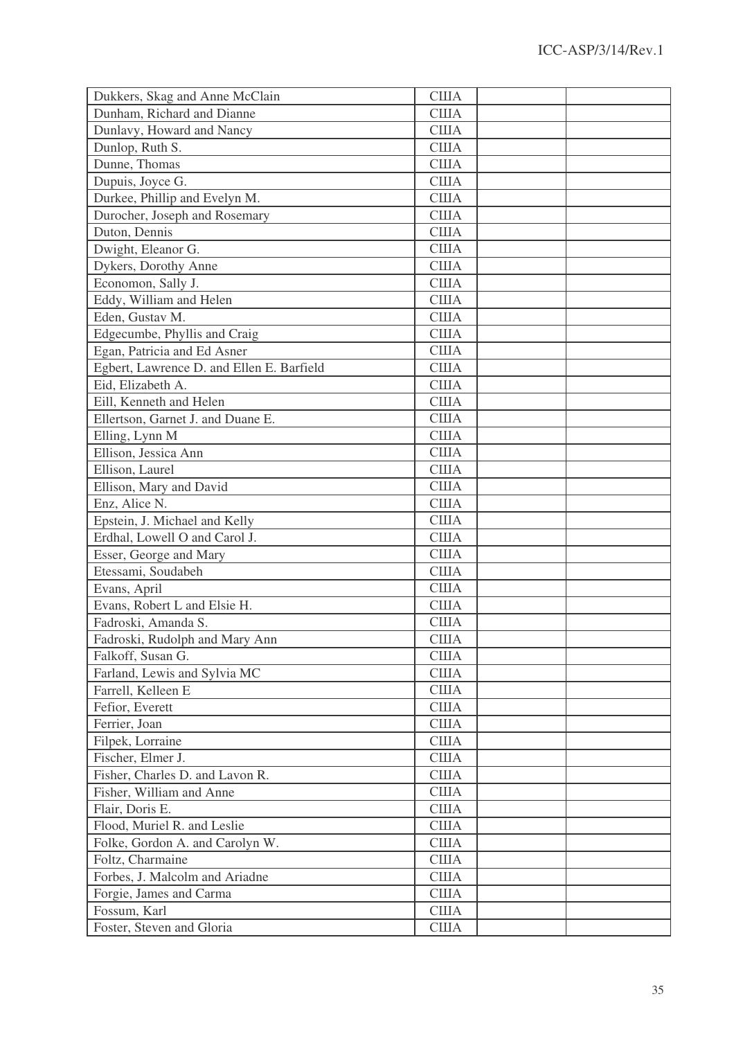| | | | |
|---|---|---|---|
| Dukkers, Skag and Anne McClain | США | | |
| Dunham, Richard and Dianne | США | | |
| Dunlavy, Howard and Nancy | США | | |
| Dunlop, Ruth S. | США | | |
| Dunne, Thomas | США | | |
| Dupuis, Joyce G. | США | | |
| Durkee, Phillip and Evelyn M. | США | | |
| Durocher, Joseph and Rosemary | США | | |
| Duton, Dennis | США | | |
| Dwight, Eleanor G. | США | | |
| Dykers, Dorothy Anne | США | | |
| Economon, Sally J. | США | | |
| Eddy, William and Helen | США | | |
| Eden, Gustav M. | США | | |
| Edgecumbe, Phyllis and Craig | США | | |
| Egan, Patricia and Ed Asner | США | | |
| Egbert, Lawrence D. and Ellen E. Barfield | США | | |
| Eid, Elizabeth A. | США | | |
| Eill, Kenneth and Helen | США | | |
| Ellertson, Garnet J. and Duane E. | США | | |
| Elling, Lynn M | США | | |
| Ellison, Jessica Ann | США | | |
| Ellison, Laurel | США | | |
| Ellison, Mary and David | США | | |
| Enz, Alice N. | США | | |
| Epstein, J. Michael and Kelly | США | | |
| Erdhal, Lowell O and Carol J. | США | | |
| Esser, George and Mary | США | | |
| Etessami, Soudabeh | США | | |
| Evans, April | США | | |
| Evans, Robert L and Elsie H. | США | | |
| Fadroski, Amanda S. | США | | |
| Fadroski, Rudolph and Mary Ann | США | | |
| Falkoff, Susan G. | США | | |
| Farland, Lewis and Sylvia MC | США | | |
| Farrell, Kelleen E | США | | |
| Fefior, Everett | США | | |
| Ferrier, Joan | США | | |
| Filpek, Lorraine | США | | |
| Fischer, Elmer J. | США | | |
| Fisher, Charles D. and Lavon R. | США | | |
| Fisher, William and Anne | США | | |
| Flair, Doris E. | США | | |
| Flood, Muriel R. and Leslie | США | | |
| Folke, Gordon A. and Carolyn W. | США | | |
| Foltz, Charmaine | США | | |
| Forbes, J. Malcolm and Ariadne | США | | |
| Forgie, James and Carma | США | | |
| Fossum, Karl | США | | |
| Foster, Steven and Gloria | США | | |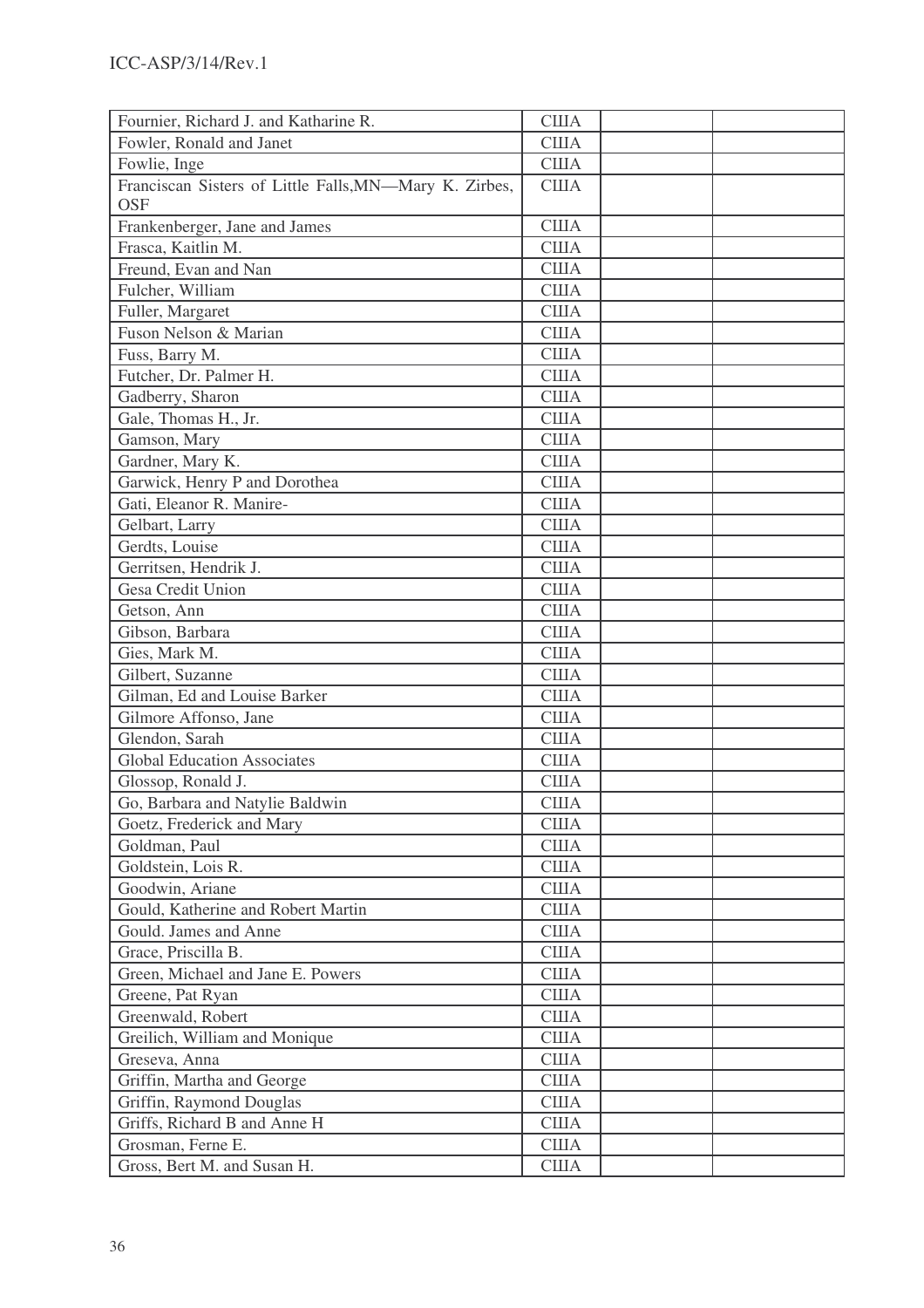| Fournier, Richard J. and Katharine R. | США | | |
|---|---|---|---|
| Fowler, Ronald and Janet | США | | |
| Fowlie, Inge | США | | |
| Franciscan Sisters of Little Falls,MN—Mary K. Zirbes, OSF | США | | |
| Frankenberger, Jane and James | США | | |
| Frasca, Kaitlin M. | США | | |
| Freund, Evan and Nan | США | | |
| Fulcher, William | США | | |
| Fuller, Margaret | США | | |
| Fuson Nelson & Marian | США | | |
| Fuss, Barry M. | США | | |
| Futcher, Dr. Palmer H. | США | | |
| Gadberry, Sharon | США | | |
| Gale, Thomas H., Jr. | США | | |
| Gamson, Mary | США | | |
| Gardner, Mary K. | США | | |
| Garwick, Henry P and Dorothea | США | | |
| Gati, Eleanor R. Manire- | США | | |
| Gelbart, Larry | США | | |
| Gerdts, Louise | США | | |
| Gerritsen, Hendrik J. | США | | |
| Gesa Credit Union | США | | |
| Getson, Ann | США | | |
| Gibson, Barbara | США | | |
| Gies, Mark M. | США | | |
| Gilbert, Suzanne | США | | |
| Gilman, Ed and Louise Barker | США | | |
| Gilmore Affonso, Jane | США | | |
| Glendon, Sarah | США | | |
| Global Education Associates | США | | |
| Glossop, Ronald J. | США | | |
| Go, Barbara and Natylie Baldwin | США | | |
| Goetz, Frederick and Mary | США | | |
| Goldman, Paul | США | | |
| Goldstein, Lois R. | США | | |
| Goodwin, Ariane | США | | |
| Gould, Katherine and Robert Martin | США | | |
| Gould. James and Anne | США | | |
| Grace, Priscilla B. | США | | |
| Green, Michael and Jane E. Powers | США | | |
| Greene, Pat Ryan | США | | |
| Greenwald, Robert | США | | |
| Greilich, William and Monique | США | | |
| Greseva, Anna | США | | |
| Griffin, Martha and George | США | | |
| Griffin, Raymond Douglas | США | | |
| Griffs, Richard B and Anne H | США | | |
| Grosman, Ferne E. | США | | |
| Gross, Bert M. and Susan H. | США | | |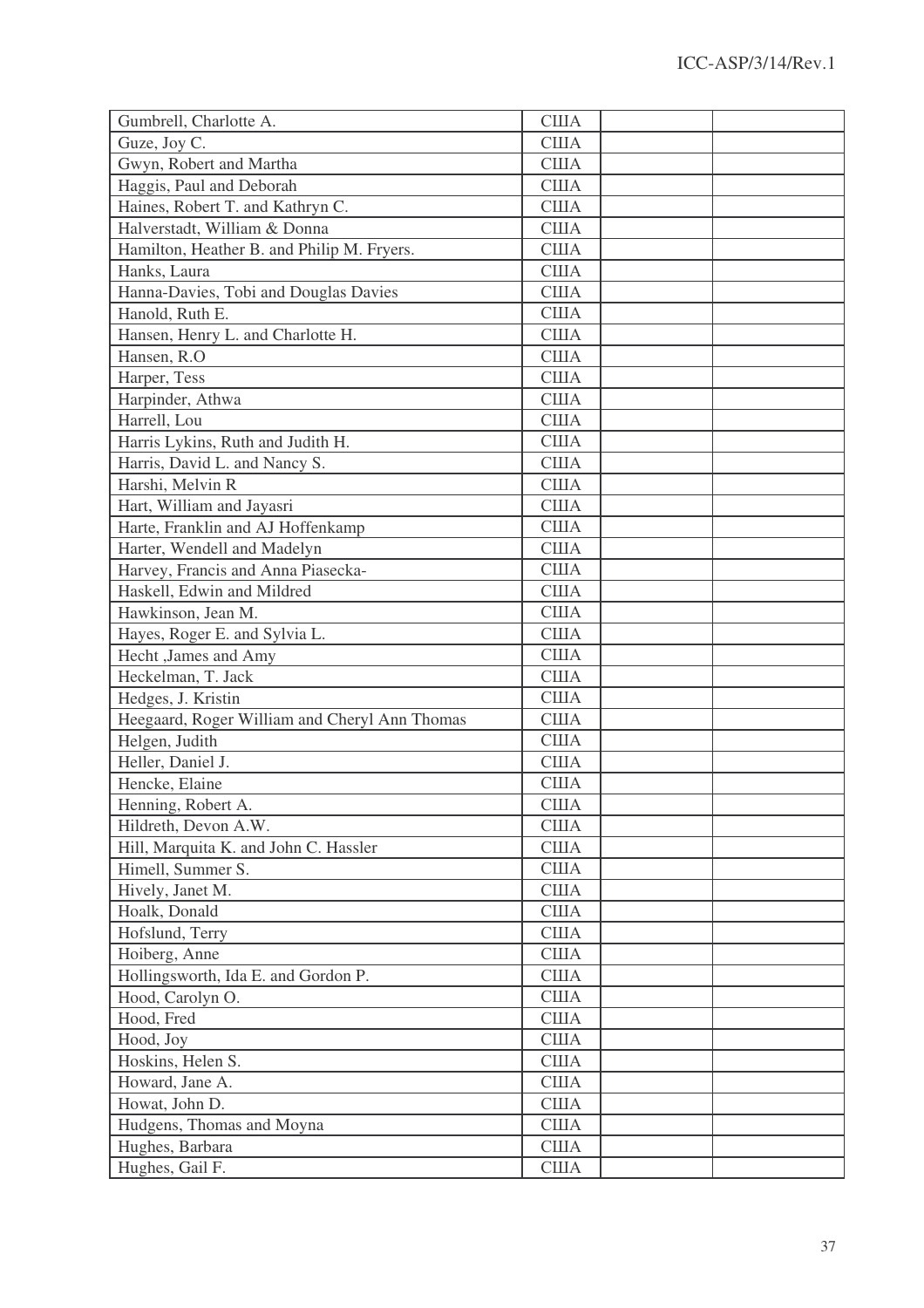| | | | |
|---|---|---|---|
| Gumbrell, Charlotte A. | США | | |
| Guze, Joy C. | США | | |
| Gwyn, Robert and Martha | США | | |
| Haggis, Paul and Deborah | США | | |
| Haines, Robert T. and Kathryn C. | США | | |
| Halverstadt, William & Donna | США | | |
| Hamilton, Heather B. and Philip M. Fryers. | США | | |
| Hanks, Laura | США | | |
| Hanna-Davies, Tobi and Douglas Davies | США | | |
| Hanold, Ruth E. | США | | |
| Hansen, Henry L. and Charlotte H. | США | | |
| Hansen, R.O | США | | |
| Harper, Tess | США | | |
| Harpinder, Athwa | США | | |
| Harrell, Lou | США | | |
| Harris Lykins, Ruth and Judith H. | США | | |
| Harris, David L. and Nancy S. | США | | |
| Harshi, Melvin R | США | | |
| Hart, William and Jayasri | США | | |
| Harte, Franklin and AJ Hoffenkamp | США | | |
| Harter, Wendell and Madelyn | США | | |
| Harvey, Francis and Anna Piasecka- | США | | |
| Haskell, Edwin and Mildred | США | | |
| Hawkinson, Jean M. | США | | |
| Hayes, Roger E. and Sylvia L. | США | | |
| Hecht ,James and Amy | США | | |
| Heckelman, T. Jack | США | | |
| Hedges, J. Kristin | США | | |
| Heegaard, Roger William and Cheryl Ann Thomas | США | | |
| Helgen, Judith | США | | |
| Heller, Daniel J. | США | | |
| Hencke, Elaine | США | | |
| Henning, Robert A. | США | | |
| Hildreth, Devon A.W. | США | | |
| Hill, Marquita K. and John C. Hassler | США | | |
| Himell, Summer S. | США | | |
| Hively, Janet M. | США | | |
| Hoalk, Donald | США | | |
| Hofslund, Terry | США | | |
| Hoiberg, Anne | США | | |
| Hollingsworth, Ida E. and Gordon P. | США | | |
| Hood, Carolyn O. | США | | |
| Hood, Fred | США | | |
| Hood, Joy | США | | |
| Hoskins, Helen S. | США | | |
| Howard, Jane A. | США | | |
| Howat, John D. | США | | |
| Hudgens, Thomas and Moyna | США | | |
| Hughes, Barbara | США | | |
| Hughes, Gail F. | США | | |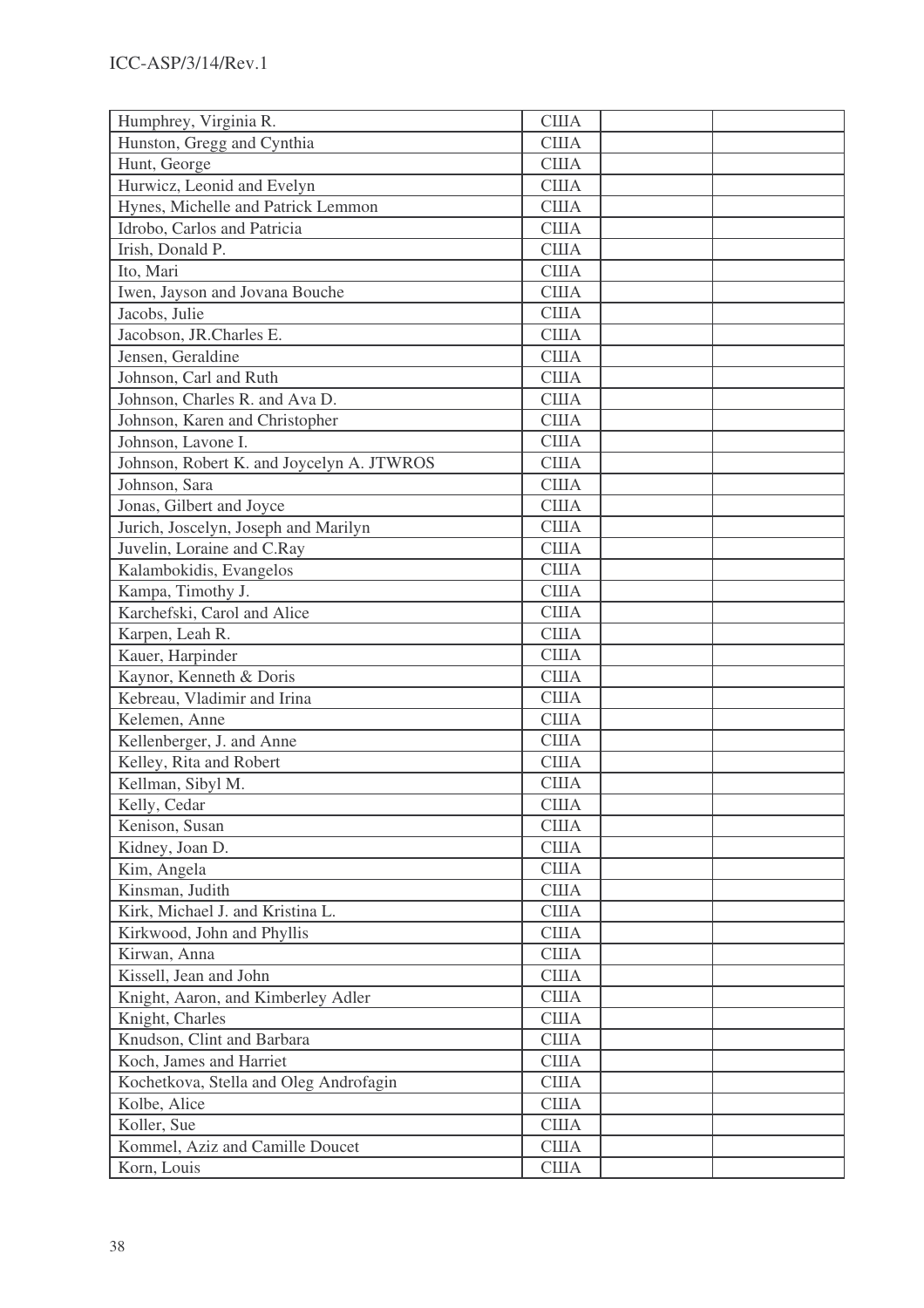| | | | |
|---|---|---|---|
| Humphrey, Virginia R. | США | | |
| Hunston, Gregg and Cynthia | США | | |
| Hunt, George | США | | |
| Hurwicz, Leonid and Evelyn | США | | |
| Hynes, Michelle and Patrick Lemmon | США | | |
| Idrobo, Carlos and Patricia | США | | |
| Irish, Donald P. | США | | |
| Ito, Mari | США | | |
| Iwen, Jayson and Jovana Bouche | США | | |
| Jacobs, Julie | США | | |
| Jacobson, JR.Charles E. | США | | |
| Jensen, Geraldine | США | | |
| Johnson, Carl and Ruth | США | | |
| Johnson, Charles R. and Ava D. | США | | |
| Johnson, Karen and Christopher | США | | |
| Johnson, Lavone I. | США | | |
| Johnson, Robert K. and Joycelyn A. JTWROS | США | | |
| Johnson, Sara | США | | |
| Jonas, Gilbert and Joyce | США | | |
| Jurich, Joscelyn, Joseph and Marilyn | США | | |
| Juvelin, Loraine and C.Ray | США | | |
| Kalambokidis, Evangelos | США | | |
| Kampa, Timothy J. | США | | |
| Karchefski, Carol and Alice | США | | |
| Karpen, Leah R. | США | | |
| Kauer, Harpinder | США | | |
| Kaynor, Kenneth & Doris | США | | |
| Kebreau, Vladimir and Irina | США | | |
| Kelemen, Anne | США | | |
| Kellenberger, J. and Anne | США | | |
| Kelley, Rita and Robert | США | | |
| Kellman, Sibyl M. | США | | |
| Kelly, Cedar | США | | |
| Kenison, Susan | США | | |
| Kidney, Joan D. | США | | |
| Kim, Angela | США | | |
| Kinsman, Judith | США | | |
| Kirk, Michael J. and Kristina L. | США | | |
| Kirkwood, John and Phyllis | США | | |
| Kirwan, Anna | США | | |
| Kissell, Jean and John | США | | |
| Knight, Aaron, and Kimberley Adler | США | | |
| Knight, Charles | США | | |
| Knudson, Clint and Barbara | США | | |
| Koch, James and Harriet | США | | |
| Kochetkova, Stella and Oleg Androfagin | США | | |
| Kolbe, Alice | США | | |
| Koller, Sue | США | | |
| Kommel, Aziz and Camille Doucet | США | | |
| Korn, Louis | США | | |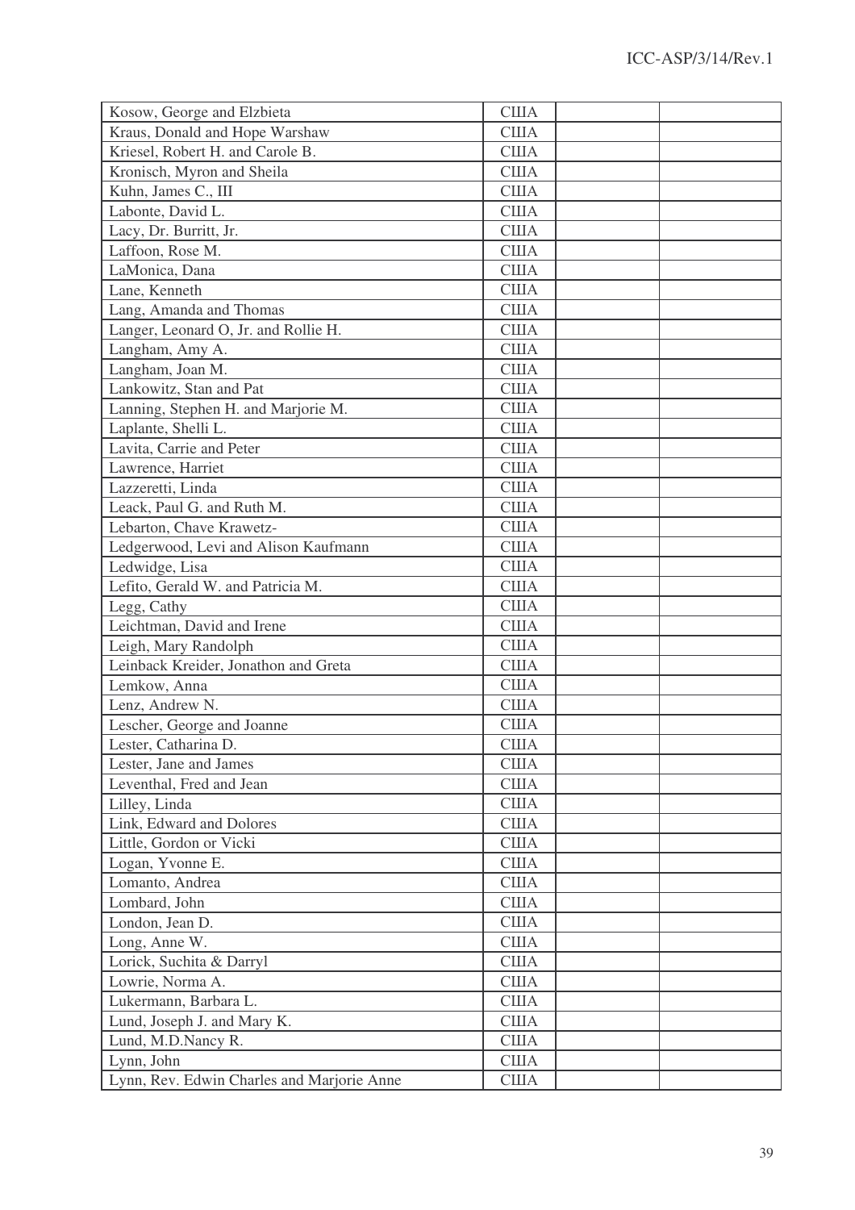| Kosow, George and Elzbieta | США | | |
|---|---|---|---|
| Kraus, Donald and Hope Warshaw | США | | |
| Kriesel, Robert H. and Carole B. | США | | |
| Kronisch, Myron and Sheila | США | | |
| Kuhn, James C., III | США | | |
| Labonte, David L. | США | | |
| Lacy, Dr. Burritt, Jr. | США | | |
| Laffoon, Rose M. | США | | |
| LaMonica, Dana | США | | |
| Lane, Kenneth | США | | |
| Lang, Amanda and Thomas | США | | |
| Langer, Leonard O, Jr. and Rollie H. | США | | |
| Langham, Amy A. | США | | |
| Langham, Joan M. | США | | |
| Lankowitz, Stan and Pat | США | | |
| Lanning, Stephen H. and Marjorie M. | США | | |
| Laplante, Shelli L. | США | | |
| Lavita, Carrie and Peter | США | | |
| Lawrence, Harriet | США | | |
| Lazzeretti, Linda | США | | |
| Leack, Paul G. and Ruth M. | США | | |
| Lebarton, Chave Krawetz- | США | | |
| Ledgerwood, Levi and Alison Kaufmann | США | | |
| Ledwidge, Lisa | США | | |
| Lefito, Gerald W. and Patricia M. | США | | |
| Legg, Cathy | США | | |
| Leichtman, David and Irene | США | | |
| Leigh, Mary Randolph | США | | |
| Leinback Kreider, Jonathon and Greta | США | | |
| Lemkow, Anna | США | | |
| Lenz, Andrew N. | США | | |
| Lescher, George and Joanne | США | | |
| Lester, Catharina D. | США | | |
| Lester, Jane and James | США | | |
| Leventhal, Fred and Jean | США | | |
| Lilley, Linda | США | | |
| Link, Edward and Dolores | США | | |
| Little, Gordon or Vicki | США | | |
| Logan, Yvonne E. | США | | |
| Lomanto, Andrea | США | | |
| Lombard, John | США | | |
| London, Jean D. | США | | |
| Long, Anne W. | США | | |
| Lorick, Suchita & Darryl | США | | |
| Lowrie, Norma A. | США | | |
| Lukermann, Barbara L. | США | | |
| Lund, Joseph J. and Mary K. | США | | |
| Lund, M.D.Nancy R. | США | | |
| Lynn, John | США | | |
| Lynn, Rev. Edwin Charles and Marjorie Anne | США | | |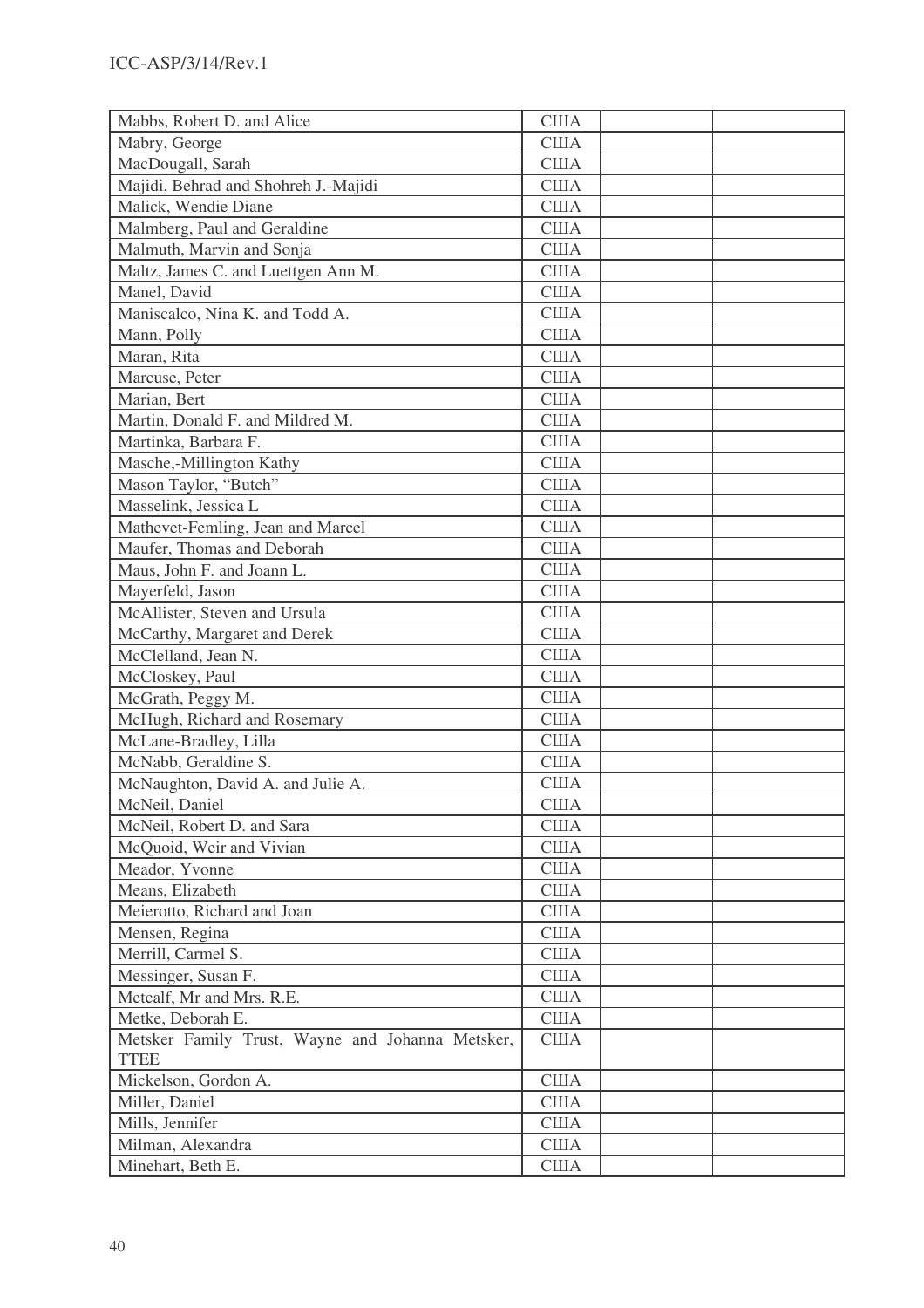| | | | |
|---|---|---|---|
| Mabbs, Robert D. and Alice | США | | |
| Mabry, George | США | | |
| MacDougall, Sarah | США | | |
| Majidi, Behrad and Shohreh J.-Majidi | США | | |
| Malick, Wendie Diane | США | | |
| Malmberg, Paul and Geraldine | США | | |
| Malmuth, Marvin and Sonja | США | | |
| Maltz, James C. and Luettgen Ann M. | США | | |
| Manel, David | США | | |
| Maniscalco, Nina K. and Todd A. | США | | |
| Mann, Polly | США | | |
| Maran, Rita | США | | |
| Marcuse, Peter | США | | |
| Marian, Bert | США | | |
| Martin, Donald F. and Mildred M. | США | | |
| Martinka, Barbara F. | США | | |
| Masche,-Millington Kathy | США | | |
| Mason Taylor, "Butch" | США | | |
| Masselink, Jessica L | США | | |
| Mathevet-Femling, Jean and Marcel | США | | |
| Maufer, Thomas and Deborah | США | | |
| Maus, John F. and Joann L. | США | | |
| Mayerfeld, Jason | США | | |
| McAllister, Steven and Ursula | США | | |
| McCarthy, Margaret and Derek | США | | |
| McClelland, Jean N. | США | | |
| McCloskey, Paul | США | | |
| McGrath, Peggy M. | США | | |
| McHugh, Richard and Rosemary | США | | |
| McLane-Bradley, Lilla | США | | |
| McNabb, Geraldine S. | США | | |
| McNaughton, David A. and Julie A. | США | | |
| McNeil, Daniel | США | | |
| McNeil, Robert D. and Sara | США | | |
| McQuoid, Weir and Vivian | США | | |
| Meador, Yvonne | США | | |
| Means, Elizabeth | США | | |
| Meierotto, Richard and Joan | США | | |
| Mensen, Regina | США | | |
| Merrill, Carmel S. | США | | |
| Messinger, Susan F. | США | | |
| Metcalf, Mr and Mrs. R.E. | США | | |
| Metke, Deborah E. | США | | |
| Metsker Family Trust, Wayne and Johanna Metsker, TTEE | США | | |
| Mickelson, Gordon A. | США | | |
| Miller, Daniel | США | | |
| Mills, Jennifer | США | | |
| Milman, Alexandra | США | | |
| Minehart, Beth E. | США | | |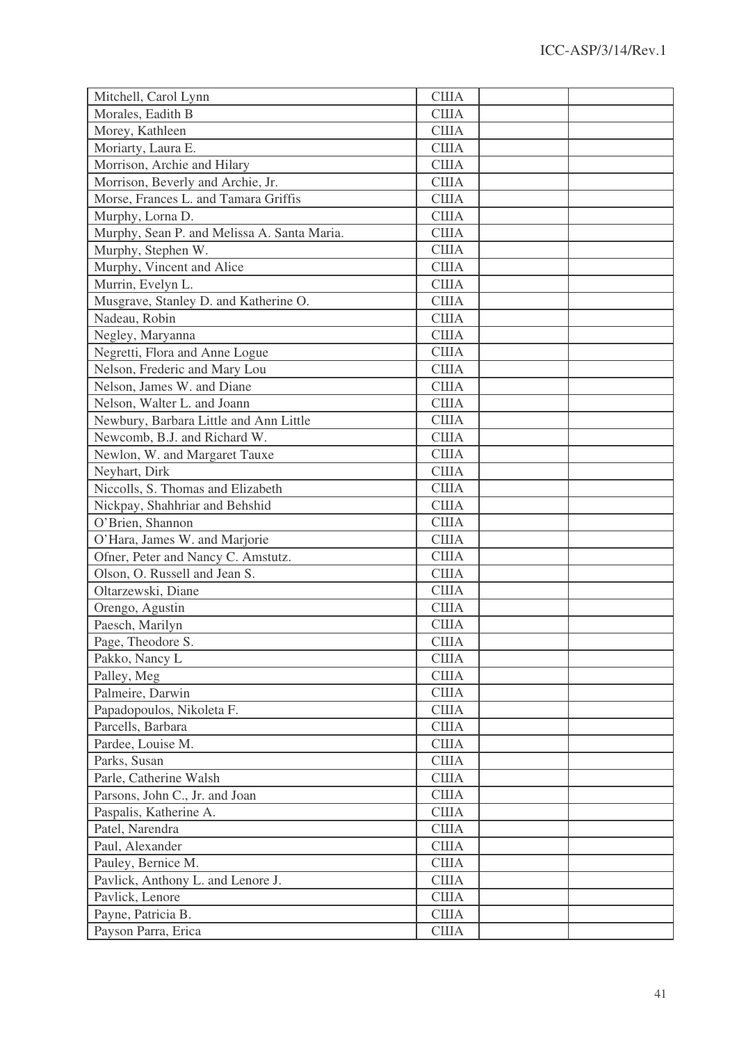| | | | |
|---|---|---|---|
| Mitchell, Carol Lynn | США | | |
| Morales, Eadith B | США | | |
| Morey, Kathleen | США | | |
| Moriarty, Laura E. | США | | |
| Morrison, Archie and Hilary | США | | |
| Morrison, Beverly and Archie, Jr. | США | | |
| Morse, Frances L. and Tamara Griffis | США | | |
| Murphy, Lorna D. | США | | |
| Murphy, Sean P. and Melissa A. Santa Maria. | США | | |
| Murphy, Stephen W. | США | | |
| Murphy, Vincent and Alice | США | | |
| Murrin, Evelyn L. | США | | |
| Musgrave, Stanley D. and Katherine O. | США | | |
| Nadeau, Robin | США | | |
| Negley, Maryanna | США | | |
| Negretti, Flora and Anne Logue | США | | |
| Nelson, Frederic and Mary Lou | США | | |
| Nelson, James W. and Diane | США | | |
| Nelson, Walter L. and Joann | США | | |
| Newbury, Barbara Little and Ann Little | США | | |
| Newcomb, B.J. and Richard W. | США | | |
| Newlon, W. and Margaret Tauxe | США | | |
| Neyhart, Dirk | США | | |
| Niccolls, S. Thomas and Elizabeth | США | | |
| Nickpay, Shahhriar and Behshid | США | | |
| O'Brien, Shannon | США | | |
| O'Hara, James W. and Marjorie | США | | |
| Ofner, Peter and Nancy C. Amstutz. | США | | |
| Olson, O. Russell and Jean S. | США | | |
| Oltarzewski, Diane | США | | |
| Orengo, Agustin | США | | |
| Paesch, Marilyn | США | | |
| Page, Theodore S. | США | | |
| Pakko, Nancy L | США | | |
| Palley, Meg | США | | |
| Palmeire, Darwin | США | | |
| Papadopoulos, Nikoleta F. | США | | |
| Parcells, Barbara | США | | |
| Pardee, Louise M. | США | | |
| Parks, Susan | США | | |
| Parle, Catherine Walsh | США | | |
| Parsons, John C., Jr. and Joan | США | | |
| Paspalis, Katherine A. | США | | |
| Patel, Narendra | США | | |
| Paul, Alexander | США | | |
| Pauley, Bernice M. | США | | |
| Pavlick, Anthony L. and Lenore J. | США | | |
| Pavlick, Lenore | США | | |
| Payne, Patricia B. | США | | |
| Payson Parra, Erica | США | | |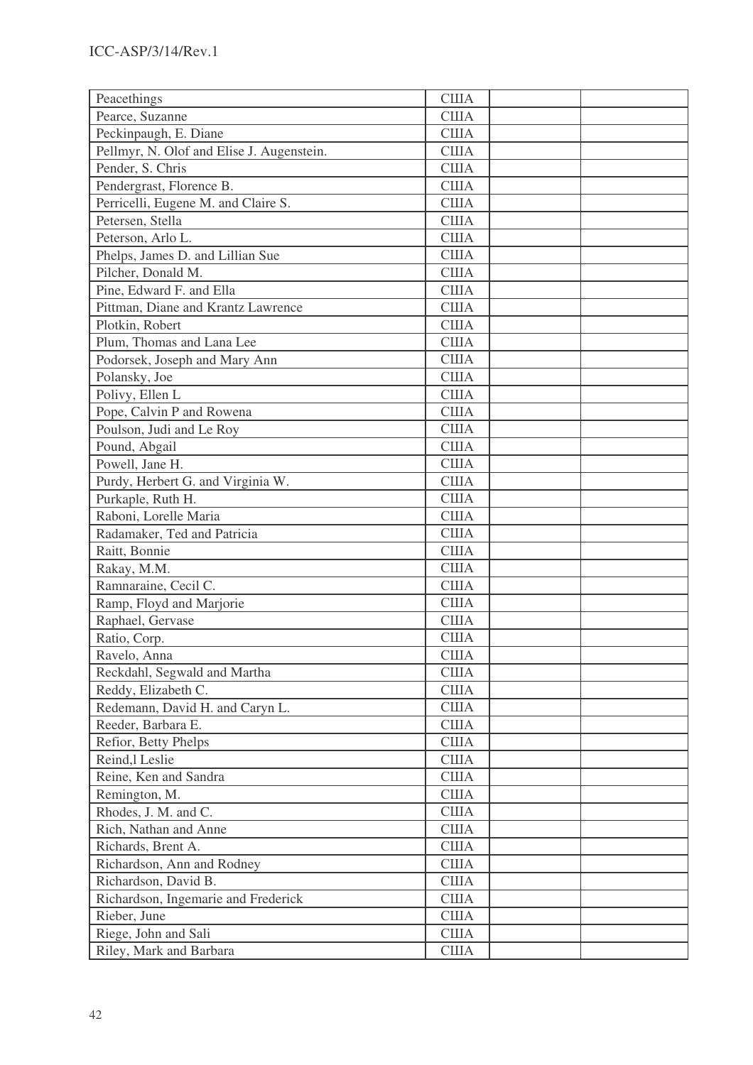| Peacethings | США | | |
|---|---|---|---|
| Pearce, Suzanne | США | | |
| Peckinpaugh, E. Diane | США | | |
| Pellmyr, N. Olof and Elise J. Augenstein. | США | | |
| Pender, S. Chris | США | | |
| Pendergrast, Florence B. | США | | |
| Perricelli, Eugene M. and Claire S. | США | | |
| Petersen, Stella | США | | |
| Peterson, Arlo L. | США | | |
| Phelps, James D. and Lillian Sue | США | | |
| Pilcher, Donald M. | США | | |
| Pine, Edward F. and Ella | США | | |
| Pittman, Diane and Krantz Lawrence | США | | |
| Plotkin, Robert | США | | |
| Plum, Thomas and Lana Lee | США | | |
| Podorsek, Joseph and Mary Ann | США | | |
| Polansky, Joe | США | | |
| Polivy, Ellen L | США | | |
| Pope, Calvin P and Rowena | США | | |
| Poulson, Judi and Le Roy | США | | |
| Pound, Abgail | США | | |
| Powell, Jane H. | США | | |
| Purdy, Herbert G. and Virginia W. | США | | |
| Purkaple, Ruth H. | США | | |
| Raboni, Lorelle Maria | США | | |
| Radamaker, Ted and Patricia | США | | |
| Raitt, Bonnie | США | | |
| Rakay, M.M. | США | | |
| Ramnaraine, Cecil C. | США | | |
| Ramp, Floyd and Marjorie | США | | |
| Raphael, Gervase | США | | |
| Ratio, Corp. | США | | |
| Ravelo, Anna | США | | |
| Reckdahl, Segwald and Martha | США | | |
| Reddy, Elizabeth C. | США | | |
| Redemann, David H. and Caryn L. | США | | |
| Reeder, Barbara E. | США | | |
| Refior, Betty Phelps | США | | |
| Reind,l Leslie | США | | |
| Reine, Ken and Sandra | США | | |
| Remington, M. | США | | |
| Rhodes, J. M. and C. | США | | |
| Rich, Nathan and Anne | США | | |
| Richards, Brent A. | США | | |
| Richardson, Ann and Rodney | США | | |
| Richardson, David B. | США | | |
| Richardson, Ingemarie and Frederick | США | | |
| Rieber, June | США | | |
| Riege, John and Sali | США | | |
| Riley, Mark and Barbara | США | | |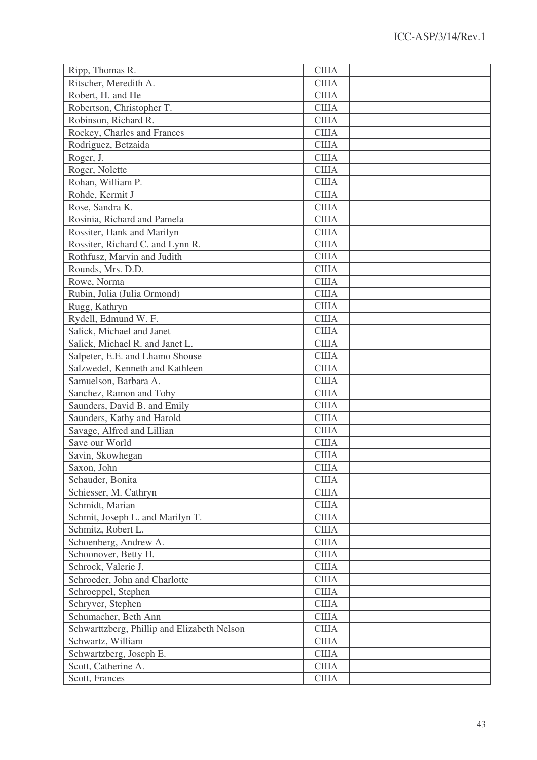| | | | |
|---|---|---|---|
| Ripp, Thomas R. | США | | |
| Ritscher, Meredith A. | США | | |
| Robert, H. and He | США | | |
| Robertson, Christopher T. | США | | |
| Robinson, Richard R. | США | | |
| Rockey, Charles and Frances | США | | |
| Rodriguez, Betzaida | США | | |
| Roger, J. | США | | |
| Roger, Nolette | США | | |
| Rohan, William P. | США | | |
| Rohde, Kermit J | США | | |
| Rose, Sandra K. | США | | |
| Rosinia, Richard and Pamela | США | | |
| Rossiter, Hank and Marilyn | США | | |
| Rossiter, Richard C. and Lynn R. | США | | |
| Rothfusz, Marvin and Judith | США | | |
| Rounds, Mrs. D.D. | США | | |
| Rowe, Norma | США | | |
| Rubin, Julia (Julia Ormond) | США | | |
| Rugg, Kathryn | США | | |
| Rydell, Edmund W. F. | США | | |
| Salick, Michael and Janet | США | | |
| Salick, Michael R. and Janet L. | США | | |
| Salpeter, E.E. and Lhamo Shouse | США | | |
| Salzwedel, Kenneth and Kathleen | США | | |
| Samuelson, Barbara A. | США | | |
| Sanchez, Ramon and Toby | США | | |
| Saunders, David B. and Emily | США | | |
| Saunders, Kathy and Harold | США | | |
| Savage, Alfred and Lillian | США | | |
| Save our World | США | | |
| Savin, Skowhegan | США | | |
| Saxon, John | США | | |
| Schauder, Bonita | США | | |
| Schiesser, M. Cathryn | США | | |
| Schmidt, Marian | США | | |
| Schmit, Joseph L. and Marilyn T. | США | | |
| Schmitz, Robert L. | США | | |
| Schoenberg, Andrew A. | США | | |
| Schoonover, Betty H. | США | | |
| Schrock, Valerie J. | США | | |
| Schroeder, John and Charlotte | США | | |
| Schroeppel, Stephen | США | | |
| Schryver, Stephen | США | | |
| Schumacher, Beth Ann | США | | |
| Schwarttzberg, Phillip and Elizabeth Nelson | США | | |
| Schwartz, William | США | | |
| Schwartzberg, Joseph E. | США | | |
| Scott, Catherine A. | США | | |
| Scott, Frances | США | | |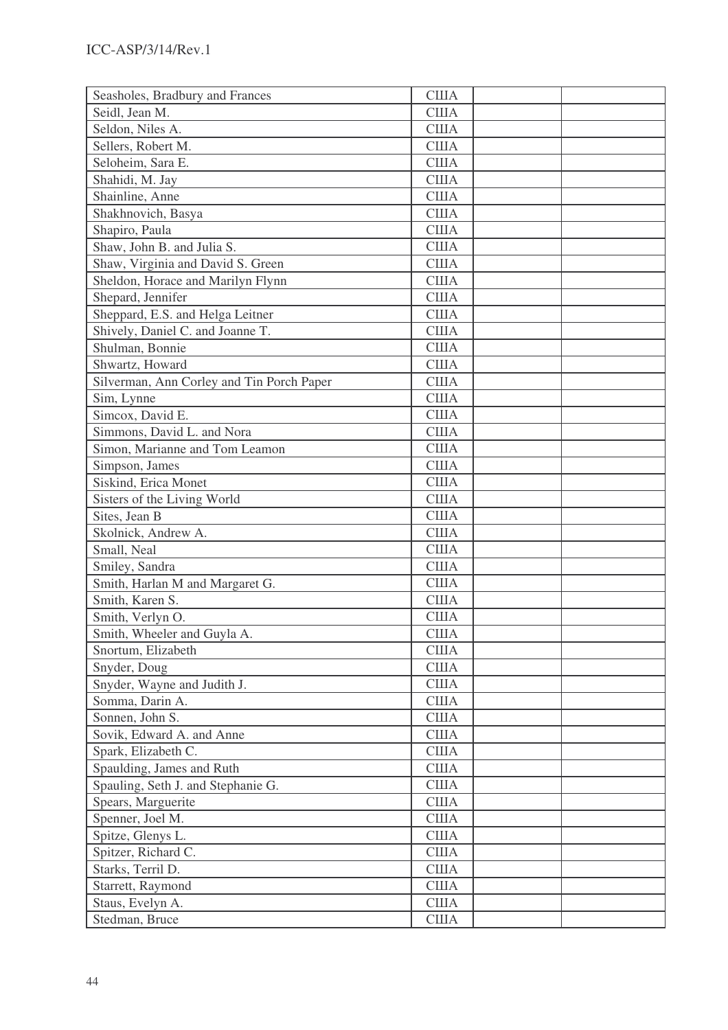| | | | |
|---|---|---|---|
| Seasholes, Bradbury and Frances | США | | |
| Seidl, Jean M. | США | | |
| Seldon, Niles A. | США | | |
| Sellers, Robert M. | США | | |
| Seloheim, Sara E. | США | | |
| Shahidi, M. Jay | США | | |
| Shainline, Anne | США | | |
| Shakhnovich, Basya | США | | |
| Shapiro, Paula | США | | |
| Shaw, John B. and Julia S. | США | | |
| Shaw, Virginia and David S. Green | США | | |
| Sheldon, Horace and Marilyn Flynn | США | | |
| Shepard, Jennifer | США | | |
| Sheppard, E.S. and Helga Leitner | США | | |
| Shively, Daniel C. and Joanne T. | США | | |
| Shulman, Bonnie | США | | |
| Shwartz, Howard | США | | |
| Silverman, Ann Corley and Tin Porch Paper | США | | |
| Sim, Lynne | США | | |
| Simcox, David E. | США | | |
| Simmons, David L. and Nora | США | | |
| Simon, Marianne and Tom Leamon | США | | |
| Simpson, James | США | | |
| Siskind, Erica Monet | США | | |
| Sisters of the Living World | США | | |
| Sites, Jean B | США | | |
| Skolnick, Andrew A. | США | | |
| Small, Neal | США | | |
| Smiley, Sandra | США | | |
| Smith, Harlan M and Margaret G. | США | | |
| Smith, Karen S. | США | | |
| Smith, Verlyn O. | США | | |
| Smith, Wheeler and Guyla A. | США | | |
| Snortum, Elizabeth | США | | |
| Snyder, Doug | США | | |
| Snyder, Wayne and Judith J. | США | | |
| Somma, Darin A. | США | | |
| Sonnen, John S. | США | | |
| Sovik, Edward A. and Anne | США | | |
| Spark, Elizabeth C. | США | | |
| Spaulding, James and Ruth | США | | |
| Spauling, Seth J. and Stephanie G. | США | | |
| Spears, Marguerite | США | | |
| Spenner, Joel M. | США | | |
| Spitze, Glenys L. | США | | |
| Spitzer, Richard C. | США | | |
| Starks, Terril D. | США | | |
| Starrett, Raymond | США | | |
| Staus, Evelyn A. | США | | |
| Stedman, Bruce | США | | |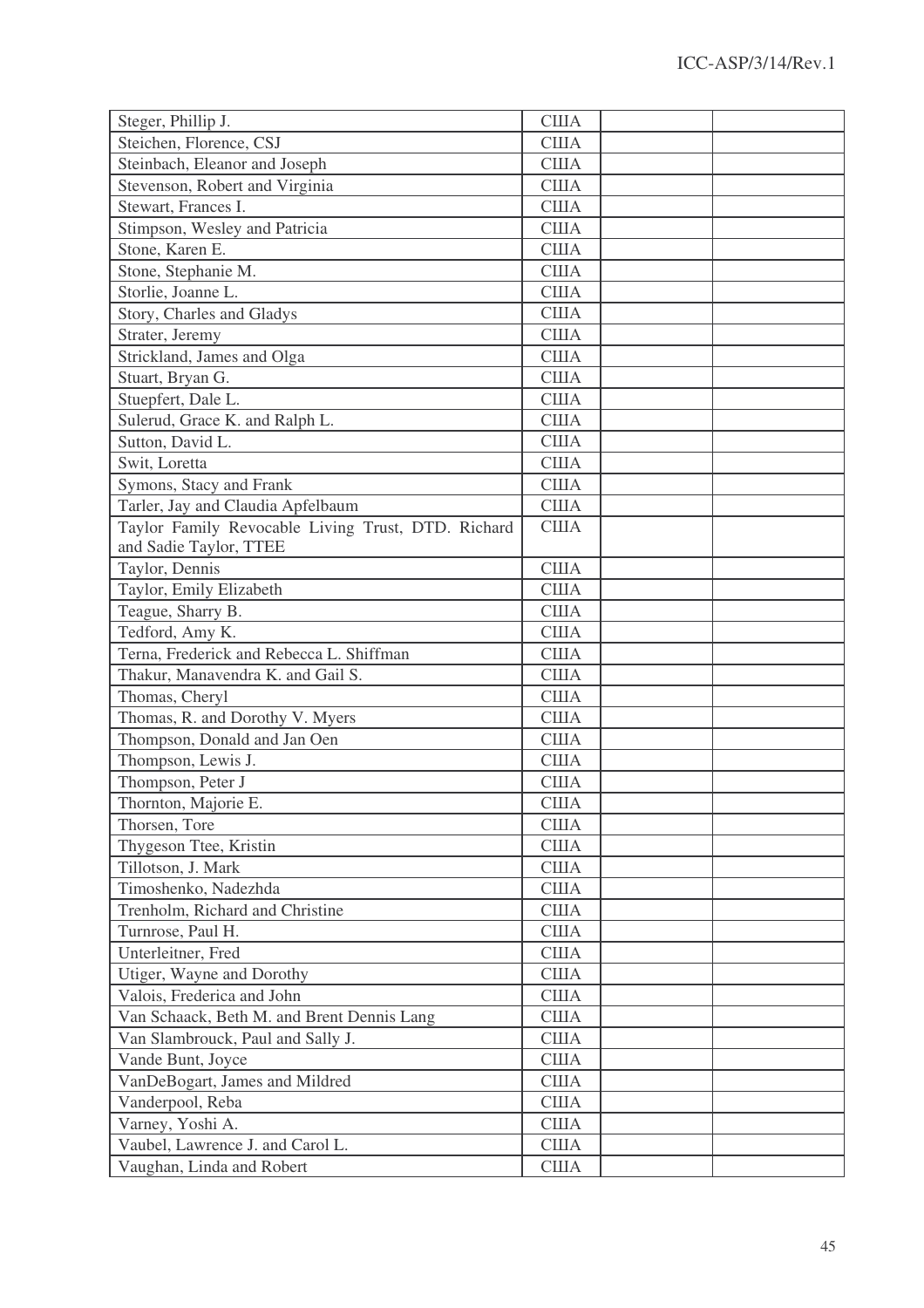| | | | |
|---|---|---|---|
| Steger, Phillip J. | США | | |
| Steichen, Florence, CSJ | США | | |
| Steinbach, Eleanor and Joseph | США | | |
| Stevenson, Robert and Virginia | США | | |
| Stewart, Frances I. | США | | |
| Stimpson, Wesley and Patricia | США | | |
| Stone, Karen E. | США | | |
| Stone, Stephanie M. | США | | |
| Storlie, Joanne L. | США | | |
| Story, Charles and Gladys | США | | |
| Strater, Jeremy | США | | |
| Strickland, James and Olga | США | | |
| Stuart, Bryan G. | США | | |
| Stuepfert, Dale L. | США | | |
| Sulerud, Grace K. and Ralph L. | США | | |
| Sutton, David L. | США | | |
| Swit, Loretta | США | | |
| Symons, Stacy and Frank | США | | |
| Tarler, Jay and Claudia Apfelbaum | США | | |
| Taylor Family Revocable Living Trust, DTD. Richard and Sadie Taylor, TTEE | США | | |
| Taylor, Dennis | США | | |
| Taylor, Emily Elizabeth | США | | |
| Teague, Sharry B. | США | | |
| Tedford, Amy K. | США | | |
| Terna, Frederick and Rebecca L. Shiffman | США | | |
| Thakur, Manavendra K. and Gail S. | США | | |
| Thomas, Cheryl | США | | |
| Thomas, R. and Dorothy V. Myers | США | | |
| Thompson, Donald and Jan Oen | США | | |
| Thompson, Lewis J. | США | | |
| Thompson, Peter J | США | | |
| Thornton, Majorie E. | США | | |
| Thorsen, Tore | США | | |
| Thygeson Ttee, Kristin | США | | |
| Tillotson, J. Mark | США | | |
| Timoshenko, Nadezhda | США | | |
| Trenholm, Richard and Christine | США | | |
| Turnrose, Paul H. | США | | |
| Unterleitner, Fred | США | | |
| Utiger, Wayne and Dorothy | США | | |
| Valois, Frederica and John | США | | |
| Van Schaack, Beth M. and Brent Dennis Lang | США | | |
| Van Slambrouck, Paul and Sally J. | США | | |
| Vande Bunt, Joyce | США | | |
| VanDeBogart, James and Mildred | США | | |
| Vanderpool, Reba | США | | |
| Varney, Yoshi A. | США | | |
| Vaubel, Lawrence J. and Carol L. | США | | |
| Vaughan, Linda and Robert | США | | |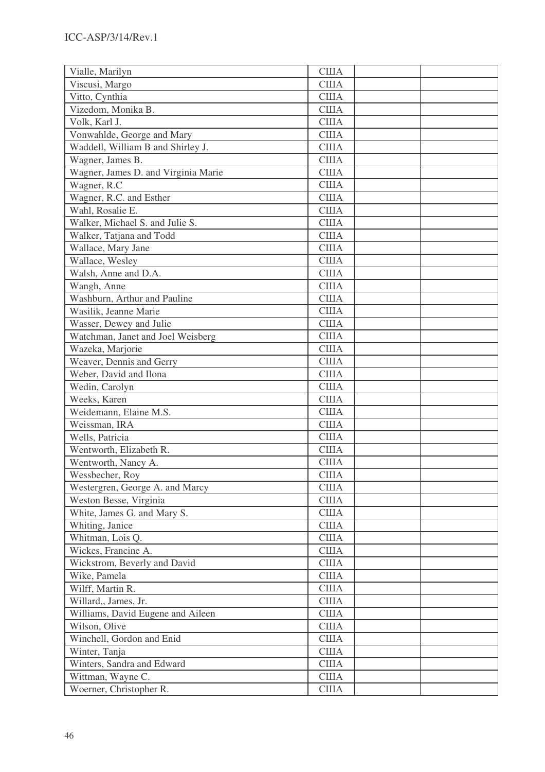| | | | |
|---|---|---|---|
| Vialle, Marilyn | США | | |
| Viscusi, Margo | США | | |
| Vitto, Cynthia | США | | |
| Vizedom, Monika B. | США | | |
| Volk, Karl J. | США | | |
| Vonwahlde, George and Mary | США | | |
| Waddell, William B and Shirley J. | США | | |
| Wagner, James B. | США | | |
| Wagner, James D. and Virginia Marie | США | | |
| Wagner, R.C | США | | |
| Wagner, R.C. and Esther | США | | |
| Wahl, Rosalie E. | США | | |
| Walker, Michael S. and Julie S. | США | | |
| Walker, Tatjana and Todd | США | | |
| Wallace, Mary Jane | США | | |
| Wallace, Wesley | США | | |
| Walsh, Anne and D.A. | США | | |
| Wangh, Anne | США | | |
| Washburn, Arthur and Pauline | США | | |
| Wasilik, Jeanne Marie | США | | |
| Wasser, Dewey and Julie | США | | |
| Watchman, Janet and Joel Weisberg | США | | |
| Wazeka, Marjorie | США | | |
| Weaver, Dennis and Gerry | США | | |
| Weber, David and Ilona | США | | |
| Wedin, Carolyn | США | | |
| Weeks, Karen | США | | |
| Weidemann, Elaine M.S. | США | | |
| Weissman, IRA | США | | |
| Wells, Patricia | США | | |
| Wentworth, Elizabeth R. | США | | |
| Wentworth, Nancy A. | США | | |
| Wessbecher, Roy | США | | |
| Westergren, George A. and Marcy | США | | |
| Weston Besse, Virginia | США | | |
| White, James G. and Mary S. | США | | |
| Whiting, Janice | США | | |
| Whitman, Lois Q. | США | | |
| Wickes, Francine A. | США | | |
| Wickstrom, Beverly and David | США | | |
| Wike, Pamela | США | | |
| Wilff, Martin R. | США | | |
| Willard,, James, Jr. | США | | |
| Williams, David Eugene and Aileen | США | | |
| Wilson, Olive | США | | |
| Winchell, Gordon and Enid | США | | |
| Winter, Tanja | США | | |
| Winters, Sandra and Edward | США | | |
| Wittman, Wayne C. | США | | |
| Woerner, Christopher R. | США | | |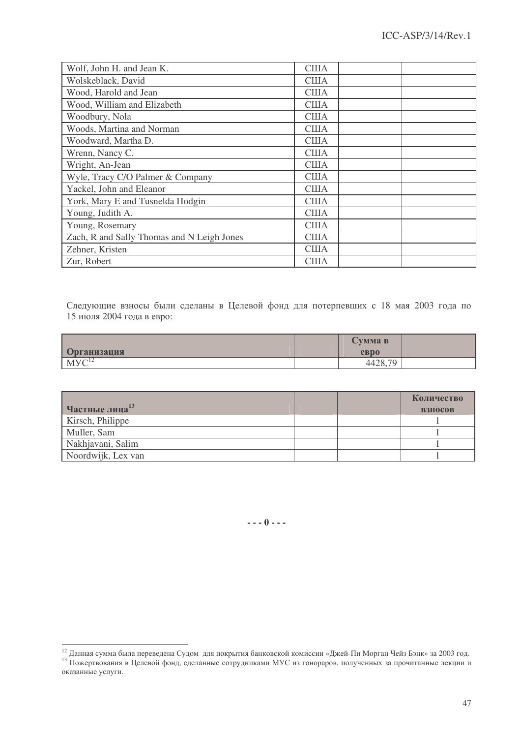| | | | |
|---|---|---|---|
| Wolf, John H. and Jean K. | США | | |
| Wolskeblack, David | США | | |
| Wood, Harold and Jean | США | | |
| Wood, William and Elizabeth | США | | |
| Woodbury, Nola | США | | |
| Woods, Martina and Norman | США | | |
| Woodward, Martha D. | США | | |
| Wrenn, Nancy C. | США | | |
| Wright, An-Jean | США | | |
| Wyle, Tracy C/O Palmer & Company | США | | |
| Yackel, John and Eleanor | США | | |
| York, Mary E and Tusnelda Hodgin | США | | |
| Young, Judith A. | США | | |
| Young, Rosemary | США | | |
| Zach, R and Sally Thomas and N Leigh Jones | США | | |
| Zehner, Kristen | США | | |
| Zur, Robert | США | | |

Следующие взносы были сделаны в Целевой фонд для потерпевших с 18 мая 2003 года по 15 июля 2004 года в евро:

| Организация | | Сумма в евро | |
|---|---|---|---|
| МУС[12] | | 4428,79 | |

| Частные лица[13] | | | Количество взносов |
|---|---|---|---|
| Kirsch, Philippe | | | 1 |
| Muller, Sam | | | 1 |
| Nakhjavani, Salim | | | 1 |
| Noordwijk, Lex van | | | 1 |

- - - 0 - - -

[12] Данная сумма была переведена Судом для покрытия банковской комиссии «Джей-Пи Морган Чейз Бэнк» за 2003 год.

[13] Пожертвования в Целевой фонд, сделанные сотрудниками МУС из гонораров, полученных за прочитанные лекции и оказанные услуги.